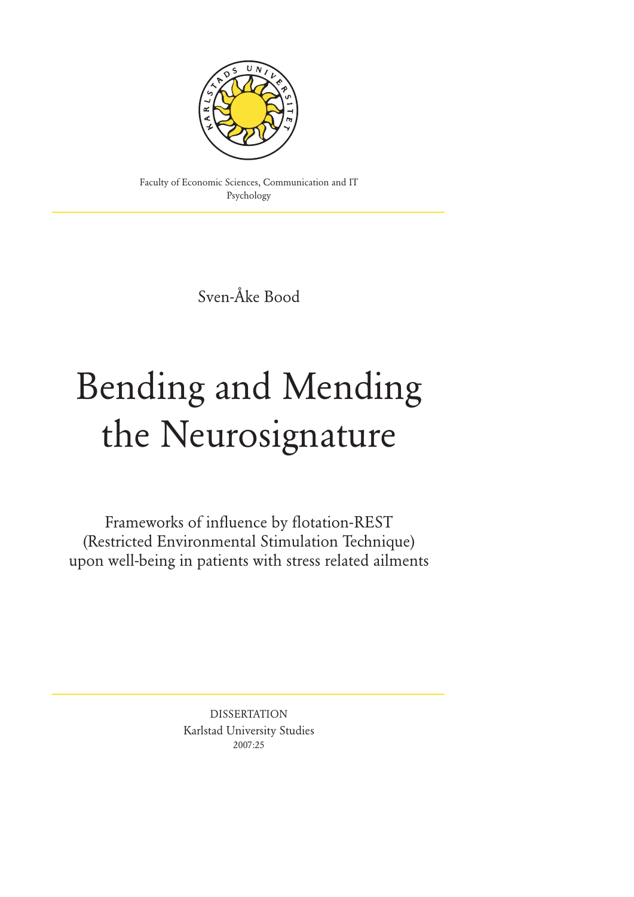Faculty of Economic Sciences, Communication and IT
Psychology

Sven-Åke Bood

# Bending and Mending the Neurosignature

Frameworks of influence by flotation-REST (Restricted Environmental Stimulation Technique) upon well-being in patients with stress related ailments

DISSERTATION
Karlstad University Studies
2007:25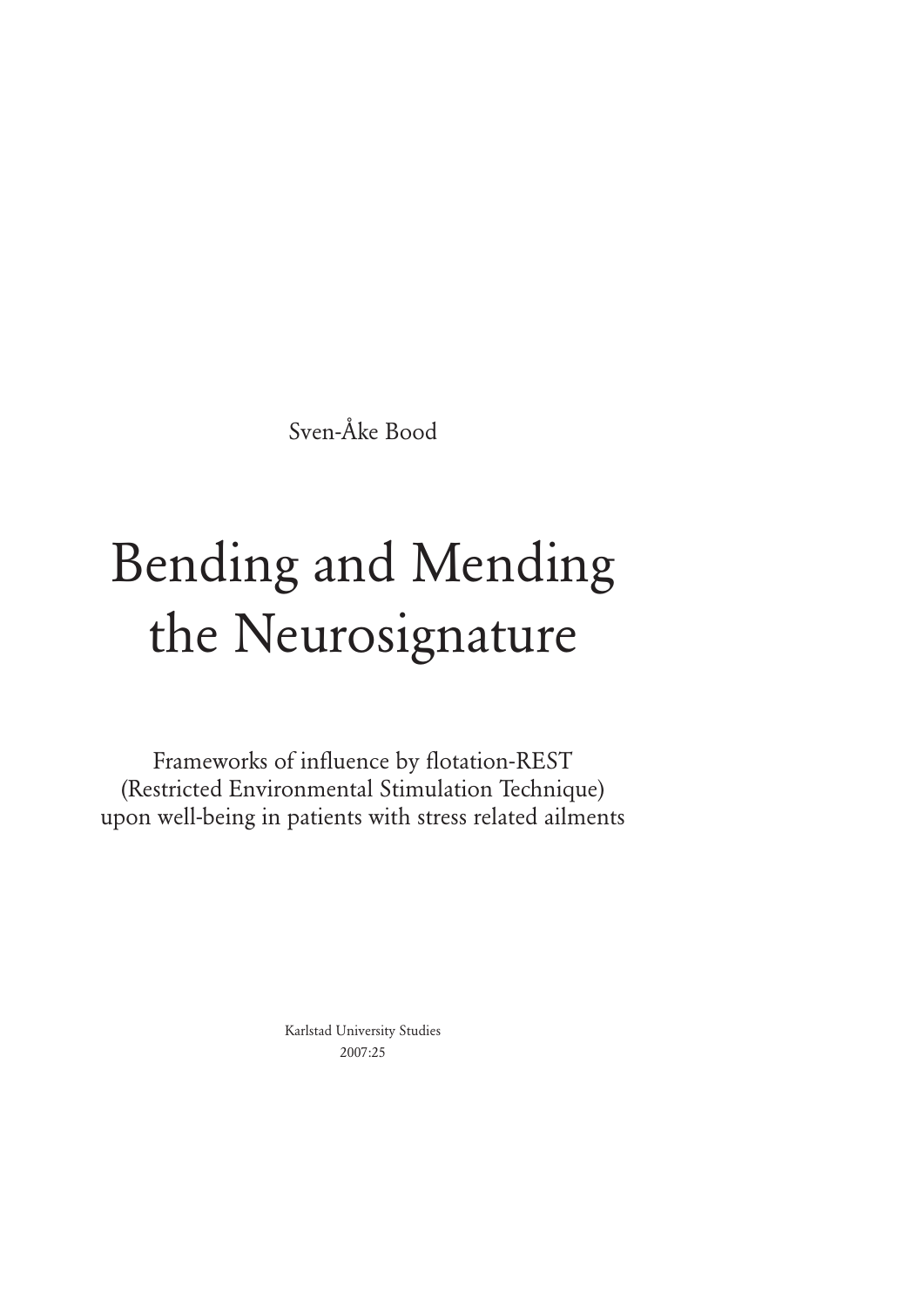Sven-Åke Bood

# Bending and Mending the Neurosignature

Frameworks of influence by flotation-REST
(Restricted Environmental Stimulation Technique)
upon well-being in patients with stress related ailments

Karlstad University Studies
2007:25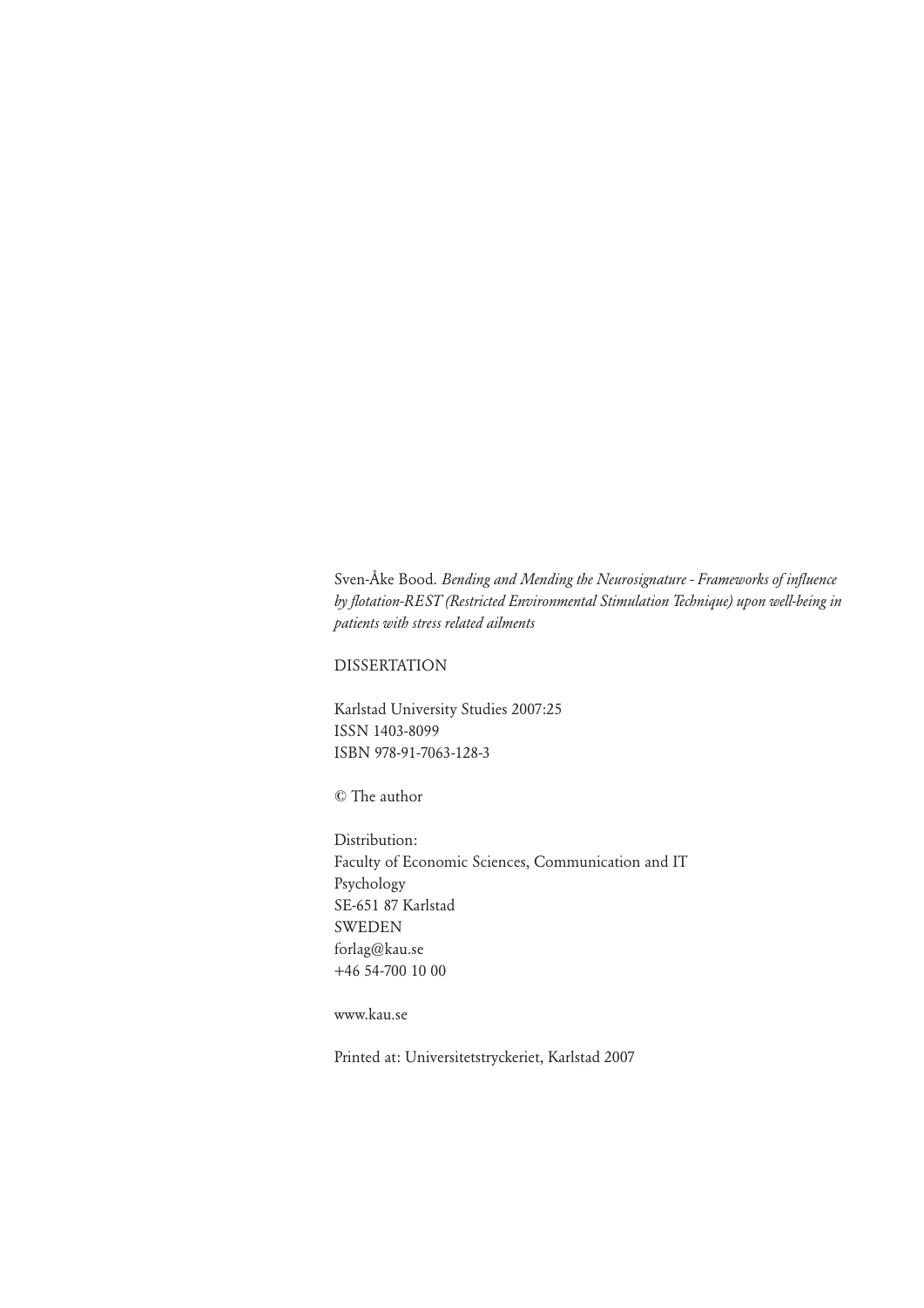Sven-Åke Bood. *Bending and Mending the Neurosignature - Frameworks of influence by flotation-REST (Restricted Environmental Stimulation Technique) upon well-being in patients with stress related ailments*

DISSERTATION

Karlstad University Studies 2007:25
ISSN 1403-8099
ISBN 978-91-7063-128-3

© The author

Distribution:
Faculty of Economic Sciences, Communication and IT
Psychology
SE-651 87 Karlstad
SWEDEN
forlag@kau.se
+46 54-700 10 00

www.kau.se

Printed at: Universitetstryckeriet, Karlstad 2007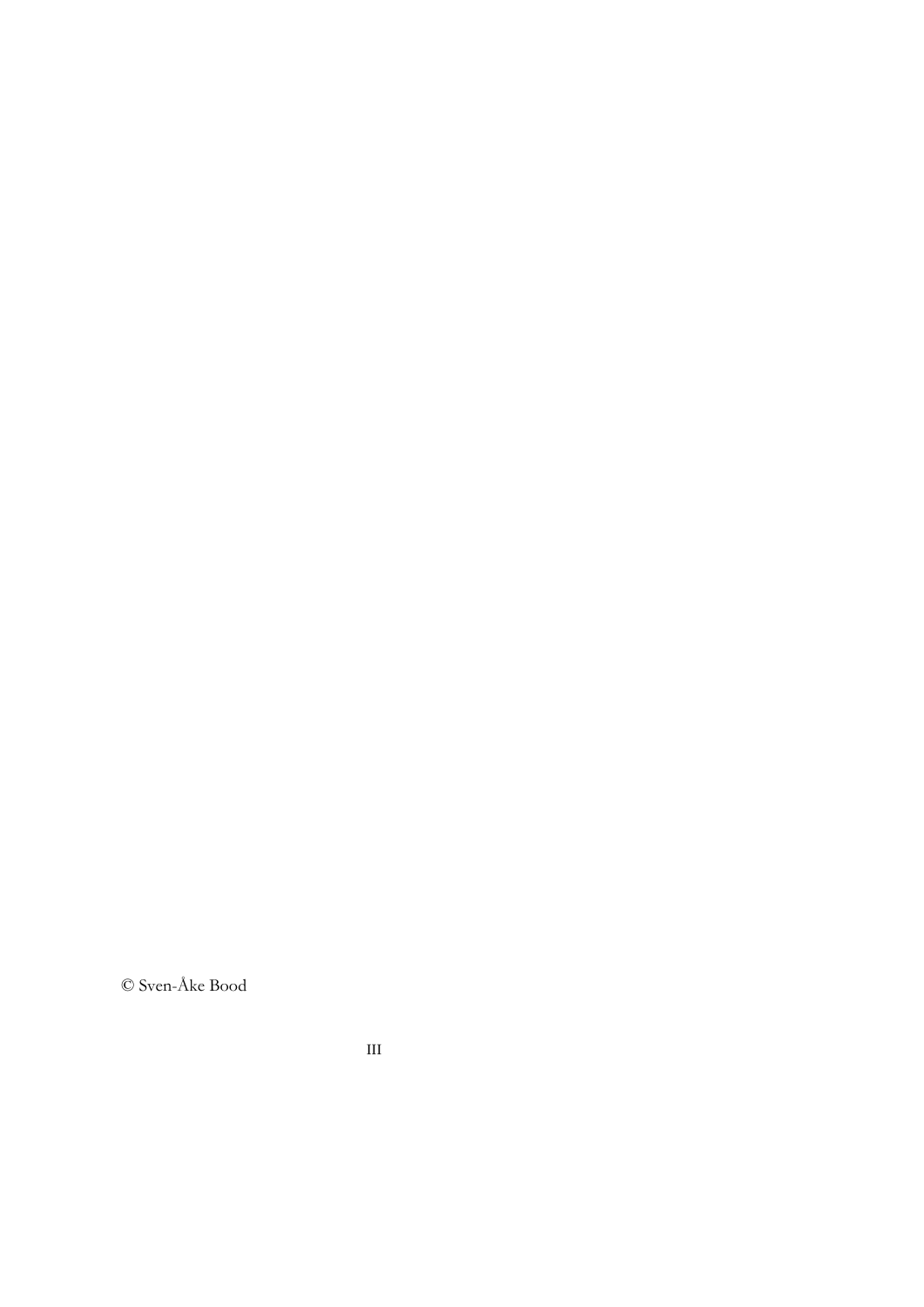© Sven-Åke Bood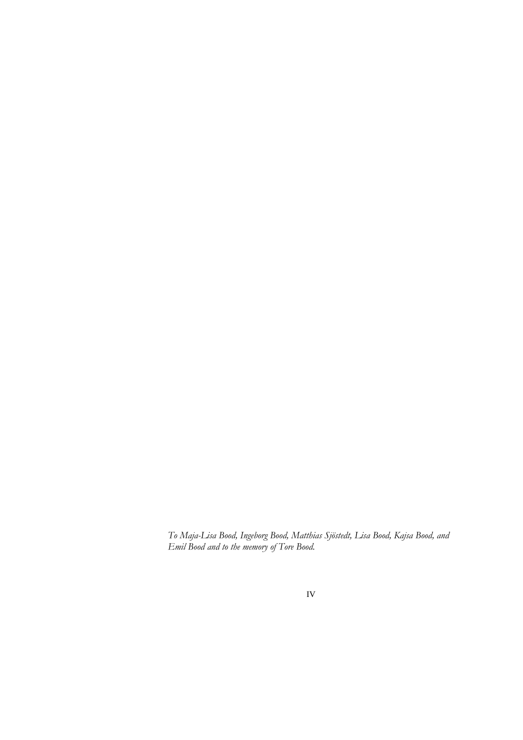*To Maja-Lisa Bood, Ingeborg Bood, Matthias Sjöstedt, Lisa Bood, Kajsa Bood, and Emil Bood and to the memory of Tore Bood.*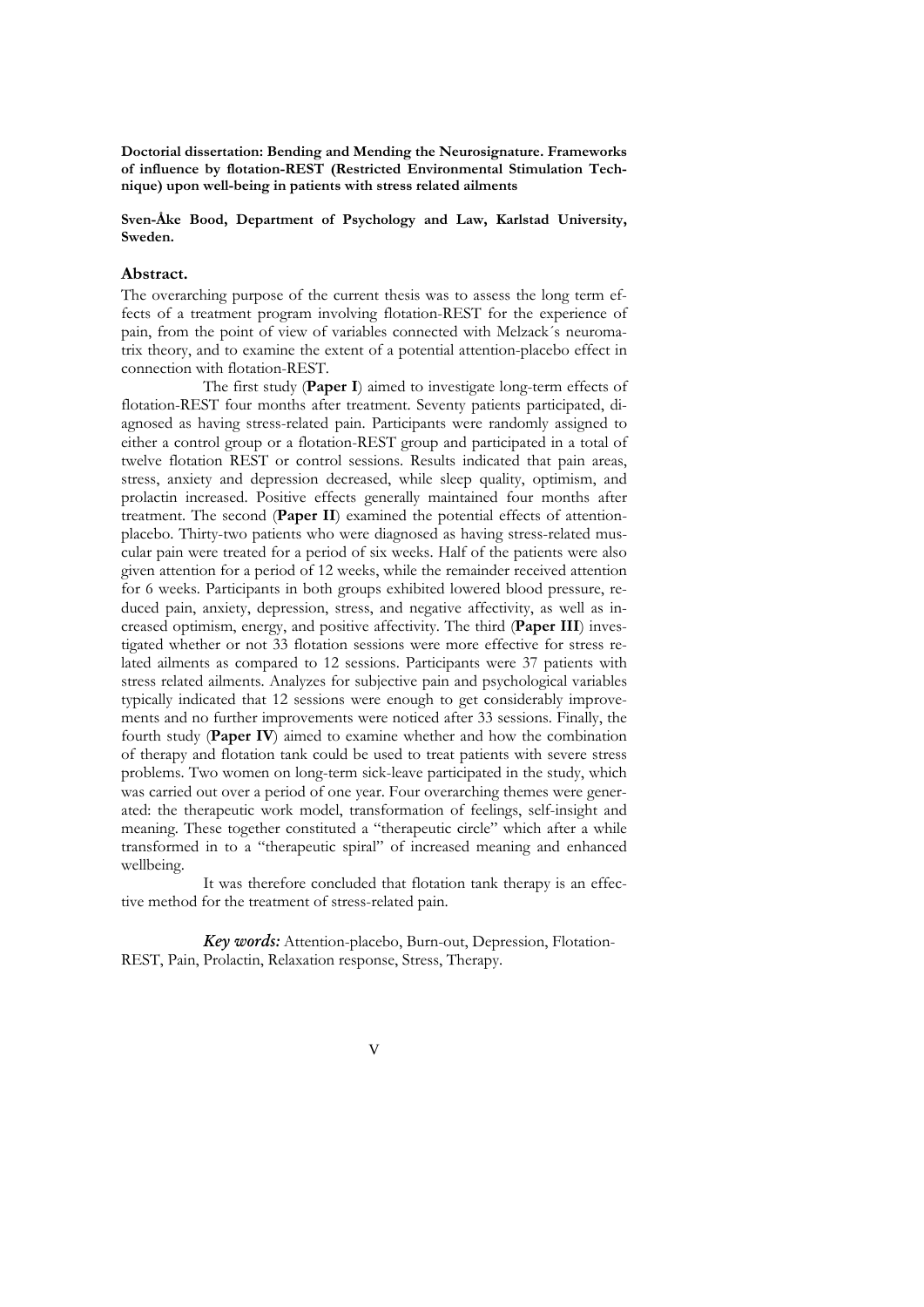**Doctorial dissertation: Bending and Mending the Neurosignature. Frameworks of influence by flotation-REST (Restricted Environmental Stimulation Technique) upon well-being in patients with stress related ailments**

**Sven-Åke Bood, Department of Psychology and Law, Karlstad University, Sweden.**

## Abstract.

The overarching purpose of the current thesis was to assess the long term effects of a treatment program involving flotation-REST for the experience of pain, from the point of view of variables connected with Melzack´s neuromatrix theory, and to examine the extent of a potential attention-placebo effect in connection with flotation-REST.

The first study (**Paper I**) aimed to investigate long-term effects of flotation-REST four months after treatment. Seventy patients participated, diagnosed as having stress-related pain. Participants were randomly assigned to either a control group or a flotation-REST group and participated in a total of twelve flotation REST or control sessions. Results indicated that pain areas, stress, anxiety and depression decreased, while sleep quality, optimism, and prolactin increased. Positive effects generally maintained four months after treatment. The second (**Paper II**) examined the potential effects of attention-placebo. Thirty-two patients who were diagnosed as having stress-related muscular pain were treated for a period of six weeks. Half of the patients were also given attention for a period of 12 weeks, while the remainder received attention for 6 weeks. Participants in both groups exhibited lowered blood pressure, reduced pain, anxiety, depression, stress, and negative affectivity, as well as increased optimism, energy, and positive affectivity. The third (**Paper III**) investigated whether or not 33 flotation sessions were more effective for stress related ailments as compared to 12 sessions. Participants were 37 patients with stress related ailments. Analyzes for subjective pain and psychological variables typically indicated that 12 sessions were enough to get considerably improvements and no further improvements were noticed after 33 sessions. Finally, the fourth study (**Paper IV**) aimed to examine whether and how the combination of therapy and flotation tank could be used to treat patients with severe stress problems. Two women on long-term sick-leave participated in the study, which was carried out over a period of one year. Four overarching themes were generated: the therapeutic work model, transformation of feelings, self-insight and meaning. These together constituted a "therapeutic circle" which after a while transformed in to a "therapeutic spiral" of increased meaning and enhanced wellbeing.

It was therefore concluded that flotation tank therapy is an effective method for the treatment of stress-related pain.

***Key words:*** Attention-placebo, Burn-out, Depression, Flotation-REST, Pain, Prolactin, Relaxation response, Stress, Therapy.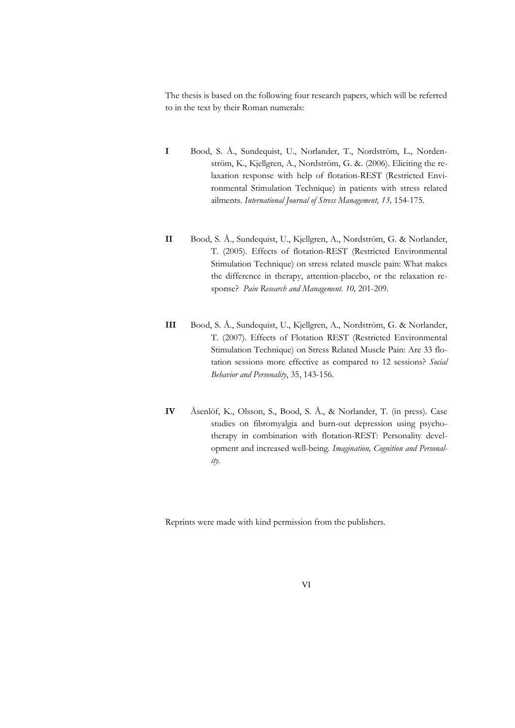The thesis is based on the following four research papers, which will be referred to in the text by their Roman numerals:

**I** Bood, S. Å., Sundequist, U., Norlander, T., Nordström, L., Nordenström, K., Kjellgren, A., Nordström, G. &. (2006). Eliciting the relaxation response with help of flotation-REST (Restricted Environmental Stimulation Technique) in patients with stress related ailments. *International Journal of Stress Management, 13,* 154-175.

**II** Bood, S. Å., Sundequist, U., Kjellgren, A., Nordström, G. & Norlander, T. (2005). Effects of flotation-REST (Restricted Environmental Stimulation Technique) on stress related muscle pain: What makes the difference in therapy, attention-placebo, or the relaxation response? *Pain Research and Management. 10,* 201-209.

**III** Bood, S. Å., Sundequist, U., Kjellgren, A., Nordström, G. & Norlander, T. (2007). Effects of Flotation REST (Restricted Environmental Stimulation Technique) on Stress Related Muscle Pain: Are 33 flotation sessions more effective as compared to 12 sessions? *Social Behavior and Personality*, 35, 143-156.

**IV** Åsenlöf, K., Olsson, S., Bood, S. Å., & Norlander, T. (in press). Case studies on fibromyalgia and burn-out depression using psychotherapy in combination with flotation-REST: Personality development and increased well-being. *Imagination, Cognition and Personality.*

Reprints were made with kind permission from the publishers.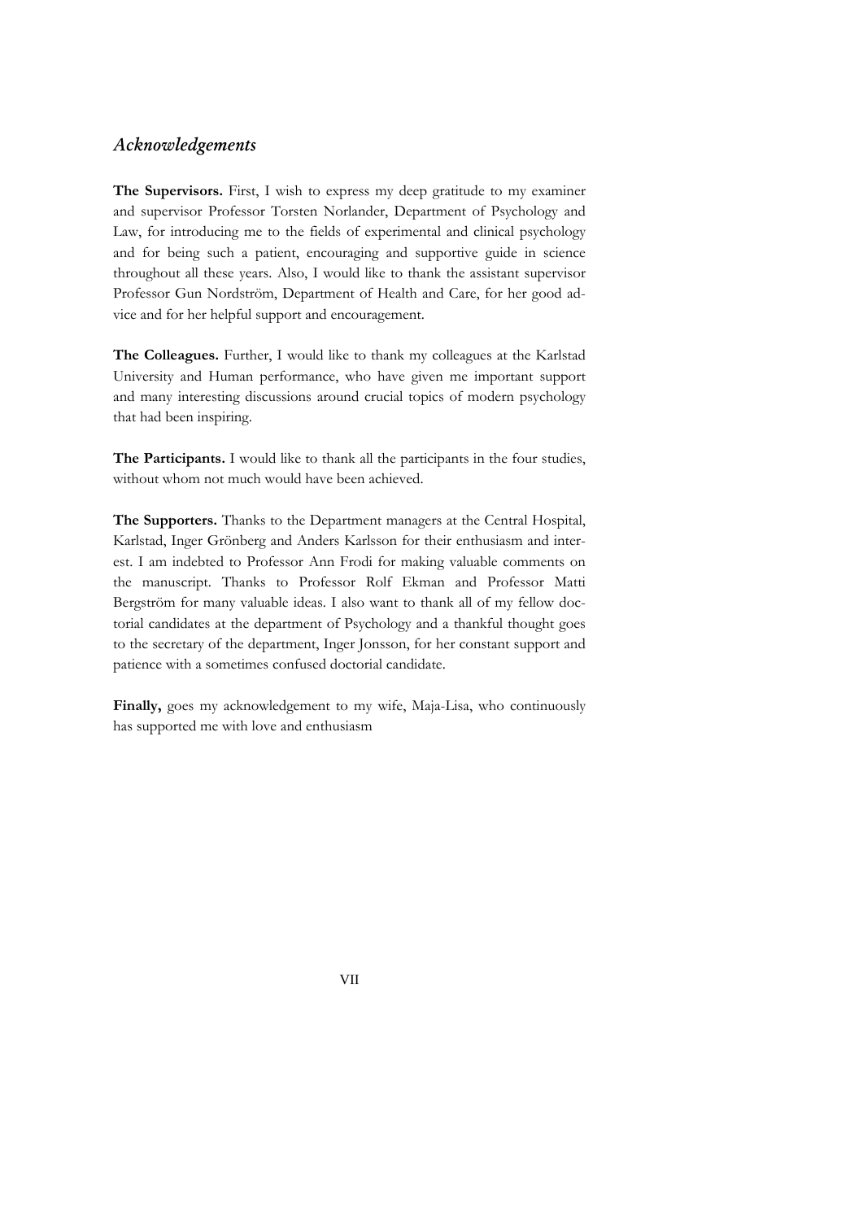## *Acknowledgements*

**The Supervisors.** First, I wish to express my deep gratitude to my examiner and supervisor Professor Torsten Norlander, Department of Psychology and Law, for introducing me to the fields of experimental and clinical psychology and for being such a patient, encouraging and supportive guide in science throughout all these years. Also, I would like to thank the assistant supervisor Professor Gun Nordström, Department of Health and Care, for her good advice and for her helpful support and encouragement.

**The Colleagues.** Further, I would like to thank my colleagues at the Karlstad University and Human performance, who have given me important support and many interesting discussions around crucial topics of modern psychology that had been inspiring.

**The Participants.** I would like to thank all the participants in the four studies, without whom not much would have been achieved.

**The Supporters.** Thanks to the Department managers at the Central Hospital, Karlstad, Inger Grönberg and Anders Karlsson for their enthusiasm and interest. I am indebted to Professor Ann Frodi for making valuable comments on the manuscript. Thanks to Professor Rolf Ekman and Professor Matti Bergström for many valuable ideas. I also want to thank all of my fellow doctorial candidates at the department of Psychology and a thankful thought goes to the secretary of the department, Inger Jonsson, for her constant support and patience with a sometimes confused doctorial candidate.

**Finally,** goes my acknowledgement to my wife, Maja-Lisa, who continuously has supported me with love and enthusiasm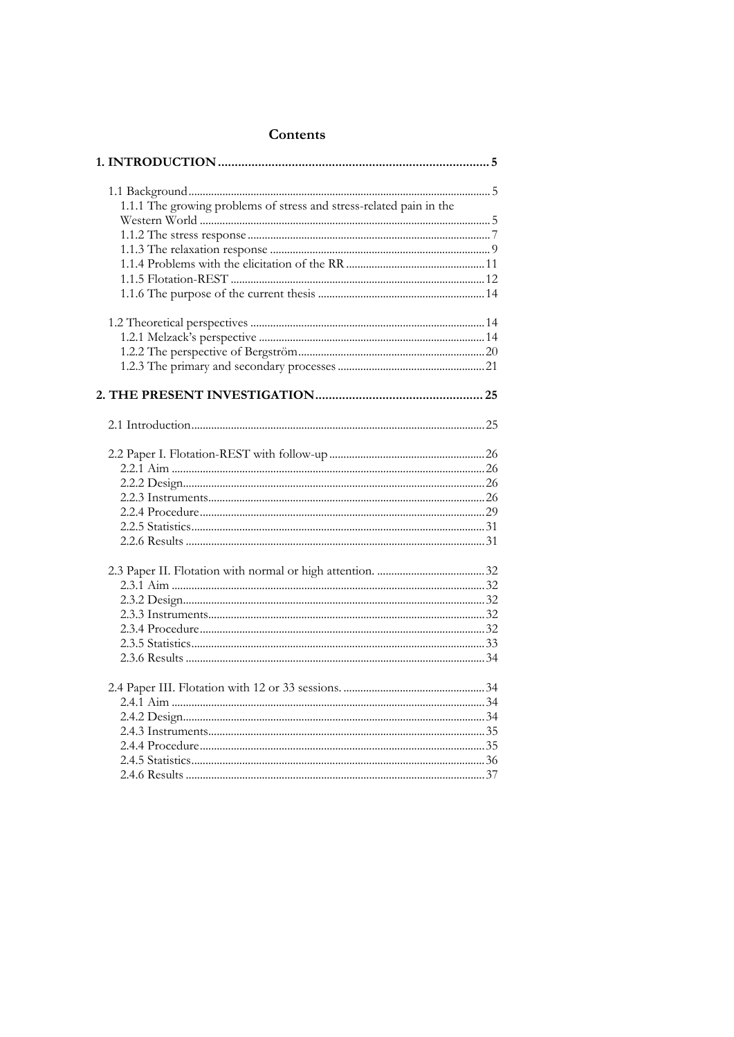# Contents

**1. INTRODUCTION ........................................................................... 5**

1.1 Background ........................................................................... 5
- 1.1.1 The growing problems of stress and stress-related pain in the Western World ........................................................................... 5
- 1.1.2 The stress response ........................................................................... 7
- 1.1.3 The relaxation response ........................................................................... 9
- 1.1.4 Problems with the elicitation of the RR ........................................................................... 11
- 1.1.5 Flotation-REST ........................................................................... 12
- 1.1.6 The purpose of the current thesis ........................................................................... 14

1.2 Theoretical perspectives ........................................................................... 14
- 1.2.1 Melzack's perspective ........................................................................... 14
- 1.2.2 The perspective of Bergström ........................................................................... 20
- 1.2.3 The primary and secondary processes ........................................................................... 21

**2. THE PRESENT INVESTIGATION ........................................................................... 25**

2.1 Introduction ........................................................................... 25

2.2 Paper I. Flotation-REST with follow-up ........................................................................... 26
- 2.2.1 Aim ........................................................................... 26
- 2.2.2 Design ........................................................................... 26
- 2.2.3 Instruments ........................................................................... 26
- 2.2.4 Procedure ........................................................................... 29
- 2.2.5 Statistics ........................................................................... 31
- 2.2.6 Results ........................................................................... 31

2.3 Paper II. Flotation with normal or high attention. ........................................................................... 32
- 2.3.1 Aim ........................................................................... 32
- 2.3.2 Design ........................................................................... 32
- 2.3.3 Instruments ........................................................................... 32
- 2.3.4 Procedure ........................................................................... 32
- 2.3.5 Statistics ........................................................................... 33
- 2.3.6 Results ........................................................................... 34

2.4 Paper III. Flotation with 12 or 33 sessions. ........................................................................... 34
- 2.4.1 Aim ........................................................................... 34
- 2.4.2 Design ........................................................................... 34
- 2.4.3 Instruments ........................................................................... 35
- 2.4.4 Procedure ........................................................................... 35
- 2.4.5 Statistics ........................................................................... 36
- 2.4.6 Results ........................................................................... 37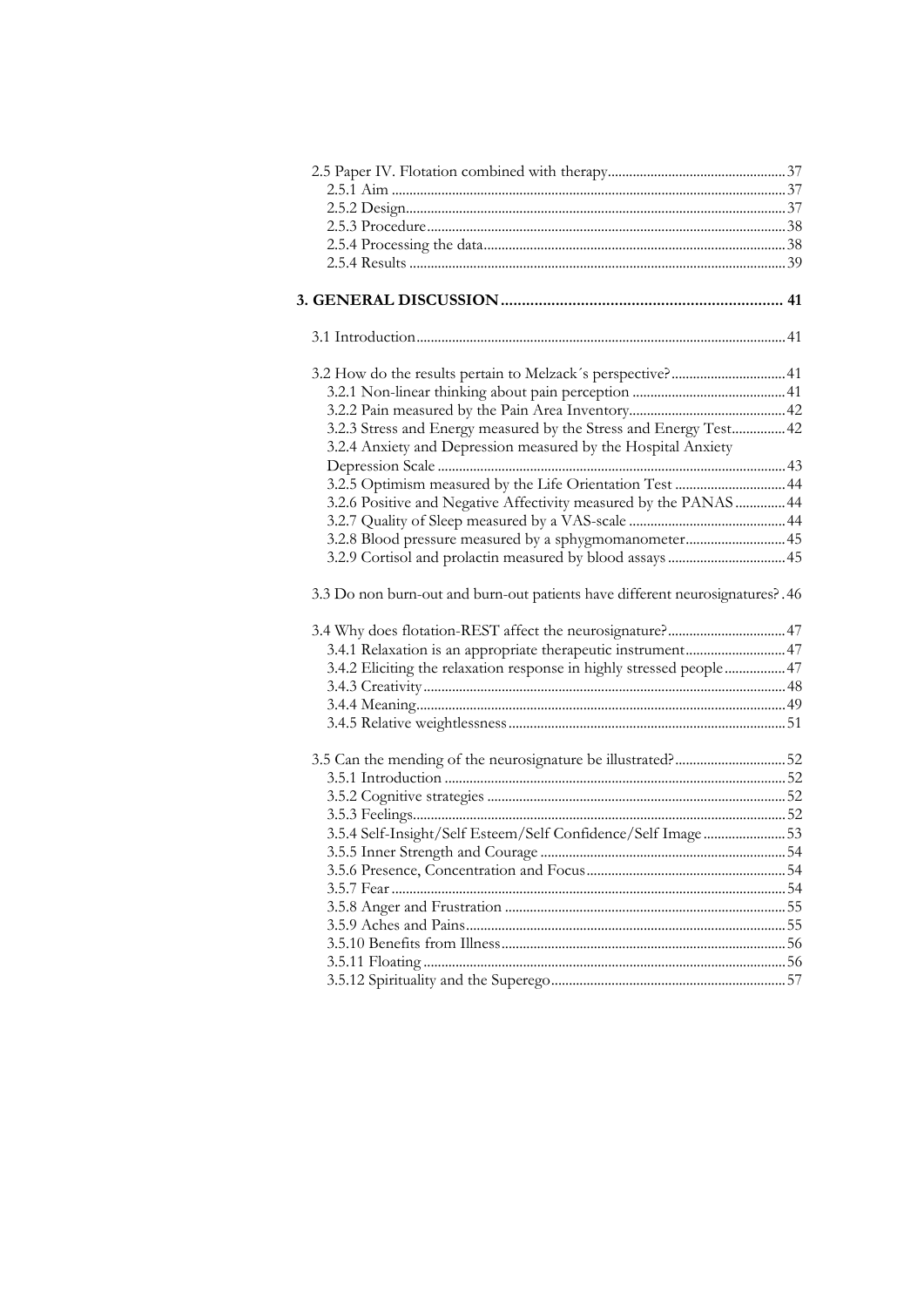2.5 Paper IV. Flotation combined with therapy ........ 37
  2.5.1 Aim ........ 37
  2.5.2 Design ........ 37
  2.5.3 Procedure ........ 38
  2.5.4 Processing the data ........ 38
  2.5.4 Results ........ 39

**3. GENERAL DISCUSSION ........ 41**

3.1 Introduction ........ 41

3.2 How do the results pertain to Melzack´s perspective? ........ 41
  3.2.1 Non-linear thinking about pain perception ........ 41
  3.2.2 Pain measured by the Pain Area Inventory ........ 42
  3.2.3 Stress and Energy measured by the Stress and Energy Test ........ 42
  3.2.4 Anxiety and Depression measured by the Hospital Anxiety Depression Scale ........ 43
  3.2.5 Optimism measured by the Life Orientation Test ........ 44
  3.2.6 Positive and Negative Affectivity measured by the PANAS ........ 44
  3.2.7 Quality of Sleep measured by a VAS-scale ........ 44
  3.2.8 Blood pressure measured by a sphygmomanometer ........ 45
  3.2.9 Cortisol and prolactin measured by blood assays ........ 45

3.3 Do non burn-out and burn-out patients have different neurosignatures? . 46

3.4 Why does flotation-REST affect the neurosignature? ........ 47
  3.4.1 Relaxation is an appropriate therapeutic instrument ........ 47
  3.4.2 Eliciting the relaxation response in highly stressed people ........ 47
  3.4.3 Creativity ........ 48
  3.4.4 Meaning ........ 49
  3.4.5 Relative weightlessness ........ 51

3.5 Can the mending of the neurosignature be illustrated? ........ 52
  3.5.1 Introduction ........ 52
  3.5.2 Cognitive strategies ........ 52
  3.5.3 Feelings ........ 52
  3.5.4 Self-Insight/Self Esteem/Self Confidence/Self Image ........ 53
  3.5.5 Inner Strength and Courage ........ 54
  3.5.6 Presence, Concentration and Focus ........ 54
  3.5.7 Fear ........ 54
  3.5.8 Anger and Frustration ........ 55
  3.5.9 Aches and Pains ........ 55
  3.5.10 Benefits from Illness ........ 56
  3.5.11 Floating ........ 56
  3.5.12 Spirituality and the Superego ........ 57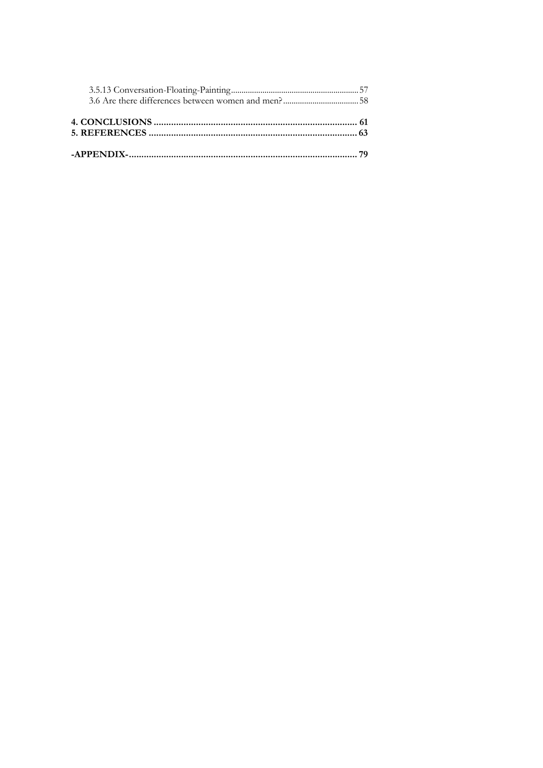3.5.13 Conversation-Floating-Painting ........................................................ 57
3.6 Are there differences between women and men? .................................. 58

**4. CONCLUSIONS ........................................................................ 61**
**5. REFERENCES .......................................................................... 63**

**-APPENDIX- ................................................................................ 79**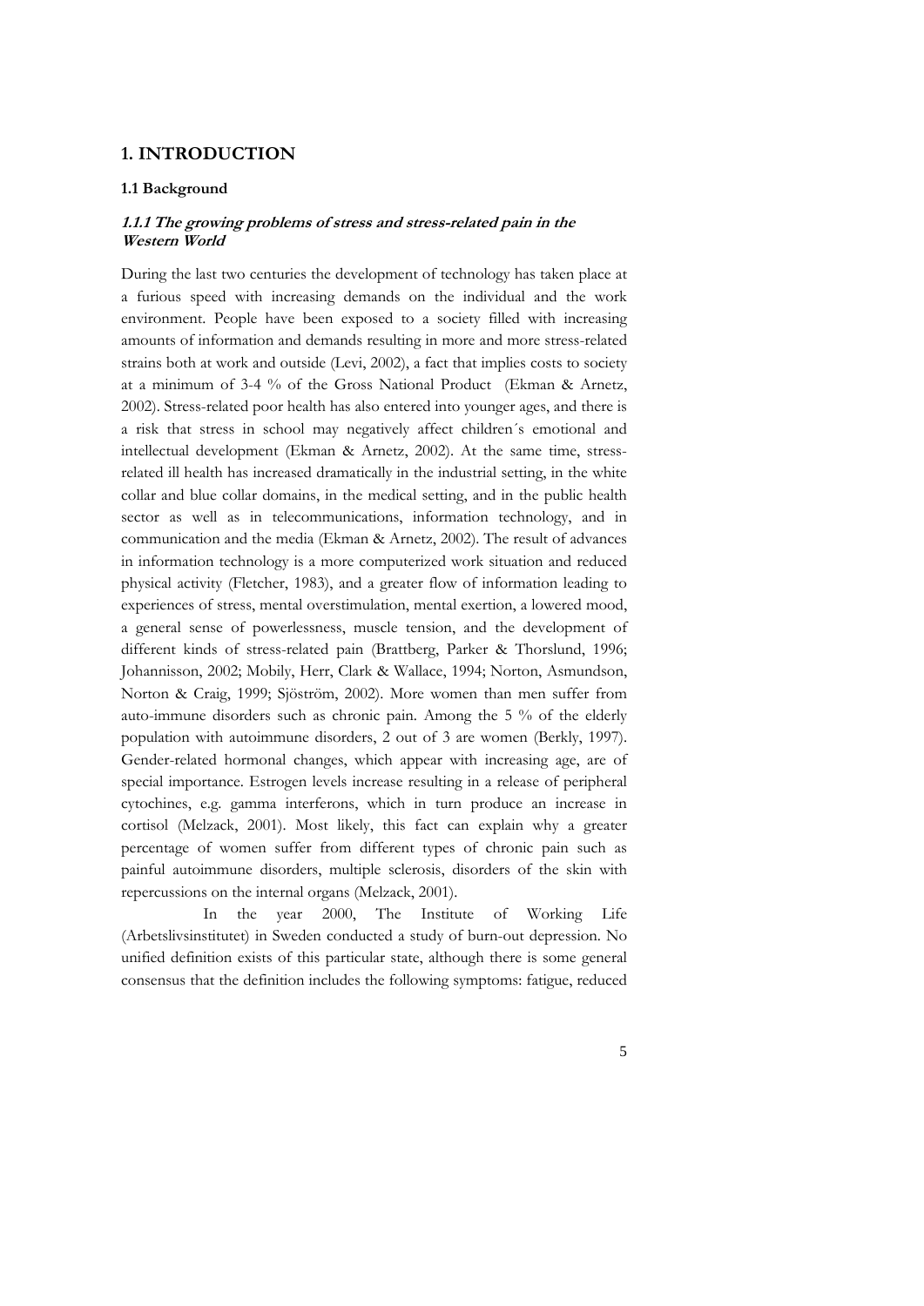# 1. INTRODUCTION

## 1.1 Background

### *1.1.1 The growing problems of stress and stress-related pain in the Western World*

During the last two centuries the development of technology has taken place at a furious speed with increasing demands on the individual and the work environment. People have been exposed to a society filled with increasing amounts of information and demands resulting in more and more stress-related strains both at work and outside (Levi, 2002), a fact that implies costs to society at a minimum of 3-4 % of the Gross National Product (Ekman & Arnetz, 2002). Stress-related poor health has also entered into younger ages, and there is a risk that stress in school may negatively affect children´s emotional and intellectual development (Ekman & Arnetz, 2002). At the same time, stress-related ill health has increased dramatically in the industrial setting, in the white collar and blue collar domains, in the medical setting, and in the public health sector as well as in telecommunications, information technology, and in communication and the media (Ekman & Arnetz, 2002). The result of advances in information technology is a more computerized work situation and reduced physical activity (Fletcher, 1983), and a greater flow of information leading to experiences of stress, mental overstimulation, mental exertion, a lowered mood, a general sense of powerlessness, muscle tension, and the development of different kinds of stress-related pain (Brattberg, Parker & Thorslund, 1996; Johannisson, 2002; Mobily, Herr, Clark & Wallace, 1994; Norton, Asmundson, Norton & Craig, 1999; Sjöström, 2002). More women than men suffer from auto-immune disorders such as chronic pain. Among the 5 % of the elderly population with autoimmune disorders, 2 out of 3 are women (Berkly, 1997). Gender-related hormonal changes, which appear with increasing age, are of special importance. Estrogen levels increase resulting in a release of peripheral cytochines, e.g. gamma interferons, which in turn produce an increase in cortisol (Melzack, 2001). Most likely, this fact can explain why a greater percentage of women suffer from different types of chronic pain such as painful autoimmune disorders, multiple sclerosis, disorders of the skin with repercussions on the internal organs (Melzack, 2001).

In the year 2000, The Institute of Working Life (Arbetslivsinstitutet) in Sweden conducted a study of burn-out depression. No unified definition exists of this particular state, although there is some general consensus that the definition includes the following symptoms: fatigue, reduced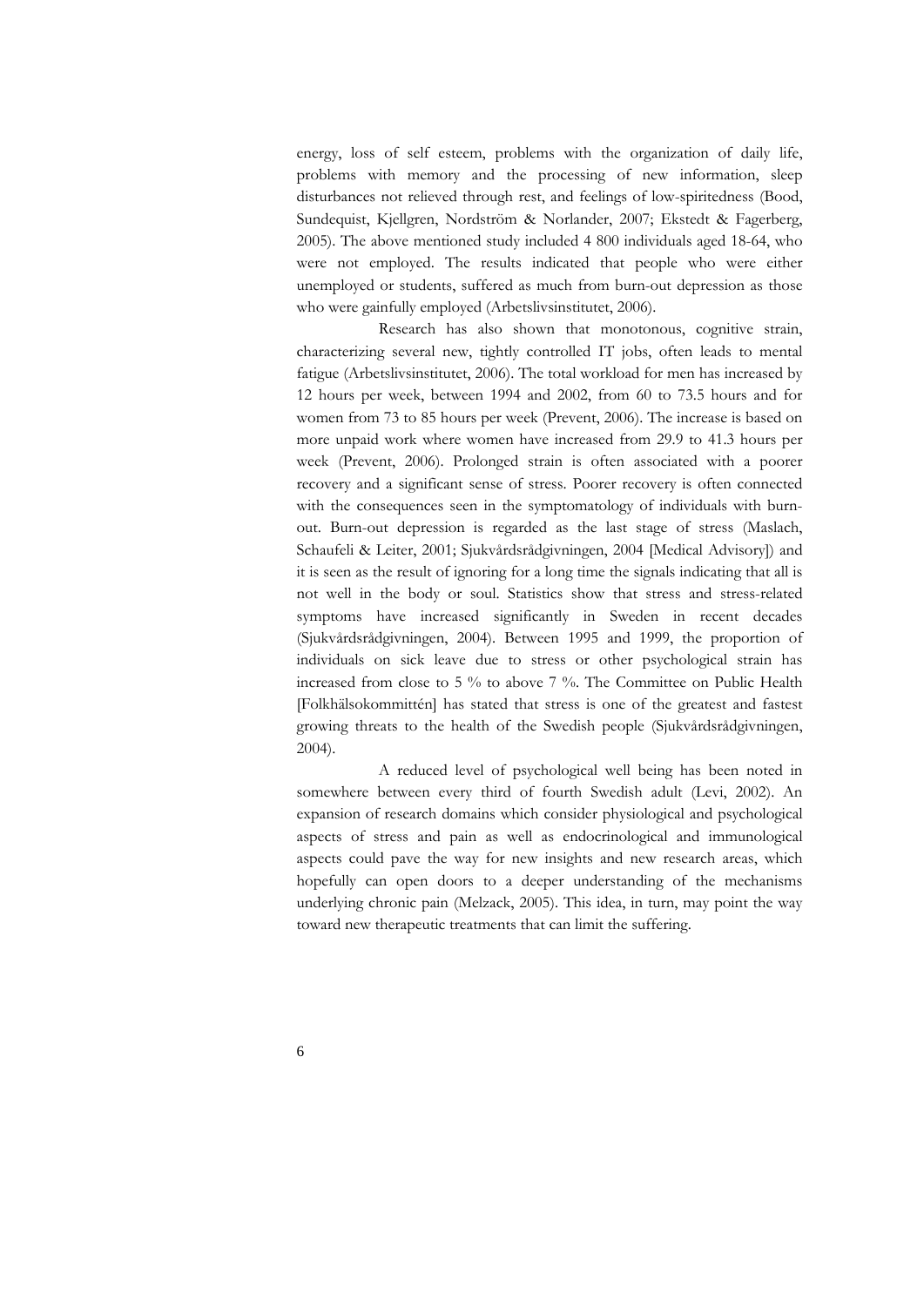energy, loss of self esteem, problems with the organization of daily life, problems with memory and the processing of new information, sleep disturbances not relieved through rest, and feelings of low-spiritedness (Bood, Sundequist, Kjellgren, Nordström & Norlander, 2007; Ekstedt & Fagerberg, 2005). The above mentioned study included 4 800 individuals aged 18-64, who were not employed. The results indicated that people who were either unemployed or students, suffered as much from burn-out depression as those who were gainfully employed (Arbetslivsinstitutet, 2006).

Research has also shown that monotonous, cognitive strain, characterizing several new, tightly controlled IT jobs, often leads to mental fatigue (Arbetslivsinstitutet, 2006). The total workload for men has increased by 12 hours per week, between 1994 and 2002, from 60 to 73.5 hours and for women from 73 to 85 hours per week (Prevent, 2006). The increase is based on more unpaid work where women have increased from 29.9 to 41.3 hours per week (Prevent, 2006). Prolonged strain is often associated with a poorer recovery and a significant sense of stress. Poorer recovery is often connected with the consequences seen in the symptomatology of individuals with burn-out. Burn-out depression is regarded as the last stage of stress (Maslach, Schaufeli & Leiter, 2001; Sjukvårdsrådgivningen, 2004 [Medical Advisory]) and it is seen as the result of ignoring for a long time the signals indicating that all is not well in the body or soul. Statistics show that stress and stress-related symptoms have increased significantly in Sweden in recent decades (Sjukvårdsrådgivningen, 2004). Between 1995 and 1999, the proportion of individuals on sick leave due to stress or other psychological strain has increased from close to 5 % to above 7 %. The Committee on Public Health [Folkhälsokommittén] has stated that stress is one of the greatest and fastest growing threats to the health of the Swedish people (Sjukvårdsrådgivningen, 2004).

A reduced level of psychological well being has been noted in somewhere between every third of fourth Swedish adult (Levi, 2002). An expansion of research domains which consider physiological and psychological aspects of stress and pain as well as endocrinological and immunological aspects could pave the way for new insights and new research areas, which hopefully can open doors to a deeper understanding of the mechanisms underlying chronic pain (Melzack, 2005). This idea, in turn, may point the way toward new therapeutic treatments that can limit the suffering.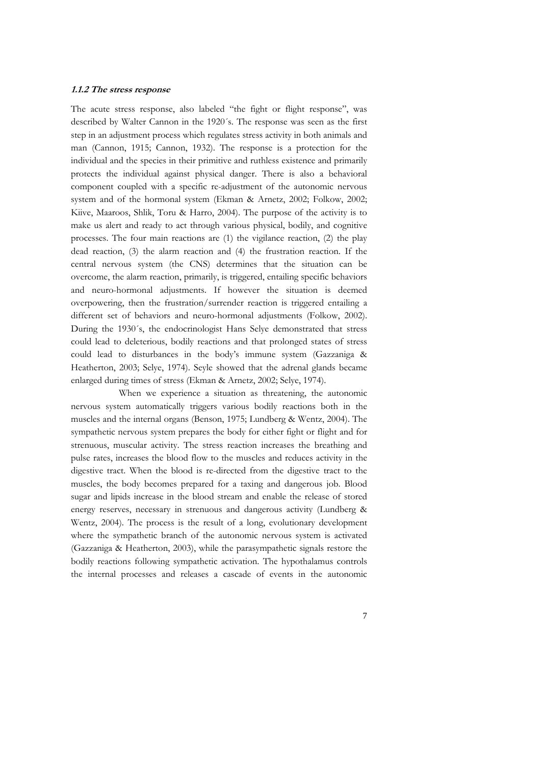### *1.1.2 The stress response*

The acute stress response, also labeled "the fight or flight response", was described by Walter Cannon in the 1920´s. The response was seen as the first step in an adjustment process which regulates stress activity in both animals and man (Cannon, 1915; Cannon, 1932). The response is a protection for the individual and the species in their primitive and ruthless existence and primarily protects the individual against physical danger. There is also a behavioral component coupled with a specific re-adjustment of the autonomic nervous system and of the hormonal system (Ekman & Arnetz, 2002; Folkow, 2002; Kiive, Maaroos, Shlik, Toru & Harro, 2004). The purpose of the activity is to make us alert and ready to act through various physical, bodily, and cognitive processes. The four main reactions are (1) the vigilance reaction, (2) the play dead reaction, (3) the alarm reaction and (4) the frustration reaction. If the central nervous system (the CNS) determines that the situation can be overcome, the alarm reaction, primarily, is triggered, entailing specific behaviors and neuro-hormonal adjustments. If however the situation is deemed overpowering, then the frustration/surrender reaction is triggered entailing a different set of behaviors and neuro-hormonal adjustments (Folkow, 2002). During the 1930´s, the endocrinologist Hans Selye demonstrated that stress could lead to deleterious, bodily reactions and that prolonged states of stress could lead to disturbances in the body's immune system (Gazzaniga & Heatherton, 2003; Selye, 1974). Seyle showed that the adrenal glands became enlarged during times of stress (Ekman & Arnetz, 2002; Selye, 1974).

When we experience a situation as threatening, the autonomic nervous system automatically triggers various bodily reactions both in the muscles and the internal organs (Benson, 1975; Lundberg & Wentz, 2004). The sympathetic nervous system prepares the body for either fight or flight and for strenuous, muscular activity. The stress reaction increases the breathing and pulse rates, increases the blood flow to the muscles and reduces activity in the digestive tract. When the blood is re-directed from the digestive tract to the muscles, the body becomes prepared for a taxing and dangerous job. Blood sugar and lipids increase in the blood stream and enable the release of stored energy reserves, necessary in strenuous and dangerous activity (Lundberg & Wentz, 2004). The process is the result of a long, evolutionary development where the sympathetic branch of the autonomic nervous system is activated (Gazzaniga & Heatherton, 2003), while the parasympathetic signals restore the bodily reactions following sympathetic activation. The hypothalamus controls the internal processes and releases a cascade of events in the autonomic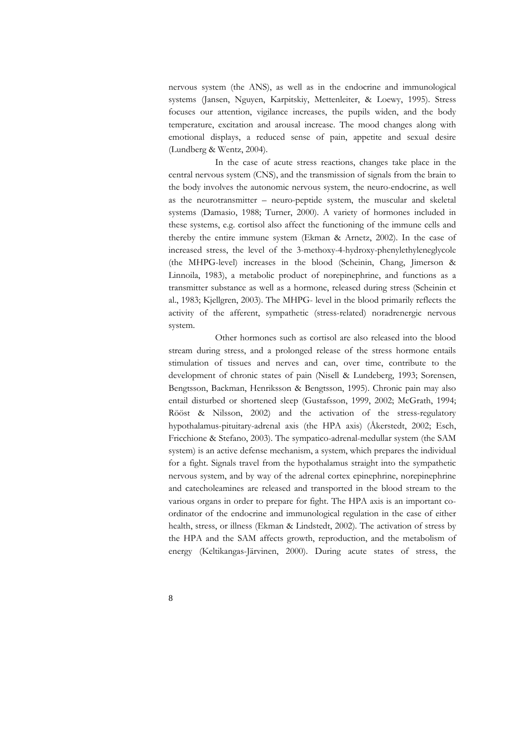nervous system (the ANS), as well as in the endocrine and immunological systems (Jansen, Nguyen, Karpitskiy, Mettenleiter, & Loewy, 1995). Stress focuses our attention, vigilance increases, the pupils widen, and the body temperature, excitation and arousal increase. The mood changes along with emotional displays, a reduced sense of pain, appetite and sexual desire (Lundberg & Wentz, 2004).

In the case of acute stress reactions, changes take place in the central nervous system (CNS), and the transmission of signals from the brain to the body involves the autonomic nervous system, the neuro-endocrine, as well as the neurotransmitter – neuro-peptide system, the muscular and skeletal systems (Damasio, 1988; Turner, 2000). A variety of hormones included in these systems, e.g. cortisol also affect the functioning of the immune cells and thereby the entire immune system (Ekman & Arnetz, 2002). In the case of increased stress, the level of the 3-methoxy-4-hydroxy-phenylethyleneglycole (the MHPG-level) increases in the blood (Scheinin, Chang, Jimerson & Linnoila, 1983), a metabolic product of norepinephrine, and functions as a transmitter substance as well as a hormone, released during stress (Scheinin et al., 1983; Kjellgren, 2003). The MHPG- level in the blood primarily reflects the activity of the afferent, sympathetic (stress-related) noradrenergic nervous system.

Other hormones such as cortisol are also released into the blood stream during stress, and a prolonged release of the stress hormone entails stimulation of tissues and nerves and can, over time, contribute to the development of chronic states of pain (Nisell & Lundeberg, 1993; Sorensen, Bengtsson, Backman, Henriksson & Bengtsson, 1995). Chronic pain may also entail disturbed or shortened sleep (Gustafsson, 1999, 2002; McGrath, 1994; Rööst & Nilsson, 2002) and the activation of the stress-regulatory hypothalamus-pituitary-adrenal axis (the HPA axis) (Åkerstedt, 2002; Esch, Fricchione & Stefano, 2003). The sympatico-adrenal-medullar system (the SAM system) is an active defense mechanism, a system, which prepares the individual for a fight. Signals travel from the hypothalamus straight into the sympathetic nervous system, and by way of the adrenal cortex epinephrine, norepinephrine and catecholeamines are released and transported in the blood stream to the various organs in order to prepare for fight. The HPA axis is an important co-ordinator of the endocrine and immunological regulation in the case of either health, stress, or illness (Ekman & Lindstedt, 2002). The activation of stress by the HPA and the SAM affects growth, reproduction, and the metabolism of energy (Keltikangas-Järvinen, 2000). During acute states of stress, the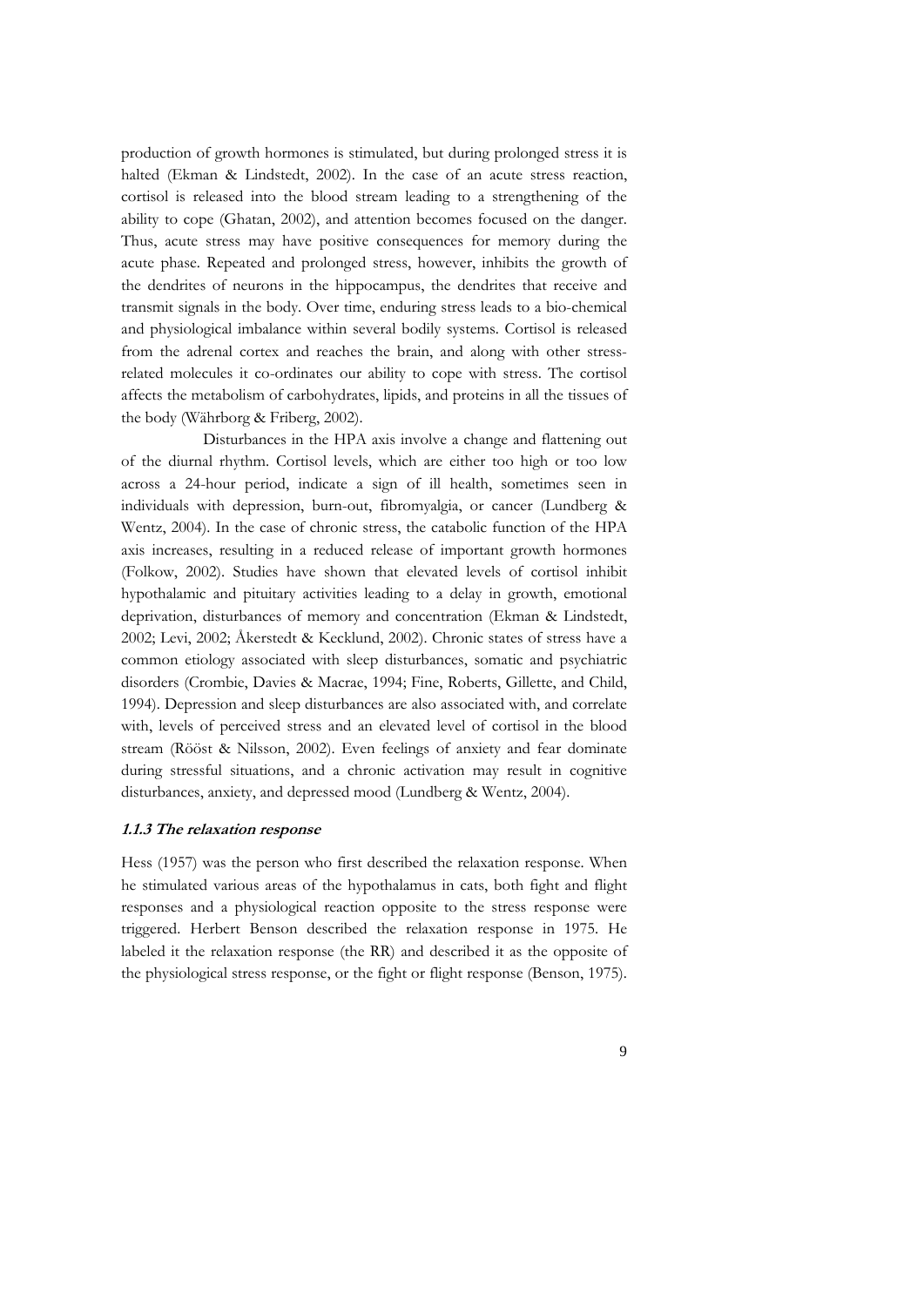production of growth hormones is stimulated, but during prolonged stress it is halted (Ekman & Lindstedt, 2002). In the case of an acute stress reaction, cortisol is released into the blood stream leading to a strengthening of the ability to cope (Ghatan, 2002), and attention becomes focused on the danger. Thus, acute stress may have positive consequences for memory during the acute phase. Repeated and prolonged stress, however, inhibits the growth of the dendrites of neurons in the hippocampus, the dendrites that receive and transmit signals in the body. Over time, enduring stress leads to a bio-chemical and physiological imbalance within several bodily systems. Cortisol is released from the adrenal cortex and reaches the brain, and along with other stress-related molecules it co-ordinates our ability to cope with stress. The cortisol affects the metabolism of carbohydrates, lipids, and proteins in all the tissues of the body (Währborg & Friberg, 2002).

Disturbances in the HPA axis involve a change and flattening out of the diurnal rhythm. Cortisol levels, which are either too high or too low across a 24-hour period, indicate a sign of ill health, sometimes seen in individuals with depression, burn-out, fibromyalgia, or cancer (Lundberg & Wentz, 2004). In the case of chronic stress, the catabolic function of the HPA axis increases, resulting in a reduced release of important growth hormones (Folkow, 2002). Studies have shown that elevated levels of cortisol inhibit hypothalamic and pituitary activities leading to a delay in growth, emotional deprivation, disturbances of memory and concentration (Ekman & Lindstedt, 2002; Levi, 2002; Åkerstedt & Kecklund, 2002). Chronic states of stress have a common etiology associated with sleep disturbances, somatic and psychiatric disorders (Crombie, Davies & Macrae, 1994; Fine, Roberts, Gillette, and Child, 1994). Depression and sleep disturbances are also associated with, and correlate with, levels of perceived stress and an elevated level of cortisol in the blood stream (Rööst & Nilsson, 2002). Even feelings of anxiety and fear dominate during stressful situations, and a chronic activation may result in cognitive disturbances, anxiety, and depressed mood (Lundberg & Wentz, 2004).

### *1.1.3 The relaxation response*

Hess (1957) was the person who first described the relaxation response. When he stimulated various areas of the hypothalamus in cats, both fight and flight responses and a physiological reaction opposite to the stress response were triggered. Herbert Benson described the relaxation response in 1975. He labeled it the relaxation response (the RR) and described it as the opposite of the physiological stress response, or the fight or flight response (Benson, 1975).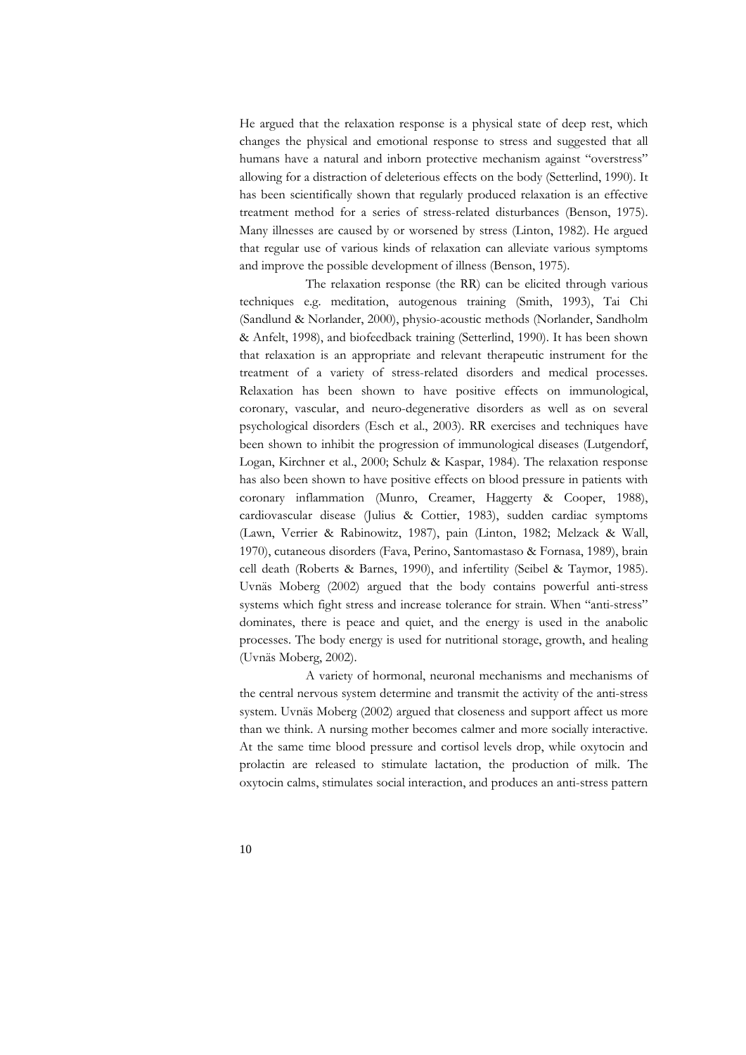He argued that the relaxation response is a physical state of deep rest, which changes the physical and emotional response to stress and suggested that all humans have a natural and inborn protective mechanism against "overstress" allowing for a distraction of deleterious effects on the body (Setterlind, 1990). It has been scientifically shown that regularly produced relaxation is an effective treatment method for a series of stress-related disturbances (Benson, 1975). Many illnesses are caused by or worsened by stress (Linton, 1982). He argued that regular use of various kinds of relaxation can alleviate various symptoms and improve the possible development of illness (Benson, 1975).

The relaxation response (the RR) can be elicited through various techniques e.g. meditation, autogenous training (Smith, 1993), Tai Chi (Sandlund & Norlander, 2000), physio-acoustic methods (Norlander, Sandholm & Anfelt, 1998), and biofeedback training (Setterlind, 1990). It has been shown that relaxation is an appropriate and relevant therapeutic instrument for the treatment of a variety of stress-related disorders and medical processes. Relaxation has been shown to have positive effects on immunological, coronary, vascular, and neuro-degenerative disorders as well as on several psychological disorders (Esch et al., 2003). RR exercises and techniques have been shown to inhibit the progression of immunological diseases (Lutgendorf, Logan, Kirchner et al., 2000; Schulz & Kaspar, 1984). The relaxation response has also been shown to have positive effects on blood pressure in patients with coronary inflammation (Munro, Creamer, Haggerty & Cooper, 1988), cardiovascular disease (Julius & Cottier, 1983), sudden cardiac symptoms (Lawn, Verrier & Rabinowitz, 1987), pain (Linton, 1982; Melzack & Wall, 1970), cutaneous disorders (Fava, Perino, Santomastaso & Fornasa, 1989), brain cell death (Roberts & Barnes, 1990), and infertility (Seibel & Taymor, 1985). Uvnäs Moberg (2002) argued that the body contains powerful anti-stress systems which fight stress and increase tolerance for strain. When "anti-stress" dominates, there is peace and quiet, and the energy is used in the anabolic processes. The body energy is used for nutritional storage, growth, and healing (Uvnäs Moberg, 2002).

A variety of hormonal, neuronal mechanisms and mechanisms of the central nervous system determine and transmit the activity of the anti-stress system. Uvnäs Moberg (2002) argued that closeness and support affect us more than we think. A nursing mother becomes calmer and more socially interactive. At the same time blood pressure and cortisol levels drop, while oxytocin and prolactin are released to stimulate lactation, the production of milk. The oxytocin calms, stimulates social interaction, and produces an anti-stress pattern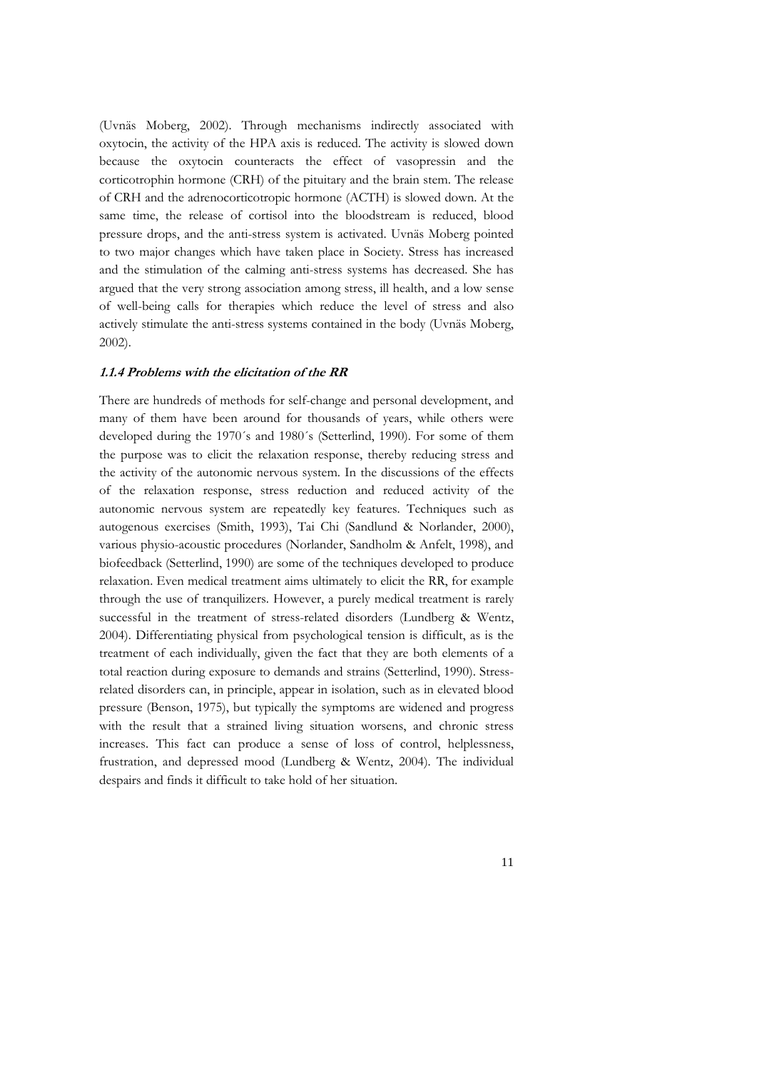(Uvnäs Moberg, 2002). Through mechanisms indirectly associated with oxytocin, the activity of the HPA axis is reduced. The activity is slowed down because the oxytocin counteracts the effect of vasopressin and the corticotrophin hormone (CRH) of the pituitary and the brain stem. The release of CRH and the adrenocorticotropic hormone (ACTH) is slowed down. At the same time, the release of cortisol into the bloodstream is reduced, blood pressure drops, and the anti-stress system is activated. Uvnäs Moberg pointed to two major changes which have taken place in Society. Stress has increased and the stimulation of the calming anti-stress systems has decreased. She has argued that the very strong association among stress, ill health, and a low sense of well-being calls for therapies which reduce the level of stress and also actively stimulate the anti-stress systems contained in the body (Uvnäs Moberg, 2002).

#### *1.1.4 Problems with the elicitation of the RR*

There are hundreds of methods for self-change and personal development, and many of them have been around for thousands of years, while others were developed during the 1970´s and 1980´s (Setterlind, 1990). For some of them the purpose was to elicit the relaxation response, thereby reducing stress and the activity of the autonomic nervous system. In the discussions of the effects of the relaxation response, stress reduction and reduced activity of the autonomic nervous system are repeatedly key features. Techniques such as autogenous exercises (Smith, 1993), Tai Chi (Sandlund & Norlander, 2000), various physio-acoustic procedures (Norlander, Sandholm & Anfelt, 1998), and biofeedback (Setterlind, 1990) are some of the techniques developed to produce relaxation. Even medical treatment aims ultimately to elicit the RR, for example through the use of tranquilizers. However, a purely medical treatment is rarely successful in the treatment of stress-related disorders (Lundberg & Wentz, 2004). Differentiating physical from psychological tension is difficult, as is the treatment of each individually, given the fact that they are both elements of a total reaction during exposure to demands and strains (Setterlind, 1990). Stress-related disorders can, in principle, appear in isolation, such as in elevated blood pressure (Benson, 1975), but typically the symptoms are widened and progress with the result that a strained living situation worsens, and chronic stress increases. This fact can produce a sense of loss of control, helplessness, frustration, and depressed mood (Lundberg & Wentz, 2004). The individual despairs and finds it difficult to take hold of her situation.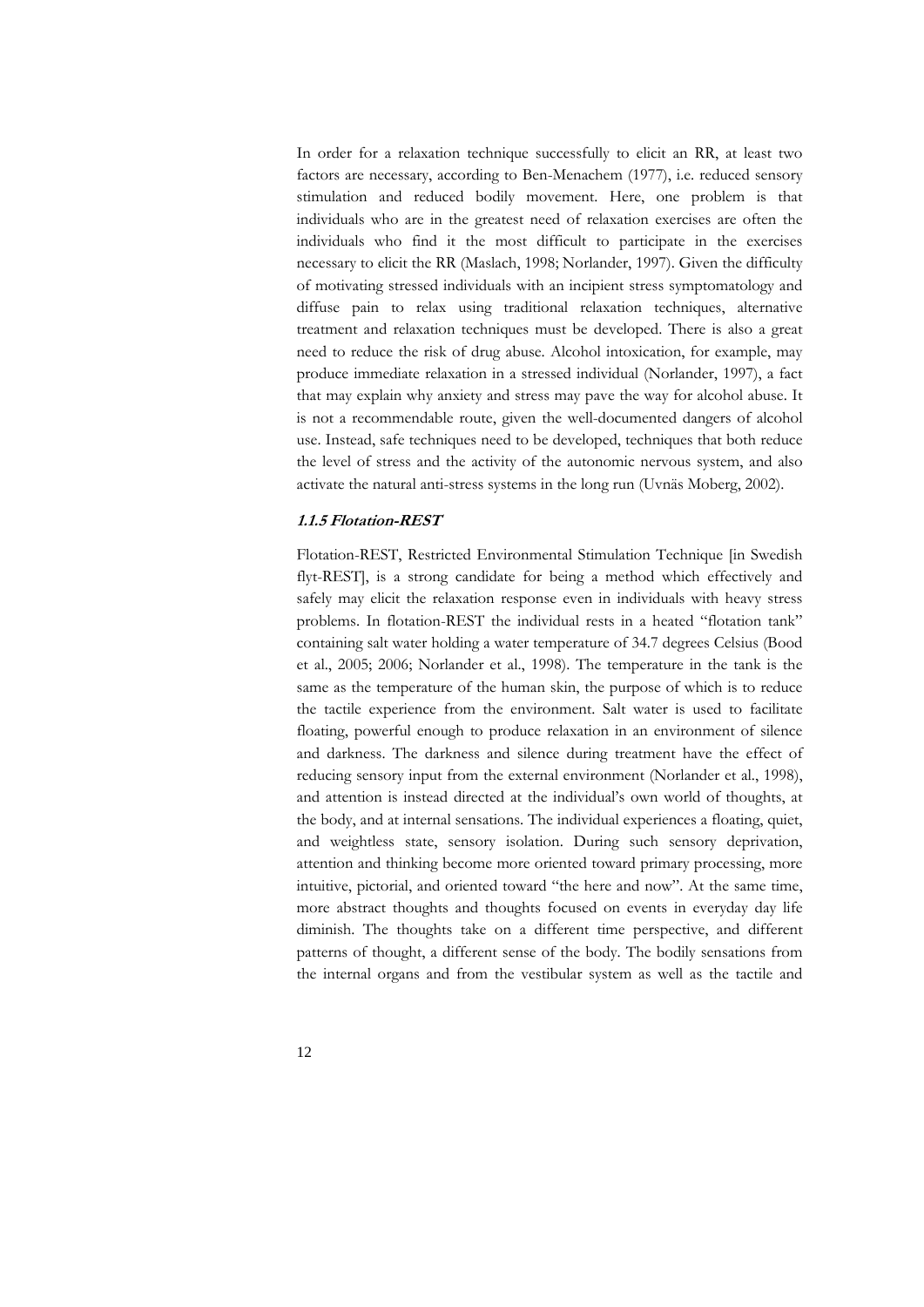In order for a relaxation technique successfully to elicit an RR, at least two factors are necessary, according to Ben-Menachem (1977), i.e. reduced sensory stimulation and reduced bodily movement. Here, one problem is that individuals who are in the greatest need of relaxation exercises are often the individuals who find it the most difficult to participate in the exercises necessary to elicit the RR (Maslach, 1998; Norlander, 1997). Given the difficulty of motivating stressed individuals with an incipient stress symptomatology and diffuse pain to relax using traditional relaxation techniques, alternative treatment and relaxation techniques must be developed. There is also a great need to reduce the risk of drug abuse. Alcohol intoxication, for example, may produce immediate relaxation in a stressed individual (Norlander, 1997), a fact that may explain why anxiety and stress may pave the way for alcohol abuse. It is not a recommendable route, given the well-documented dangers of alcohol use. Instead, safe techniques need to be developed, techniques that both reduce the level of stress and the activity of the autonomic nervous system, and also activate the natural anti-stress systems in the long run (Uvnäs Moberg, 2002).

### *1.1.5 Flotation-REST*

Flotation-REST, Restricted Environmental Stimulation Technique [in Swedish flyt-REST], is a strong candidate for being a method which effectively and safely may elicit the relaxation response even in individuals with heavy stress problems. In flotation-REST the individual rests in a heated "flotation tank" containing salt water holding a water temperature of 34.7 degrees Celsius (Bood et al., 2005; 2006; Norlander et al., 1998). The temperature in the tank is the same as the temperature of the human skin, the purpose of which is to reduce the tactile experience from the environment. Salt water is used to facilitate floating, powerful enough to produce relaxation in an environment of silence and darkness. The darkness and silence during treatment have the effect of reducing sensory input from the external environment (Norlander et al., 1998), and attention is instead directed at the individual's own world of thoughts, at the body, and at internal sensations. The individual experiences a floating, quiet, and weightless state, sensory isolation. During such sensory deprivation, attention and thinking become more oriented toward primary processing, more intuitive, pictorial, and oriented toward "the here and now". At the same time, more abstract thoughts and thoughts focused on events in everyday day life diminish. The thoughts take on a different time perspective, and different patterns of thought, a different sense of the body. The bodily sensations from the internal organs and from the vestibular system as well as the tactile and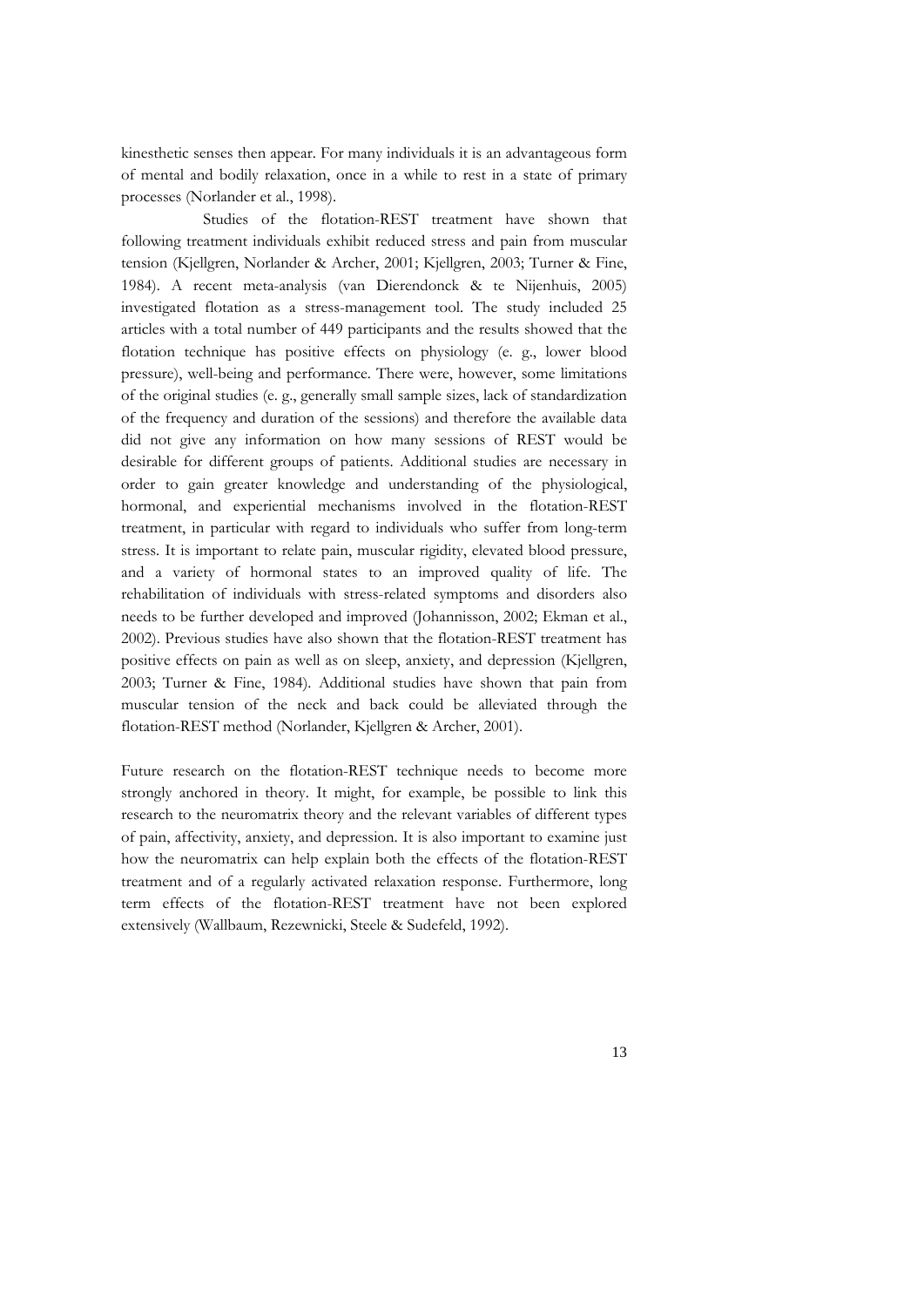kinesthetic senses then appear. For many individuals it is an advantageous form of mental and bodily relaxation, once in a while to rest in a state of primary processes (Norlander et al., 1998).

Studies of the flotation-REST treatment have shown that following treatment individuals exhibit reduced stress and pain from muscular tension (Kjellgren, Norlander & Archer, 2001; Kjellgren, 2003; Turner & Fine, 1984). A recent meta-analysis (van Dierendonck & te Nijenhuis, 2005) investigated flotation as a stress-management tool. The study included 25 articles with a total number of 449 participants and the results showed that the flotation technique has positive effects on physiology (e. g., lower blood pressure), well-being and performance. There were, however, some limitations of the original studies (e. g., generally small sample sizes, lack of standardization of the frequency and duration of the sessions) and therefore the available data did not give any information on how many sessions of REST would be desirable for different groups of patients. Additional studies are necessary in order to gain greater knowledge and understanding of the physiological, hormonal, and experiential mechanisms involved in the flotation-REST treatment, in particular with regard to individuals who suffer from long-term stress. It is important to relate pain, muscular rigidity, elevated blood pressure, and a variety of hormonal states to an improved quality of life. The rehabilitation of individuals with stress-related symptoms and disorders also needs to be further developed and improved (Johannisson, 2002; Ekman et al., 2002). Previous studies have also shown that the flotation-REST treatment has positive effects on pain as well as on sleep, anxiety, and depression (Kjellgren, 2003; Turner & Fine, 1984). Additional studies have shown that pain from muscular tension of the neck and back could be alleviated through the flotation-REST method (Norlander, Kjellgren & Archer, 2001).

Future research on the flotation-REST technique needs to become more strongly anchored in theory. It might, for example, be possible to link this research to the neuromatrix theory and the relevant variables of different types of pain, affectivity, anxiety, and depression. It is also important to examine just how the neuromatrix can help explain both the effects of the flotation-REST treatment and of a regularly activated relaxation response. Furthermore, long term effects of the flotation-REST treatment have not been explored extensively (Wallbaum, Rezewnicki, Steele & Sudefeld, 1992).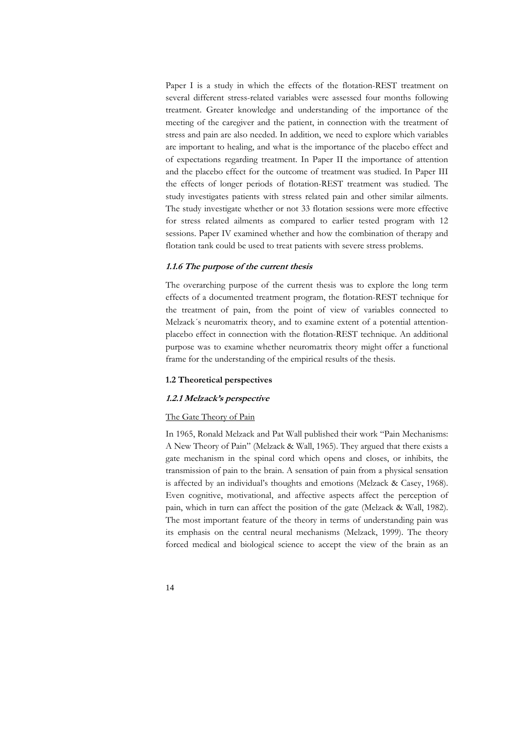Paper I is a study in which the effects of the flotation-REST treatment on several different stress-related variables were assessed four months following treatment. Greater knowledge and understanding of the importance of the meeting of the caregiver and the patient, in connection with the treatment of stress and pain are also needed. In addition, we need to explore which variables are important to healing, and what is the importance of the placebo effect and of expectations regarding treatment. In Paper II the importance of attention and the placebo effect for the outcome of treatment was studied. In Paper III the effects of longer periods of flotation-REST treatment was studied. The study investigates patients with stress related pain and other similar ailments. The study investigate whether or not 33 flotation sessions were more effective for stress related ailments as compared to earlier tested program with 12 sessions. Paper IV examined whether and how the combination of therapy and flotation tank could be used to treat patients with severe stress problems.

#### *1.1.6 The purpose of the current thesis*

The overarching purpose of the current thesis was to explore the long term effects of a documented treatment program, the flotation-REST technique for the treatment of pain, from the point of view of variables connected to Melzack´s neuromatrix theory, and to examine extent of a potential attention-placebo effect in connection with the flotation-REST technique. An additional purpose was to examine whether neuromatrix theory might offer a functional frame for the understanding of the empirical results of the thesis.

### 1.2 Theoretical perspectives

#### *1.2.1 Melzack's perspective*

The Gate Theory of Pain

In 1965, Ronald Melzack and Pat Wall published their work "Pain Mechanisms: A New Theory of Pain" (Melzack & Wall, 1965). They argued that there exists a gate mechanism in the spinal cord which opens and closes, or inhibits, the transmission of pain to the brain. A sensation of pain from a physical sensation is affected by an individual's thoughts and emotions (Melzack & Casey, 1968). Even cognitive, motivational, and affective aspects affect the perception of pain, which in turn can affect the position of the gate (Melzack & Wall, 1982). The most important feature of the theory in terms of understanding pain was its emphasis on the central neural mechanisms (Melzack, 1999). The theory forced medical and biological science to accept the view of the brain as an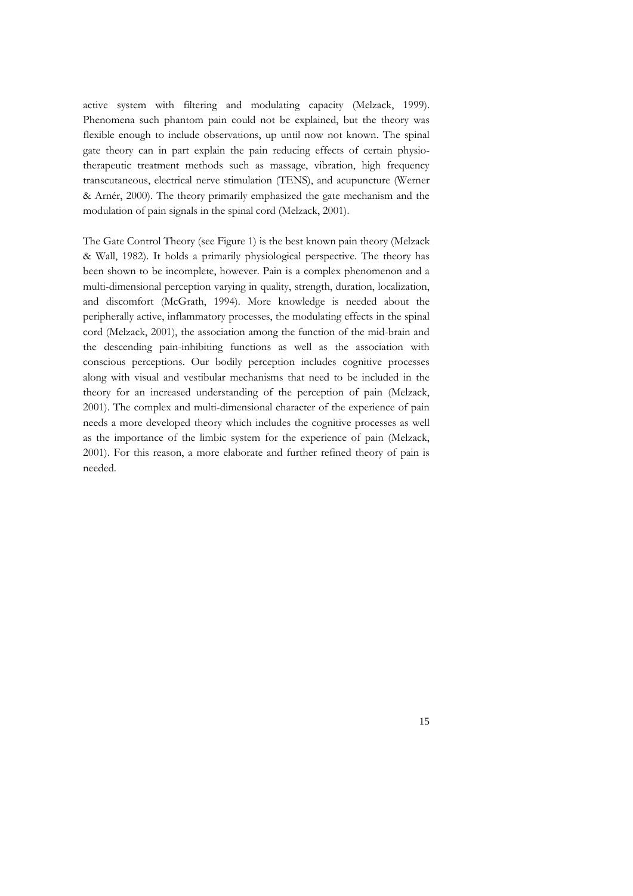active system with filtering and modulating capacity (Melzack, 1999). Phenomena such phantom pain could not be explained, but the theory was flexible enough to include observations, up until now not known. The spinal gate theory can in part explain the pain reducing effects of certain physio-therapeutic treatment methods such as massage, vibration, high frequency transcutaneous, electrical nerve stimulation (TENS), and acupuncture (Werner & Arnér, 2000). The theory primarily emphasized the gate mechanism and the modulation of pain signals in the spinal cord (Melzack, 2001).

The Gate Control Theory (see Figure 1) is the best known pain theory (Melzack & Wall, 1982). It holds a primarily physiological perspective. The theory has been shown to be incomplete, however. Pain is a complex phenomenon and a multi-dimensional perception varying in quality, strength, duration, localization, and discomfort (McGrath, 1994). More knowledge is needed about the peripherally active, inflammatory processes, the modulating effects in the spinal cord (Melzack, 2001), the association among the function of the mid-brain and the descending pain-inhibiting functions as well as the association with conscious perceptions. Our bodily perception includes cognitive processes along with visual and vestibular mechanisms that need to be included in the theory for an increased understanding of the perception of pain (Melzack, 2001). The complex and multi-dimensional character of the experience of pain needs a more developed theory which includes the cognitive processes as well as the importance of the limbic system for the experience of pain (Melzack, 2001). For this reason, a more elaborate and further refined theory of pain is needed.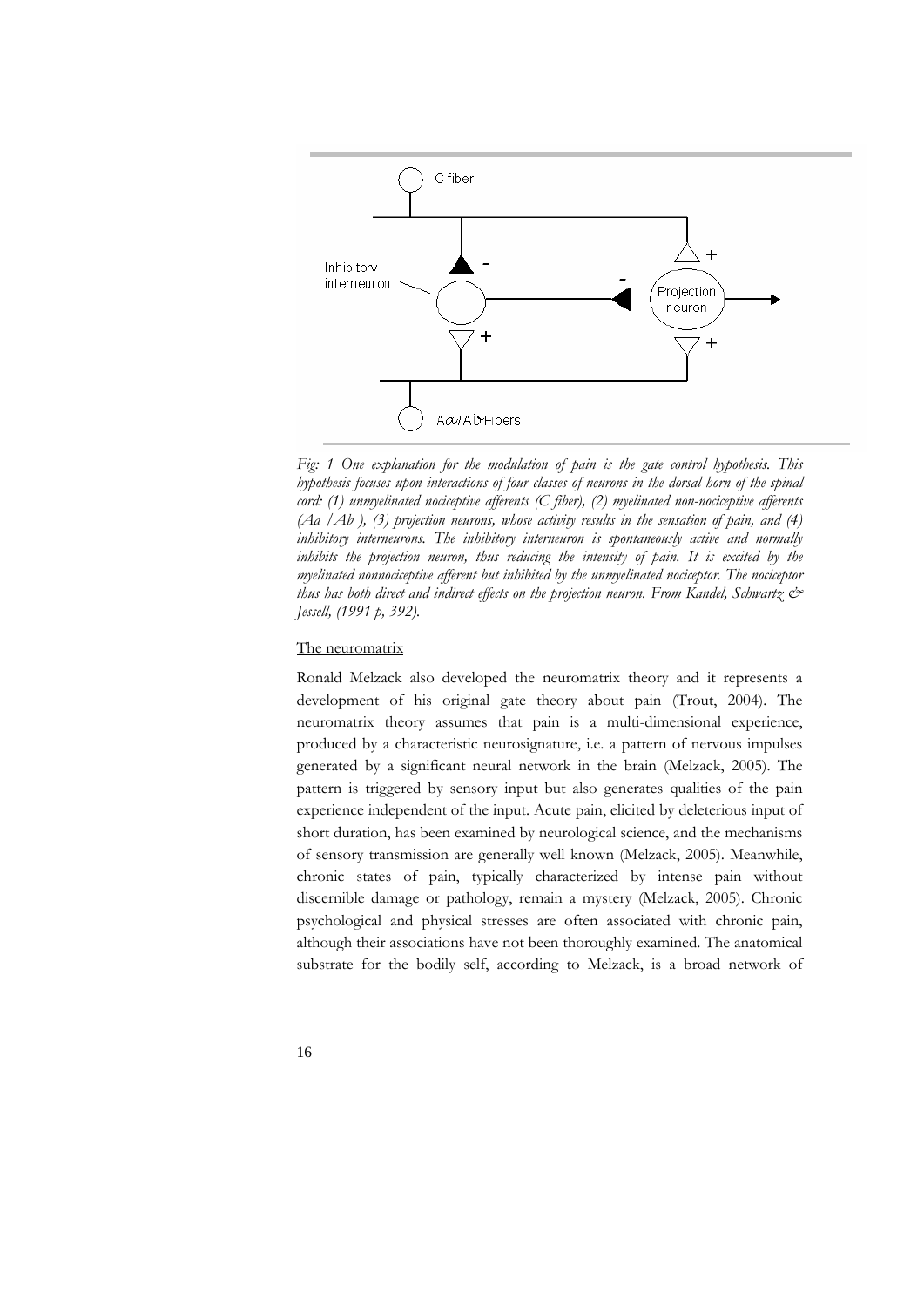*Fig: 1 One explanation for the modulation of pain is the gate control hypothesis. This hypothesis focuses upon interactions of four classes of neurons in the dorsal horn of the spinal cord: (1) unmyelinated nociceptive afferents (C fiber), (2) myelinated non-nociceptive afferents (Aa /Ab ), (3) projection neurons, whose activity results in the sensation of pain, and (4) inhibitory interneurons. The inhibitory interneuron is spontaneously active and normally inhibits the projection neuron, thus reducing the intensity of pain. It is excited by the myelinated nonnociceptive afferent but inhibited by the unmyelinated nociceptor. The nociceptor thus has both direct and indirect effects on the projection neuron. From Kandel, Schwartz & Jessell, (1991 p, 392).*

The neuromatrix

Ronald Melzack also developed the neuromatrix theory and it represents a development of his original gate theory about pain (Trout, 2004). The neuromatrix theory assumes that pain is a multi-dimensional experience, produced by a characteristic neurosignature, i.e. a pattern of nervous impulses generated by a significant neural network in the brain (Melzack, 2005). The pattern is triggered by sensory input but also generates qualities of the pain experience independent of the input. Acute pain, elicited by deleterious input of short duration, has been examined by neurological science, and the mechanisms of sensory transmission are generally well known (Melzack, 2005). Meanwhile, chronic states of pain, typically characterized by intense pain without discernible damage or pathology, remain a mystery (Melzack, 2005). Chronic psychological and physical stresses are often associated with chronic pain, although their associations have not been thoroughly examined. The anatomical substrate for the bodily self, according to Melzack, is a broad network of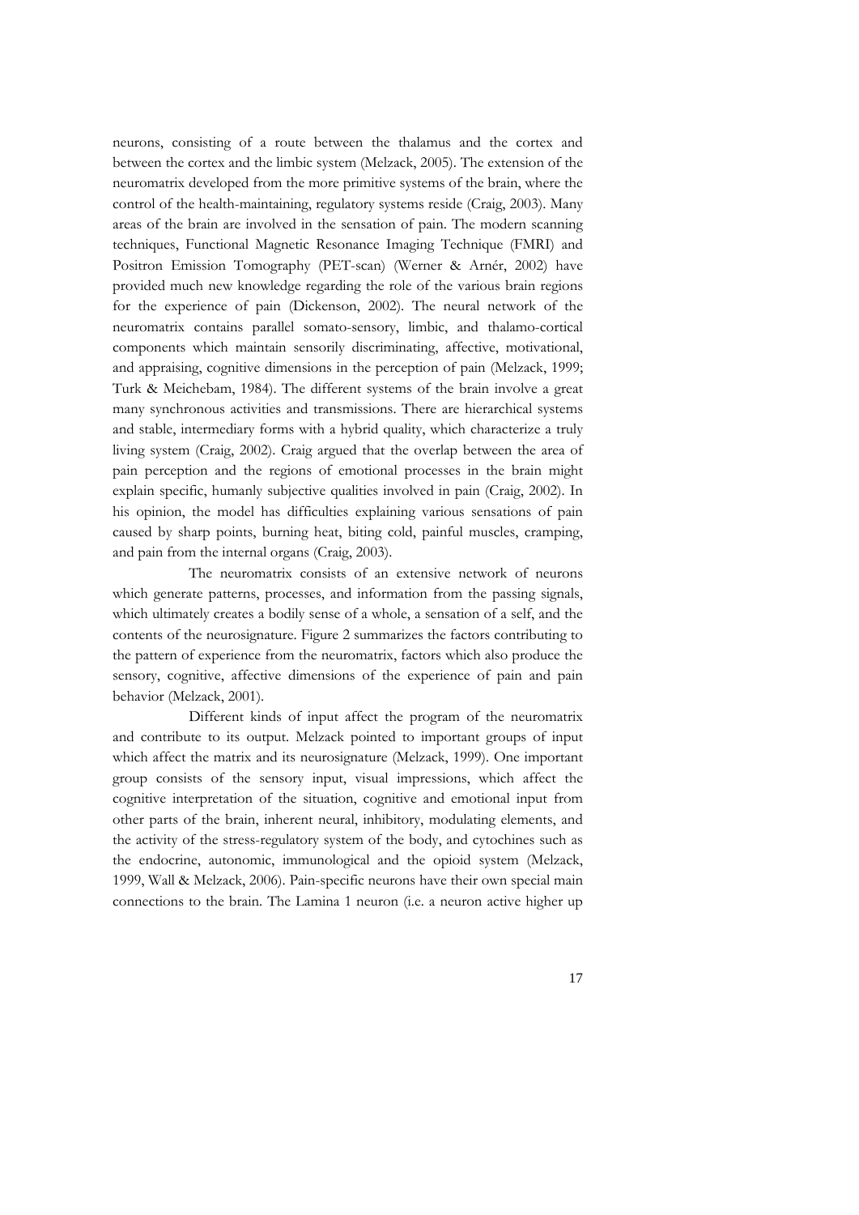neurons, consisting of a route between the thalamus and the cortex and between the cortex and the limbic system (Melzack, 2005). The extension of the neuromatrix developed from the more primitive systems of the brain, where the control of the health-maintaining, regulatory systems reside (Craig, 2003). Many areas of the brain are involved in the sensation of pain. The modern scanning techniques, Functional Magnetic Resonance Imaging Technique (FMRI) and Positron Emission Tomography (PET-scan) (Werner & Arnér, 2002) have provided much new knowledge regarding the role of the various brain regions for the experience of pain (Dickenson, 2002). The neural network of the neuromatrix contains parallel somato-sensory, limbic, and thalamo-cortical components which maintain sensorily discriminating, affective, motivational, and appraising, cognitive dimensions in the perception of pain (Melzack, 1999; Turk & Meichebam, 1984). The different systems of the brain involve a great many synchronous activities and transmissions. There are hierarchical systems and stable, intermediary forms with a hybrid quality, which characterize a truly living system (Craig, 2002). Craig argued that the overlap between the area of pain perception and the regions of emotional processes in the brain might explain specific, humanly subjective qualities involved in pain (Craig, 2002). In his opinion, the model has difficulties explaining various sensations of pain caused by sharp points, burning heat, biting cold, painful muscles, cramping, and pain from the internal organs (Craig, 2003).

The neuromatrix consists of an extensive network of neurons which generate patterns, processes, and information from the passing signals, which ultimately creates a bodily sense of a whole, a sensation of a self, and the contents of the neurosignature. Figure 2 summarizes the factors contributing to the pattern of experience from the neuromatrix, factors which also produce the sensory, cognitive, affective dimensions of the experience of pain and pain behavior (Melzack, 2001).

Different kinds of input affect the program of the neuromatrix and contribute to its output. Melzack pointed to important groups of input which affect the matrix and its neurosignature (Melzack, 1999). One important group consists of the sensory input, visual impressions, which affect the cognitive interpretation of the situation, cognitive and emotional input from other parts of the brain, inherent neural, inhibitory, modulating elements, and the activity of the stress-regulatory system of the body, and cytochines such as the endocrine, autonomic, immunological and the opioid system (Melzack, 1999, Wall & Melzack, 2006). Pain-specific neurons have their own special main connections to the brain. The Lamina 1 neuron (i.e. a neuron active higher up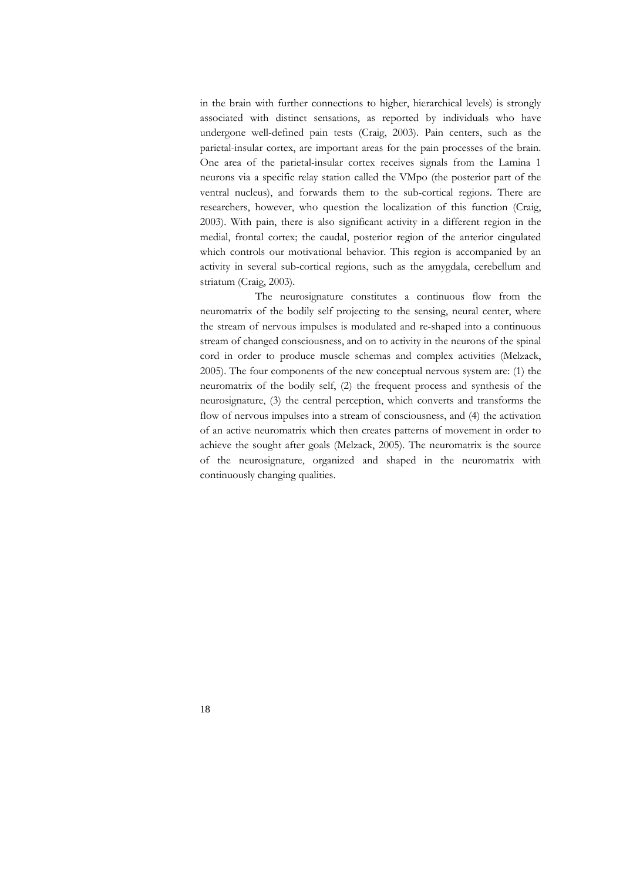in the brain with further connections to higher, hierarchical levels) is strongly associated with distinct sensations, as reported by individuals who have undergone well-defined pain tests (Craig, 2003). Pain centers, such as the parietal-insular cortex, are important areas for the pain processes of the brain. One area of the parietal-insular cortex receives signals from the Lamina 1 neurons via a specific relay station called the VMpo (the posterior part of the ventral nucleus), and forwards them to the sub-cortical regions. There are researchers, however, who question the localization of this function (Craig, 2003). With pain, there is also significant activity in a different region in the medial, frontal cortex; the caudal, posterior region of the anterior cingulated which controls our motivational behavior. This region is accompanied by an activity in several sub-cortical regions, such as the amygdala, cerebellum and striatum (Craig, 2003).

The neurosignature constitutes a continuous flow from the neuromatrix of the bodily self projecting to the sensing, neural center, where the stream of nervous impulses is modulated and re-shaped into a continuous stream of changed consciousness, and on to activity in the neurons of the spinal cord in order to produce muscle schemas and complex activities (Melzack, 2005). The four components of the new conceptual nervous system are: (1) the neuromatrix of the bodily self, (2) the frequent process and synthesis of the neurosignature, (3) the central perception, which converts and transforms the flow of nervous impulses into a stream of consciousness, and (4) the activation of an active neuromatrix which then creates patterns of movement in order to achieve the sought after goals (Melzack, 2005). The neuromatrix is the source of the neurosignature, organized and shaped in the neuromatrix with continuously changing qualities.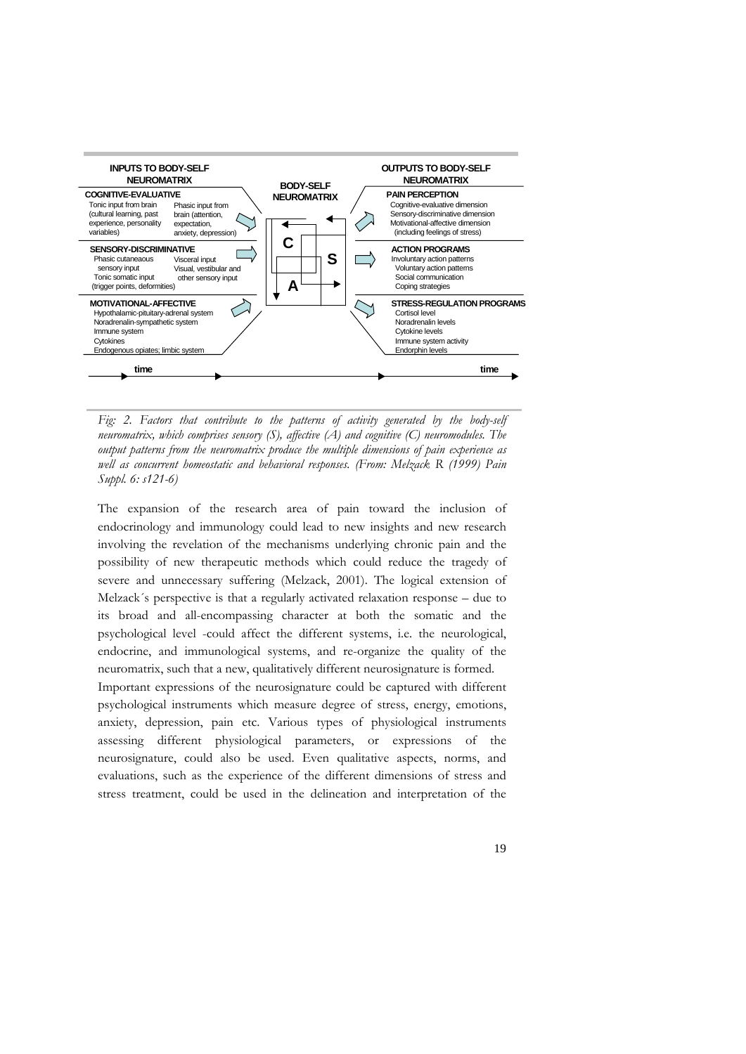INPUTS TO BODY-SELF NEUROMATRIX

**COGNITIVE-EVALUATIVE**
Tonic input from brain (cultural learning, past experience, personality variables)
Phasic input from brain (attention, expectation, anxiety, depression)

**SENSORY-DISCRIMINATIVE**
Phasic cutaneous sensory input
Tonic somatic input (trigger points, deformities)
Visceral input
Visual, vestibular and other sensory input

**MOTIVATIONAL-AFFECTIVE**
Hypothalamic-pituitary-adrenal system
Noradrenalin-sympathetic system
Immune system
Cytokines
Endogenous opiates; limbic system

BODY-SELF NEUROMATRIX

C S A

OUTPUTS TO BODY-SELF NEUROMATRIX

**PAIN PERCEPTION**
Cognitive-evaluative dimension
Sensory-discriminative dimension
Motivational-affective dimension (including feelings of stress)

**ACTION PROGRAMS**
Involuntary action patterns
Voluntary action patterns
Social communication
Coping strategies

**STRESS-REGULATION PROGRAMS**
Cortisol level
Noradrenalin levels
Cytokine levels
Immune system activity
Endorphin levels

time → time

*Fig: 2. Factors that contribute to the patterns of activity generated by the body-self neuromatrix, which comprises sensory (S), affective (A) and cognitive (C) neuromodules. The output patterns from the neuromatrix produce the multiple dimensions of pain experience as well as concurrent homeostatic and behavioral responses. (From: Melzack R (1999) Pain Suppl. 6: s121-6)*

The expansion of the research area of pain toward the inclusion of endocrinology and immunology could lead to new insights and new research involving the revelation of the mechanisms underlying chronic pain and the possibility of new therapeutic methods which could reduce the tragedy of severe and unnecessary suffering (Melzack, 2001). The logical extension of Melzack´s perspective is that a regularly activated relaxation response – due to its broad and all-encompassing character at both the somatic and the psychological level -could affect the different systems, i.e. the neurological, endocrine, and immunological systems, and re-organize the quality of the neuromatrix, such that a new, qualitatively different neurosignature is formed.

Important expressions of the neurosignature could be captured with different psychological instruments which measure degree of stress, energy, emotions, anxiety, depression, pain etc. Various types of physiological instruments assessing different physiological parameters, or expressions of the neurosignature, could also be used. Even qualitative aspects, norms, and evaluations, such as the experience of the different dimensions of stress and stress treatment, could be used in the delineation and interpretation of the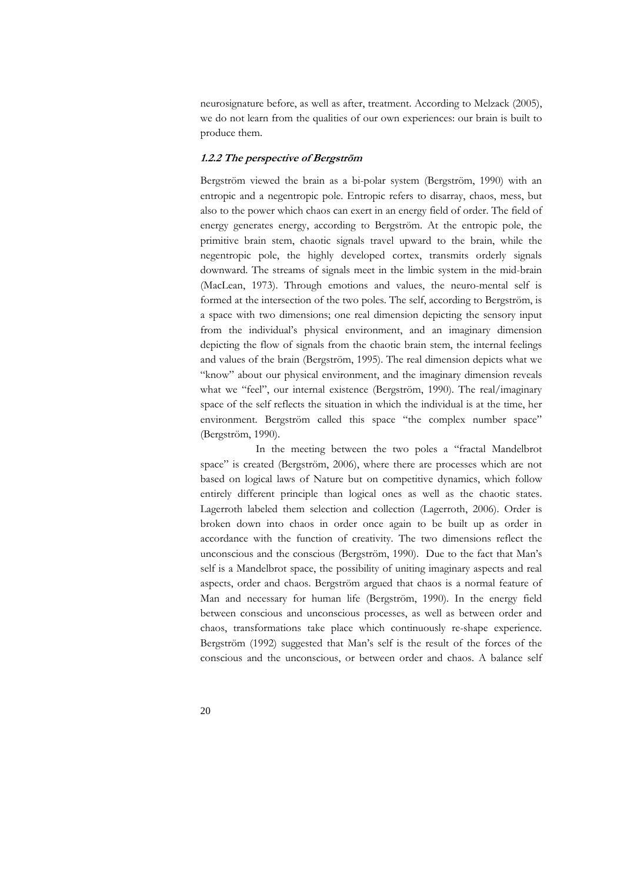neurosignature before, as well as after, treatment. According to Melzack (2005), we do not learn from the qualities of our own experiences: our brain is built to produce them.

### *1.2.2 The perspective of Bergström*

Bergström viewed the brain as a bi-polar system (Bergström, 1990) with an entropic and a negentropic pole. Entropic refers to disarray, chaos, mess, but also to the power which chaos can exert in an energy field of order. The field of energy generates energy, according to Bergström. At the entropic pole, the primitive brain stem, chaotic signals travel upward to the brain, while the negentropic pole, the highly developed cortex, transmits orderly signals downward. The streams of signals meet in the limbic system in the mid-brain (MacLean, 1973). Through emotions and values, the neuro-mental self is formed at the intersection of the two poles. The self, according to Bergström, is a space with two dimensions; one real dimension depicting the sensory input from the individual's physical environment, and an imaginary dimension depicting the flow of signals from the chaotic brain stem, the internal feelings and values of the brain (Bergström, 1995). The real dimension depicts what we "know" about our physical environment, and the imaginary dimension reveals what we "feel", our internal existence (Bergström, 1990). The real/imaginary space of the self reflects the situation in which the individual is at the time, her environment. Bergström called this space "the complex number space" (Bergström, 1990).

In the meeting between the two poles a "fractal Mandelbrot space" is created (Bergström, 2006), where there are processes which are not based on logical laws of Nature but on competitive dynamics, which follow entirely different principle than logical ones as well as the chaotic states. Lagerroth labeled them selection and collection (Lagerroth, 2006). Order is broken down into chaos in order once again to be built up as order in accordance with the function of creativity. The two dimensions reflect the unconscious and the conscious (Bergström, 1990). Due to the fact that Man's self is a Mandelbrot space, the possibility of uniting imaginary aspects and real aspects, order and chaos. Bergström argued that chaos is a normal feature of Man and necessary for human life (Bergström, 1990). In the energy field between conscious and unconscious processes, as well as between order and chaos, transformations take place which continuously re-shape experience. Bergström (1992) suggested that Man's self is the result of the forces of the conscious and the unconscious, or between order and chaos. A balance self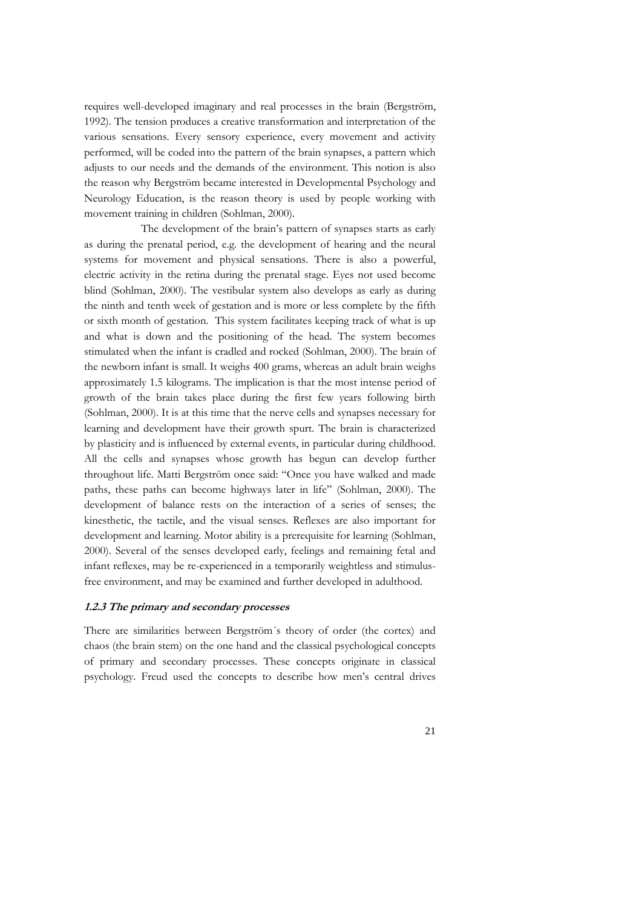requires well-developed imaginary and real processes in the brain (Bergström, 1992). The tension produces a creative transformation and interpretation of the various sensations. Every sensory experience, every movement and activity performed, will be coded into the pattern of the brain synapses, a pattern which adjusts to our needs and the demands of the environment. This notion is also the reason why Bergström became interested in Developmental Psychology and Neurology Education, is the reason theory is used by people working with movement training in children (Sohlman, 2000).

The development of the brain's pattern of synapses starts as early as during the prenatal period, e.g. the development of hearing and the neural systems for movement and physical sensations. There is also a powerful, electric activity in the retina during the prenatal stage. Eyes not used become blind (Sohlman, 2000). The vestibular system also develops as early as during the ninth and tenth week of gestation and is more or less complete by the fifth or sixth month of gestation. This system facilitates keeping track of what is up and what is down and the positioning of the head. The system becomes stimulated when the infant is cradled and rocked (Sohlman, 2000). The brain of the newborn infant is small. It weighs 400 grams, whereas an adult brain weighs approximately 1.5 kilograms. The implication is that the most intense period of growth of the brain takes place during the first few years following birth (Sohlman, 2000). It is at this time that the nerve cells and synapses necessary for learning and development have their growth spurt. The brain is characterized by plasticity and is influenced by external events, in particular during childhood. All the cells and synapses whose growth has begun can develop further throughout life. Matti Bergström once said: "Once you have walked and made paths, these paths can become highways later in life" (Sohlman, 2000). The development of balance rests on the interaction of a series of senses; the kinesthetic, the tactile, and the visual senses. Reflexes are also important for development and learning. Motor ability is a prerequisite for learning (Sohlman, 2000). Several of the senses developed early, feelings and remaining fetal and infant reflexes, may be re-experienced in a temporarily weightless and stimulus-free environment, and may be examined and further developed in adulthood.

### *1.2.3 The primary and secondary processes*

There are similarities between Bergström´s theory of order (the cortex) and chaos (the brain stem) on the one hand and the classical psychological concepts of primary and secondary processes. These concepts originate in classical psychology. Freud used the concepts to describe how men's central drives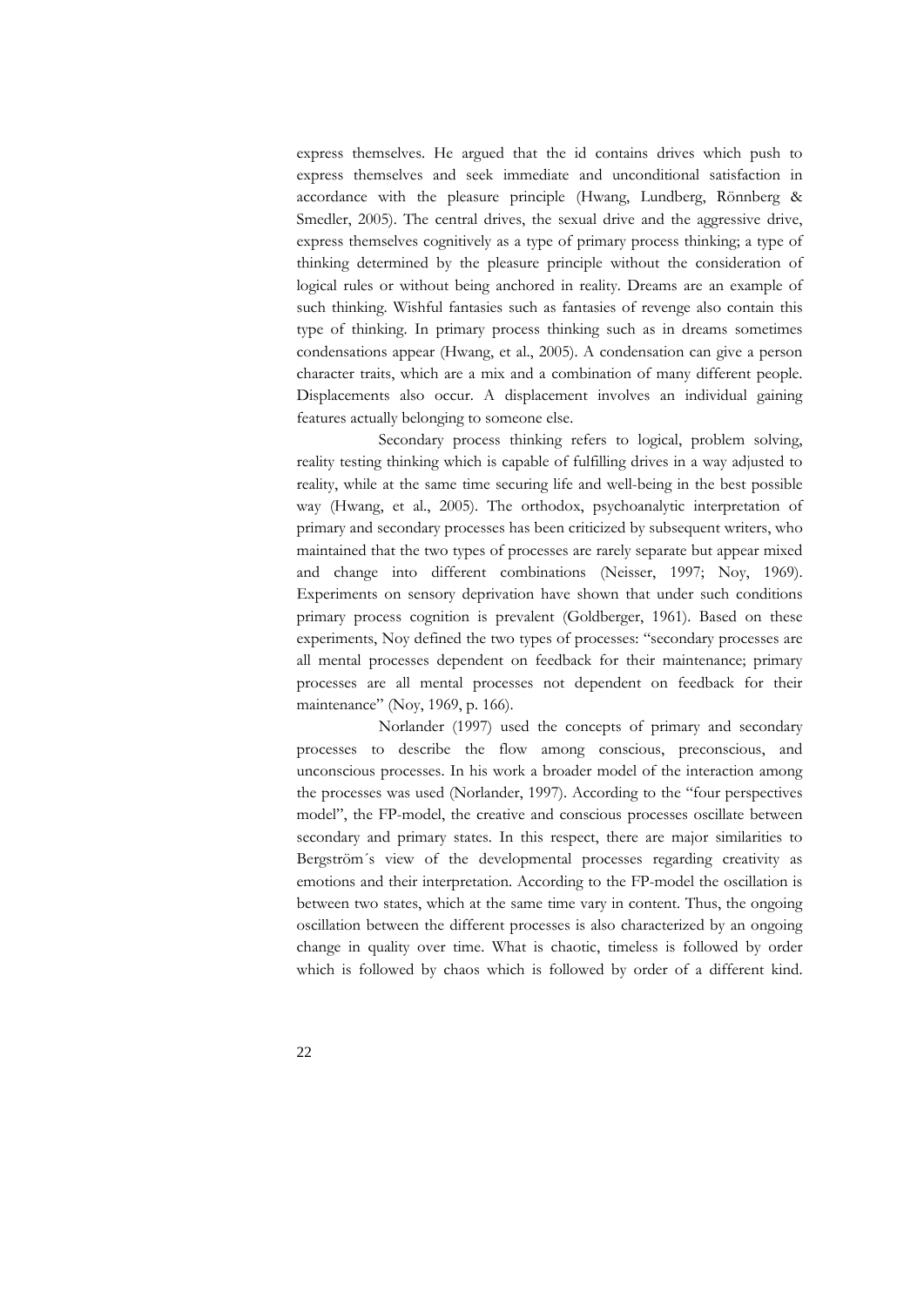express themselves. He argued that the id contains drives which push to express themselves and seek immediate and unconditional satisfaction in accordance with the pleasure principle (Hwang, Lundberg, Rönnberg & Smedler, 2005). The central drives, the sexual drive and the aggressive drive, express themselves cognitively as a type of primary process thinking; a type of thinking determined by the pleasure principle without the consideration of logical rules or without being anchored in reality. Dreams are an example of such thinking. Wishful fantasies such as fantasies of revenge also contain this type of thinking. In primary process thinking such as in dreams sometimes condensations appear (Hwang, et al., 2005). A condensation can give a person character traits, which are a mix and a combination of many different people. Displacements also occur. A displacement involves an individual gaining features actually belonging to someone else.

Secondary process thinking refers to logical, problem solving, reality testing thinking which is capable of fulfilling drives in a way adjusted to reality, while at the same time securing life and well-being in the best possible way (Hwang, et al., 2005). The orthodox, psychoanalytic interpretation of primary and secondary processes has been criticized by subsequent writers, who maintained that the two types of processes are rarely separate but appear mixed and change into different combinations (Neisser, 1997; Noy, 1969). Experiments on sensory deprivation have shown that under such conditions primary process cognition is prevalent (Goldberger, 1961). Based on these experiments, Noy defined the two types of processes: "secondary processes are all mental processes dependent on feedback for their maintenance; primary processes are all mental processes not dependent on feedback for their maintenance" (Noy, 1969, p. 166).

Norlander (1997) used the concepts of primary and secondary processes to describe the flow among conscious, preconscious, and unconscious processes. In his work a broader model of the interaction among the processes was used (Norlander, 1997). According to the "four perspectives model", the FP-model, the creative and conscious processes oscillate between secondary and primary states. In this respect, there are major similarities to Bergström´s view of the developmental processes regarding creativity as emotions and their interpretation. According to the FP-model the oscillation is between two states, which at the same time vary in content. Thus, the ongoing oscillation between the different processes is also characterized by an ongoing change in quality over time. What is chaotic, timeless is followed by order which is followed by chaos which is followed by order of a different kind.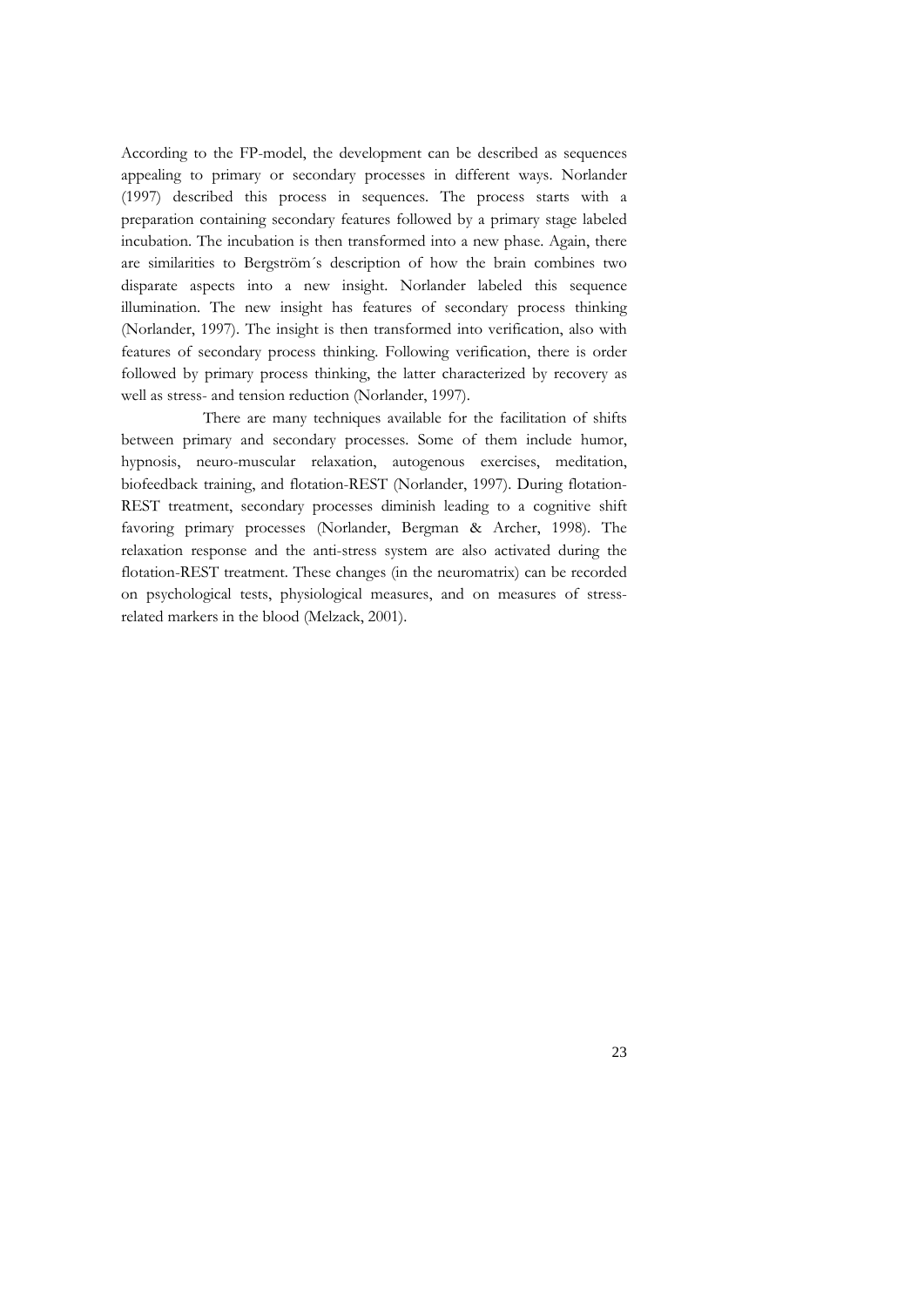According to the FP-model, the development can be described as sequences appealing to primary or secondary processes in different ways. Norlander (1997) described this process in sequences. The process starts with a preparation containing secondary features followed by a primary stage labeled incubation. The incubation is then transformed into a new phase. Again, there are similarities to Bergström´s description of how the brain combines two disparate aspects into a new insight. Norlander labeled this sequence illumination. The new insight has features of secondary process thinking (Norlander, 1997). The insight is then transformed into verification, also with features of secondary process thinking. Following verification, there is order followed by primary process thinking, the latter characterized by recovery as well as stress- and tension reduction (Norlander, 1997).

There are many techniques available for the facilitation of shifts between primary and secondary processes. Some of them include humor, hypnosis, neuro-muscular relaxation, autogenous exercises, meditation, biofeedback training, and flotation-REST (Norlander, 1997). During flotation-REST treatment, secondary processes diminish leading to a cognitive shift favoring primary processes (Norlander, Bergman & Archer, 1998). The relaxation response and the anti-stress system are also activated during the flotation-REST treatment. These changes (in the neuromatrix) can be recorded on psychological tests, physiological measures, and on measures of stress-related markers in the blood (Melzack, 2001).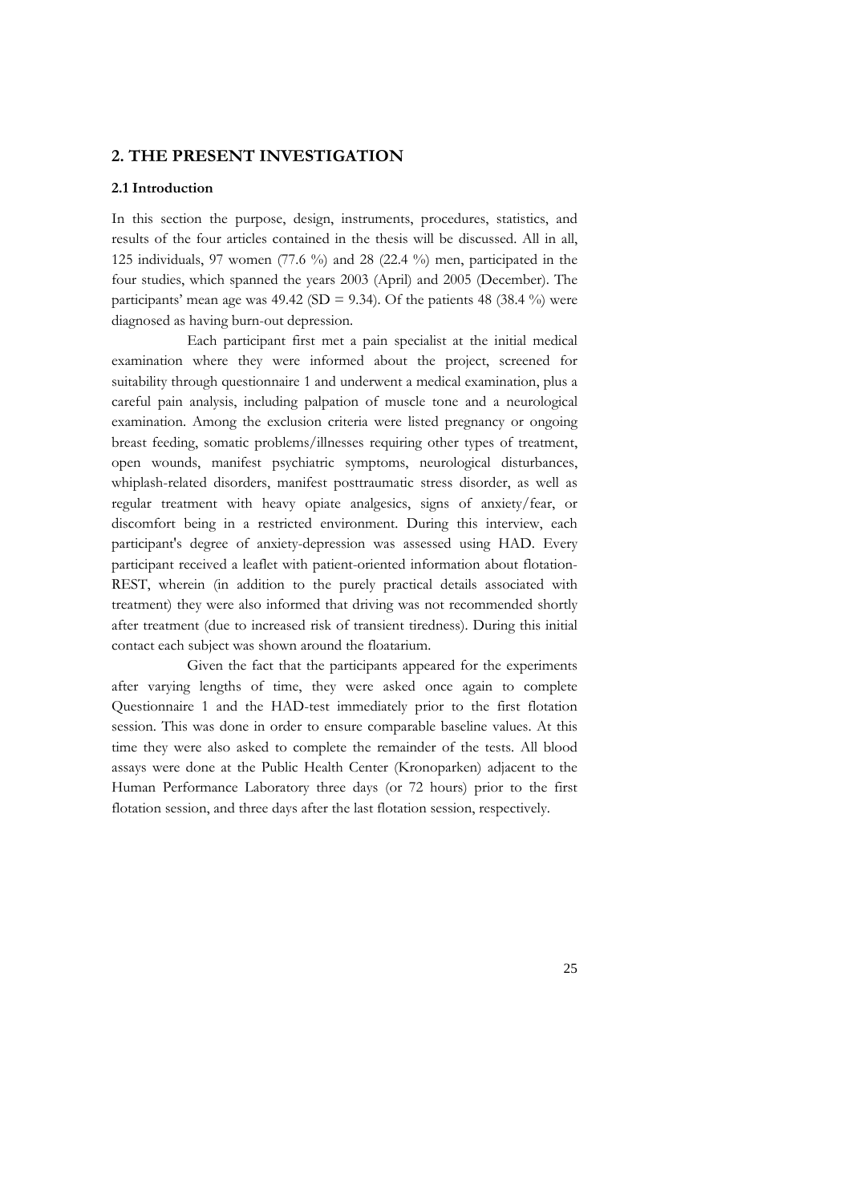## 2. THE PRESENT INVESTIGATION

### 2.1 Introduction

In this section the purpose, design, instruments, procedures, statistics, and results of the four articles contained in the thesis will be discussed. All in all, 125 individuals, 97 women (77.6 %) and 28 (22.4 %) men, participated in the four studies, which spanned the years 2003 (April) and 2005 (December). The participants' mean age was 49.42 (SD = 9.34). Of the patients 48 (38.4 %) were diagnosed as having burn-out depression.

Each participant first met a pain specialist at the initial medical examination where they were informed about the project, screened for suitability through questionnaire 1 and underwent a medical examination, plus a careful pain analysis, including palpation of muscle tone and a neurological examination. Among the exclusion criteria were listed pregnancy or ongoing breast feeding, somatic problems/illnesses requiring other types of treatment, open wounds, manifest psychiatric symptoms, neurological disturbances, whiplash-related disorders, manifest posttraumatic stress disorder, as well as regular treatment with heavy opiate analgesics, signs of anxiety/fear, or discomfort being in a restricted environment. During this interview, each participant's degree of anxiety-depression was assessed using HAD. Every participant received a leaflet with patient-oriented information about flotation-REST, wherein (in addition to the purely practical details associated with treatment) they were also informed that driving was not recommended shortly after treatment (due to increased risk of transient tiredness). During this initial contact each subject was shown around the floatarium.

Given the fact that the participants appeared for the experiments after varying lengths of time, they were asked once again to complete Questionnaire 1 and the HAD-test immediately prior to the first flotation session. This was done in order to ensure comparable baseline values. At this time they were also asked to complete the remainder of the tests. All blood assays were done at the Public Health Center (Kronoparken) adjacent to the Human Performance Laboratory three days (or 72 hours) prior to the first flotation session, and three days after the last flotation session, respectively.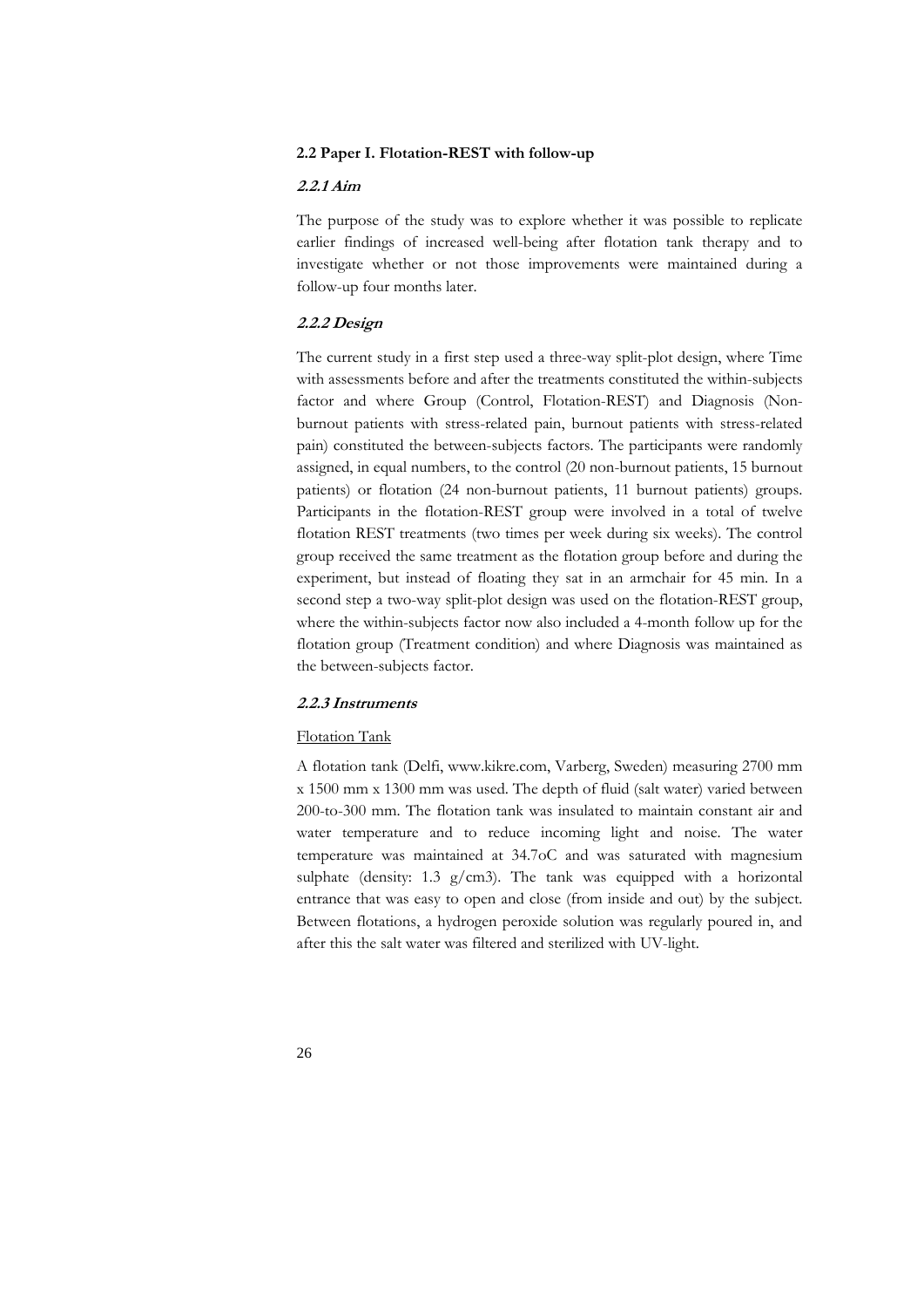## 2.2 Paper I. Flotation-REST with follow-up

### *2.2.1 Aim*

The purpose of the study was to explore whether it was possible to replicate earlier findings of increased well-being after flotation tank therapy and to investigate whether or not those improvements were maintained during a follow-up four months later.

### *2.2.2 Design*

The current study in a first step used a three-way split-plot design, where Time with assessments before and after the treatments constituted the within-subjects factor and where Group (Control, Flotation-REST) and Diagnosis (Non-burnout patients with stress-related pain, burnout patients with stress-related pain) constituted the between-subjects factors. The participants were randomly assigned, in equal numbers, to the control (20 non-burnout patients, 15 burnout patients) or flotation (24 non-burnout patients, 11 burnout patients) groups. Participants in the flotation-REST group were involved in a total of twelve flotation REST treatments (two times per week during six weeks). The control group received the same treatment as the flotation group before and during the experiment, but instead of floating they sat in an armchair for 45 min. In a second step a two-way split-plot design was used on the flotation-REST group, where the within-subjects factor now also included a 4-month follow up for the flotation group (Treatment condition) and where Diagnosis was maintained as the between-subjects factor.

### *2.2.3 Instruments*

Flotation Tank

A flotation tank (Delfi, www.kikre.com, Varberg, Sweden) measuring 2700 mm x 1500 mm x 1300 mm was used. The depth of fluid (salt water) varied between 200-to-300 mm. The flotation tank was insulated to maintain constant air and water temperature and to reduce incoming light and noise. The water temperature was maintained at 34.7oC and was saturated with magnesium sulphate (density: 1.3 g/cm3). The tank was equipped with a horizontal entrance that was easy to open and close (from inside and out) by the subject. Between flotations, a hydrogen peroxide solution was regularly poured in, and after this the salt water was filtered and sterilized with UV-light.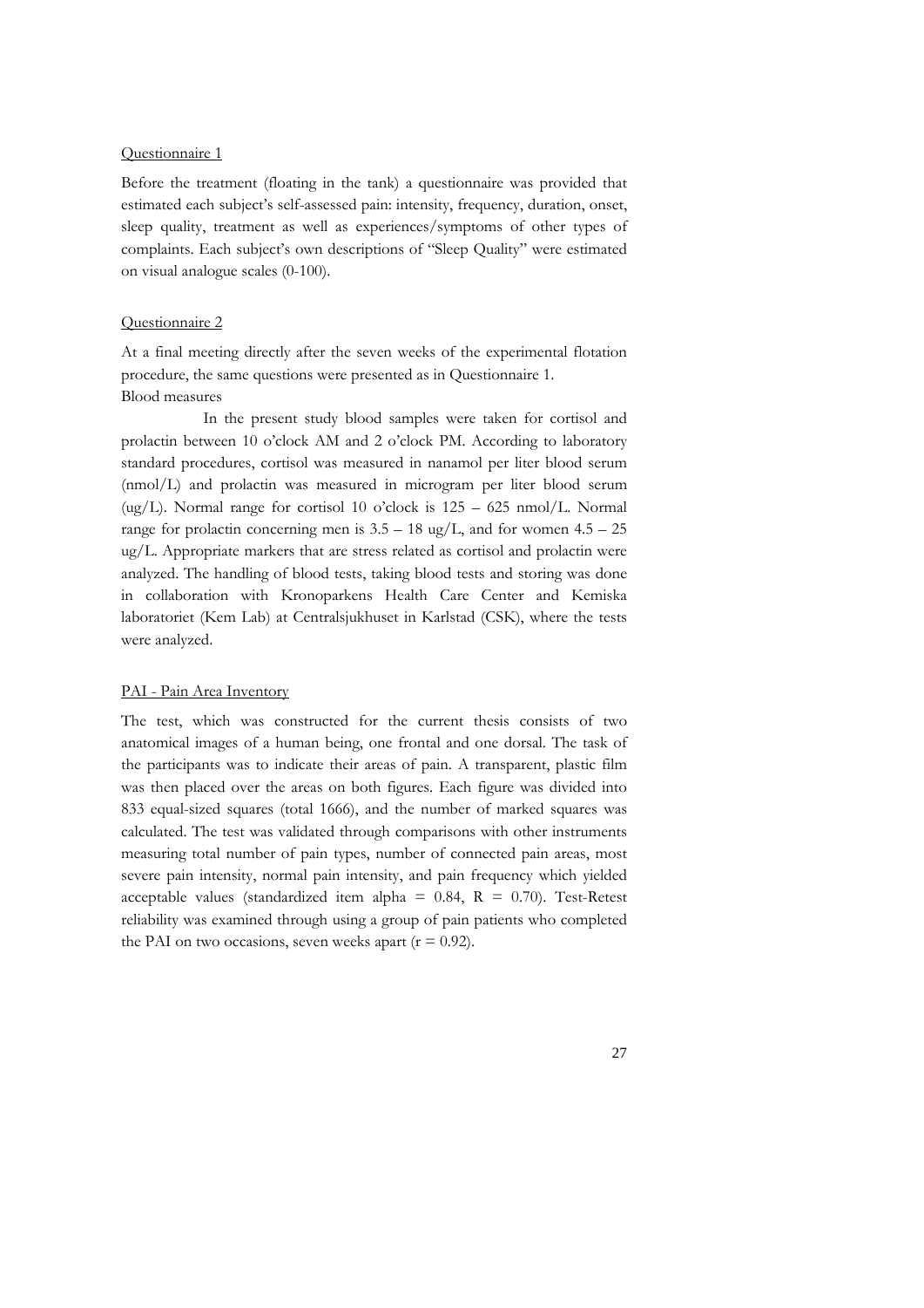Questionnaire 1

Before the treatment (floating in the tank) a questionnaire was provided that estimated each subject's self-assessed pain: intensity, frequency, duration, onset, sleep quality, treatment as well as experiences/symptoms of other types of complaints. Each subject's own descriptions of "Sleep Quality" were estimated on visual analogue scales (0-100).

Questionnaire 2

At a final meeting directly after the seven weeks of the experimental flotation procedure, the same questions were presented as in Questionnaire 1.

Blood measures

In the present study blood samples were taken for cortisol and prolactin between 10 o'clock AM and 2 o'clock PM. According to laboratory standard procedures, cortisol was measured in nanamol per liter blood serum (nmol/L) and prolactin was measured in microgram per liter blood serum (ug/L). Normal range for cortisol 10 o'clock is 125 – 625 nmol/L. Normal range for prolactin concerning men is 3.5 – 18 ug/L, and for women 4.5 – 25 ug/L. Appropriate markers that are stress related as cortisol and prolactin were analyzed. The handling of blood tests, taking blood tests and storing was done in collaboration with Kronoparkens Health Care Center and Kemiska laboratoriet (Kem Lab) at Centralsjukhuset in Karlstad (CSK), where the tests were analyzed.

PAI - Pain Area Inventory

The test, which was constructed for the current thesis consists of two anatomical images of a human being, one frontal and one dorsal. The task of the participants was to indicate their areas of pain. A transparent, plastic film was then placed over the areas on both figures. Each figure was divided into 833 equal-sized squares (total 1666), and the number of marked squares was calculated. The test was validated through comparisons with other instruments measuring total number of pain types, number of connected pain areas, most severe pain intensity, normal pain intensity, and pain frequency which yielded acceptable values (standardized item alpha = 0.84, $R = 0.70$). Test-Retest reliability was examined through using a group of pain patients who completed the PAI on two occasions, seven weeks apart ($r = 0.92$).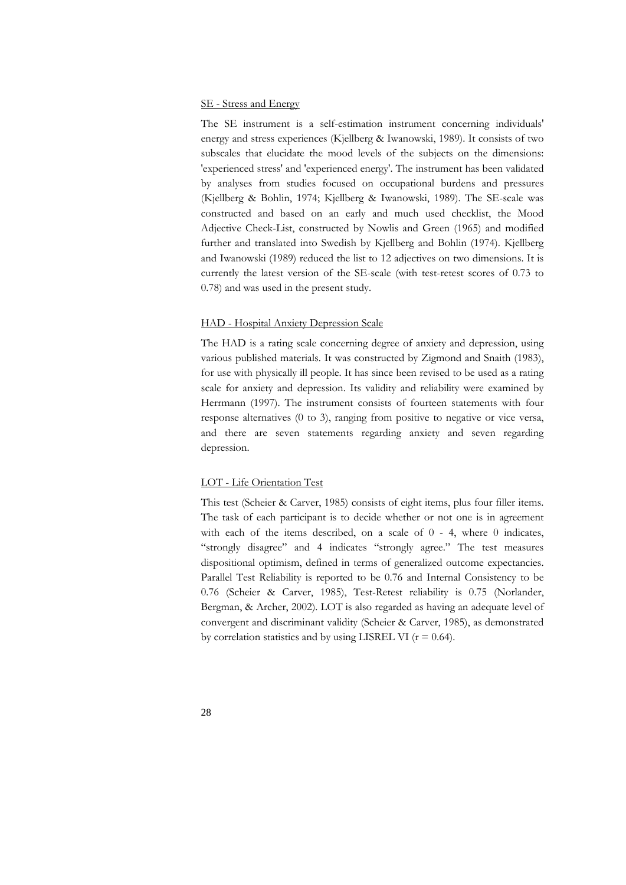SE - Stress and Energy

The SE instrument is a self-estimation instrument concerning individuals' energy and stress experiences (Kjellberg & Iwanowski, 1989). It consists of two subscales that elucidate the mood levels of the subjects on the dimensions: 'experienced stress' and 'experienced energy'. The instrument has been validated by analyses from studies focused on occupational burdens and pressures (Kjellberg & Bohlin, 1974; Kjellberg & Iwanowski, 1989). The SE-scale was constructed and based on an early and much used checklist, the Mood Adjective Check-List, constructed by Nowlis and Green (1965) and modified further and translated into Swedish by Kjellberg and Bohlin (1974). Kjellberg and Iwanowski (1989) reduced the list to 12 adjectives on two dimensions. It is currently the latest version of the SE-scale (with test-retest scores of 0.73 to 0.78) and was used in the present study.

HAD - Hospital Anxiety Depression Scale

The HAD is a rating scale concerning degree of anxiety and depression, using various published materials. It was constructed by Zigmond and Snaith (1983), for use with physically ill people. It has since been revised to be used as a rating scale for anxiety and depression. Its validity and reliability were examined by Herrmann (1997). The instrument consists of fourteen statements with four response alternatives (0 to 3), ranging from positive to negative or vice versa, and there are seven statements regarding anxiety and seven regarding depression.

LOT - Life Orientation Test

This test (Scheier & Carver, 1985) consists of eight items, plus four filler items. The task of each participant is to decide whether or not one is in agreement with each of the items described, on a scale of 0 - 4, where 0 indicates, "strongly disagree" and 4 indicates "strongly agree." The test measures dispositional optimism, defined in terms of generalized outcome expectancies. Parallel Test Reliability is reported to be 0.76 and Internal Consistency to be 0.76 (Scheier & Carver, 1985), Test-Retest reliability is 0.75 (Norlander, Bergman, & Archer, 2002). LOT is also regarded as having an adequate level of convergent and discriminant validity (Scheier & Carver, 1985), as demonstrated by correlation statistics and by using LISREL VI ($r = 0.64$).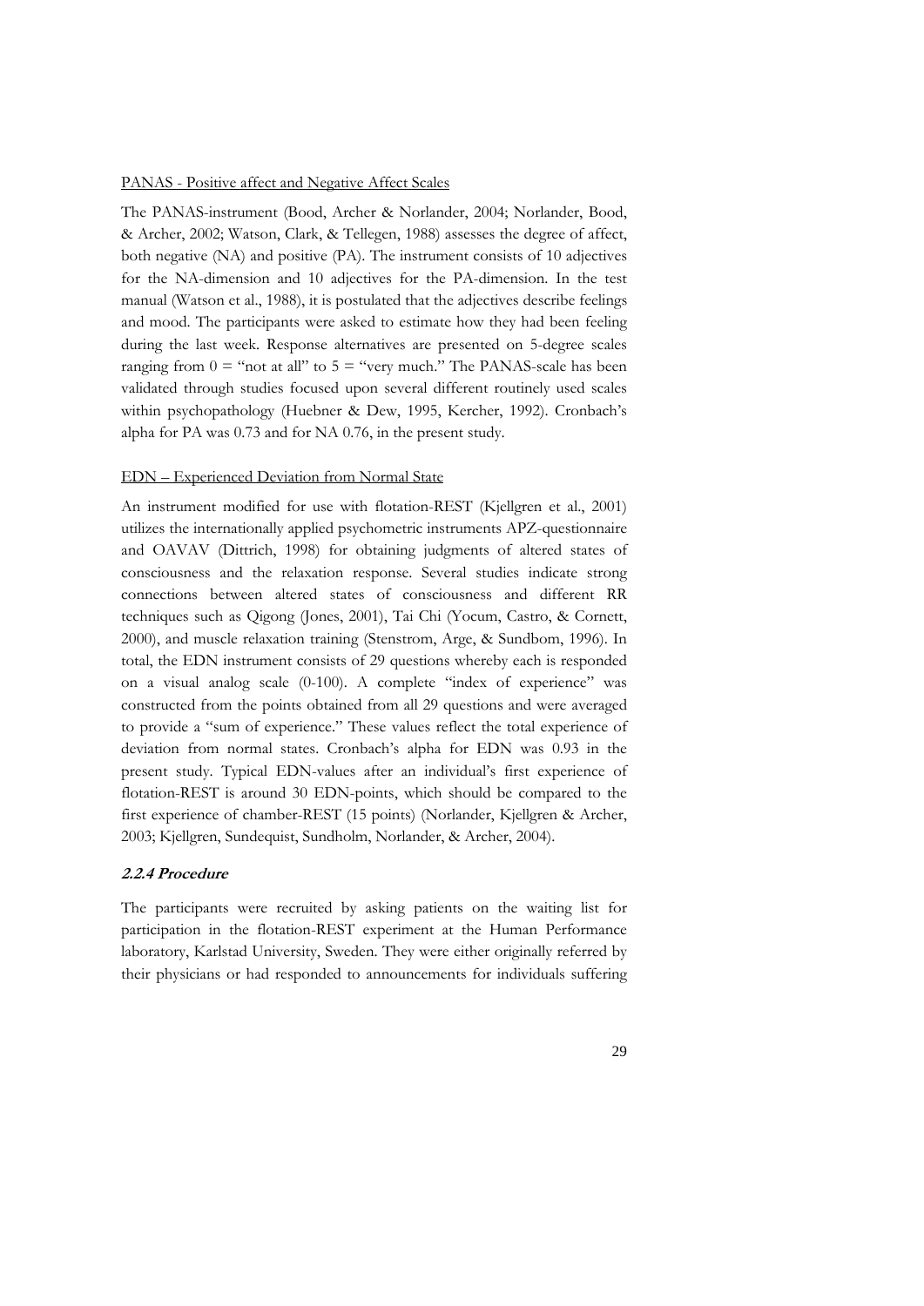PANAS - Positive affect and Negative Affect Scales

The PANAS-instrument (Bood, Archer & Norlander, 2004; Norlander, Bood, & Archer, 2002; Watson, Clark, & Tellegen, 1988) assesses the degree of affect, both negative (NA) and positive (PA). The instrument consists of 10 adjectives for the NA-dimension and 10 adjectives for the PA-dimension. In the test manual (Watson et al., 1988), it is postulated that the adjectives describe feelings and mood. The participants were asked to estimate how they had been feeling during the last week. Response alternatives are presented on 5-degree scales ranging from 0 = "not at all" to 5 = "very much." The PANAS-scale has been validated through studies focused upon several different routinely used scales within psychopathology (Huebner & Dew, 1995, Kercher, 1992). Cronbach's alpha for PA was 0.73 and for NA 0.76, in the present study.

EDN – Experienced Deviation from Normal State

An instrument modified for use with flotation-REST (Kjellgren et al., 2001) utilizes the internationally applied psychometric instruments APZ-questionnaire and OAVAV (Dittrich, 1998) for obtaining judgments of altered states of consciousness and the relaxation response. Several studies indicate strong connections between altered states of consciousness and different RR techniques such as Qigong (Jones, 2001), Tai Chi (Yocum, Castro, & Cornett, 2000), and muscle relaxation training (Stenstrom, Arge, & Sundbom, 1996). In total, the EDN instrument consists of 29 questions whereby each is responded on a visual analog scale (0-100). A complete "index of experience" was constructed from the points obtained from all 29 questions and were averaged to provide a "sum of experience." These values reflect the total experience of deviation from normal states. Cronbach's alpha for EDN was 0.93 in the present study. Typical EDN-values after an individual's first experience of flotation-REST is around 30 EDN-points, which should be compared to the first experience of chamber-REST (15 points) (Norlander, Kjellgren & Archer, 2003; Kjellgren, Sundequist, Sundholm, Norlander, & Archer, 2004).

#### 2.2.4 Procedure

The participants were recruited by asking patients on the waiting list for participation in the flotation-REST experiment at the Human Performance laboratory, Karlstad University, Sweden. They were either originally referred by their physicians or had responded to announcements for individuals suffering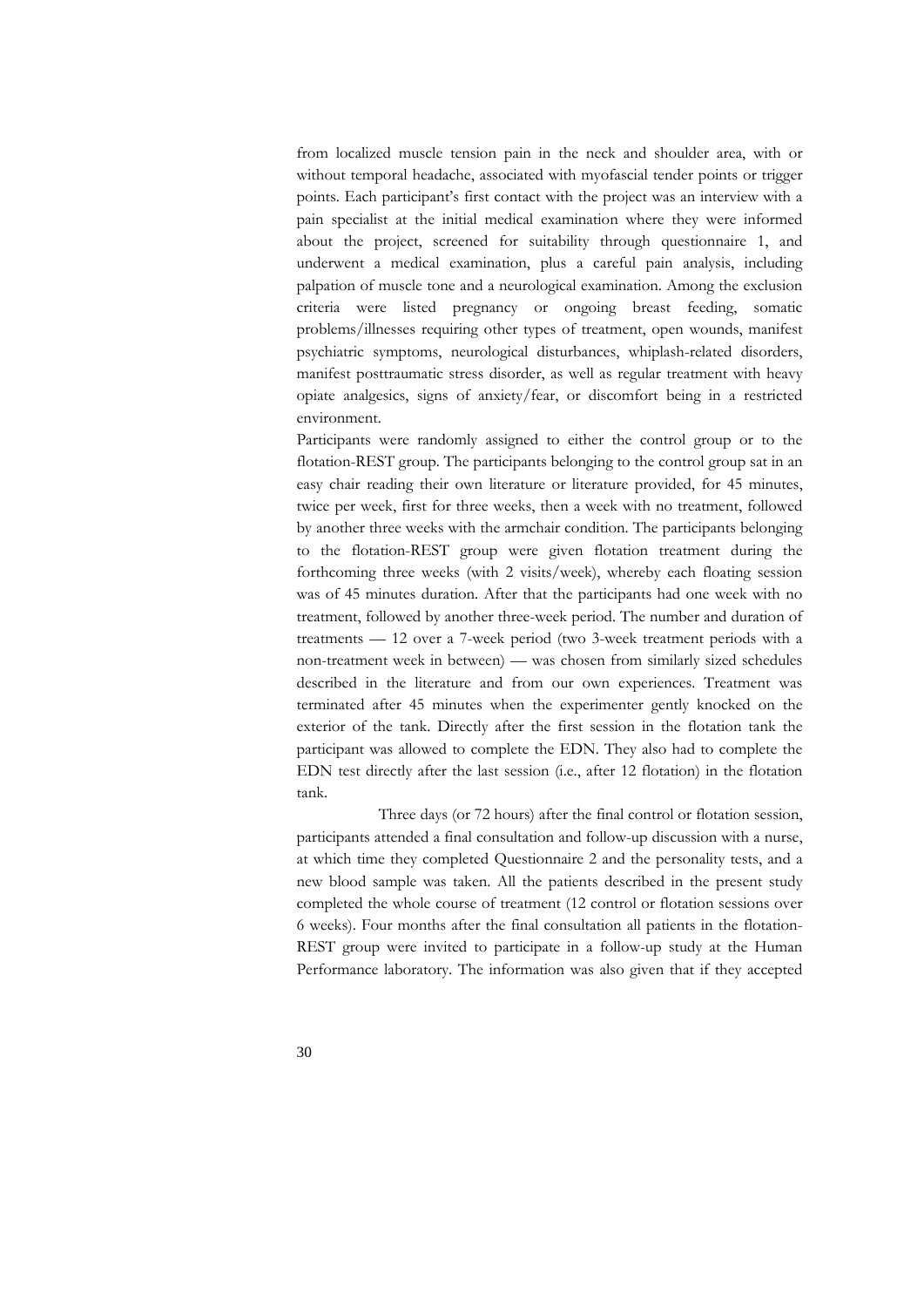from localized muscle tension pain in the neck and shoulder area, with or without temporal headache, associated with myofascial tender points or trigger points. Each participant's first contact with the project was an interview with a pain specialist at the initial medical examination where they were informed about the project, screened for suitability through questionnaire 1, and underwent a medical examination, plus a careful pain analysis, including palpation of muscle tone and a neurological examination. Among the exclusion criteria were listed pregnancy or ongoing breast feeding, somatic problems/illnesses requiring other types of treatment, open wounds, manifest psychiatric symptoms, neurological disturbances, whiplash-related disorders, manifest posttraumatic stress disorder, as well as regular treatment with heavy opiate analgesics, signs of anxiety/fear, or discomfort being in a restricted environment.

Participants were randomly assigned to either the control group or to the flotation-REST group. The participants belonging to the control group sat in an easy chair reading their own literature or literature provided, for 45 minutes, twice per week, first for three weeks, then a week with no treatment, followed by another three weeks with the armchair condition. The participants belonging to the flotation-REST group were given flotation treatment during the forthcoming three weeks (with 2 visits/week), whereby each floating session was of 45 minutes duration. After that the participants had one week with no treatment, followed by another three-week period. The number and duration of treatments — 12 over a 7-week period (two 3-week treatment periods with a non-treatment week in between) — was chosen from similarly sized schedules described in the literature and from our own experiences. Treatment was terminated after 45 minutes when the experimenter gently knocked on the exterior of the tank. Directly after the first session in the flotation tank the participant was allowed to complete the EDN. They also had to complete the EDN test directly after the last session (i.e., after 12 flotation) in the flotation tank.

Three days (or 72 hours) after the final control or flotation session, participants attended a final consultation and follow-up discussion with a nurse, at which time they completed Questionnaire 2 and the personality tests, and a new blood sample was taken. All the patients described in the present study completed the whole course of treatment (12 control or flotation sessions over 6 weeks). Four months after the final consultation all patients in the flotation-REST group were invited to participate in a follow-up study at the Human Performance laboratory. The information was also given that if they accepted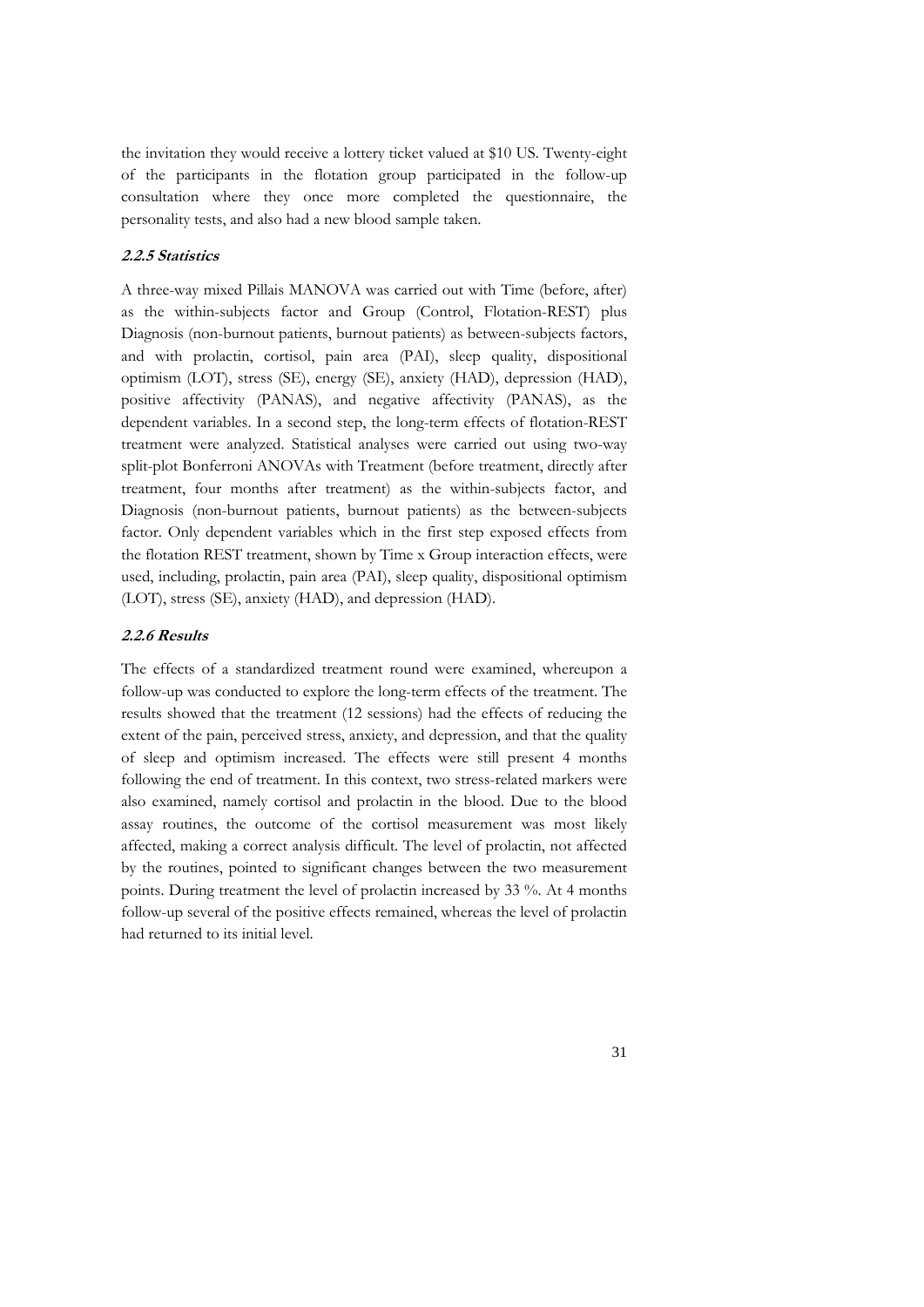the invitation they would receive a lottery ticket valued at $10 US. Twenty-eight of the participants in the flotation group participated in the follow-up consultation where they once more completed the questionnaire, the personality tests, and also had a new blood sample taken.

#### *2.2.5 Statistics*

A three-way mixed Pillais MANOVA was carried out with Time (before, after) as the within-subjects factor and Group (Control, Flotation-REST) plus Diagnosis (non-burnout patients, burnout patients) as between-subjects factors, and with prolactin, cortisol, pain area (PAI), sleep quality, dispositional optimism (LOT), stress (SE), energy (SE), anxiety (HAD), depression (HAD), positive affectivity (PANAS), and negative affectivity (PANAS), as the dependent variables. In a second step, the long-term effects of flotation-REST treatment were analyzed. Statistical analyses were carried out using two-way split-plot Bonferroni ANOVAs with Treatment (before treatment, directly after treatment, four months after treatment) as the within-subjects factor, and Diagnosis (non-burnout patients, burnout patients) as the between-subjects factor. Only dependent variables which in the first step exposed effects from the flotation REST treatment, shown by Time x Group interaction effects, were used, including, prolactin, pain area (PAI), sleep quality, dispositional optimism (LOT), stress (SE), anxiety (HAD), and depression (HAD).

#### *2.2.6 Results*

The effects of a standardized treatment round were examined, whereupon a follow-up was conducted to explore the long-term effects of the treatment. The results showed that the treatment (12 sessions) had the effects of reducing the extent of the pain, perceived stress, anxiety, and depression, and that the quality of sleep and optimism increased. The effects were still present 4 months following the end of treatment. In this context, two stress-related markers were also examined, namely cortisol and prolactin in the blood. Due to the blood assay routines, the outcome of the cortisol measurement was most likely affected, making a correct analysis difficult. The level of prolactin, not affected by the routines, pointed to significant changes between the two measurement points. During treatment the level of prolactin increased by 33 %. At 4 months follow-up several of the positive effects remained, whereas the level of prolactin had returned to its initial level.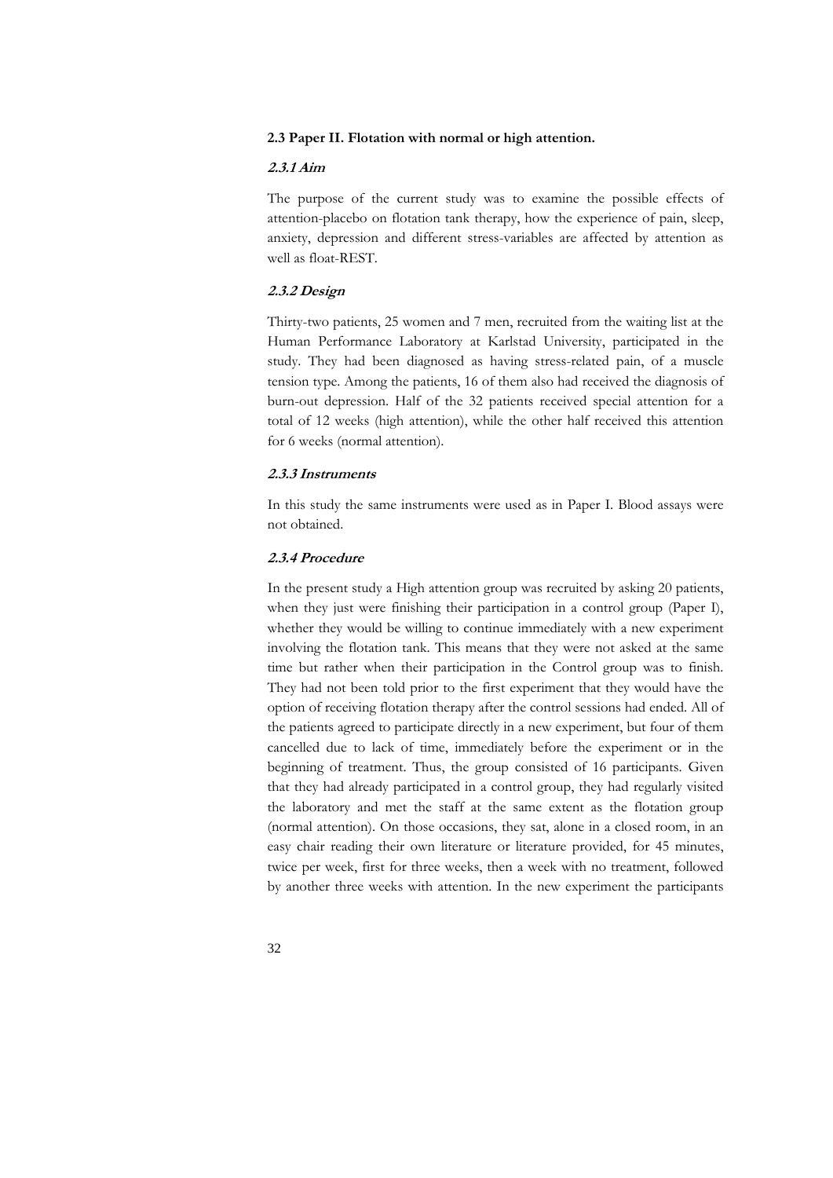### 2.3 Paper II. Flotation with normal or high attention.

#### *2.3.1 Aim*

The purpose of the current study was to examine the possible effects of attention-placebo on flotation tank therapy, how the experience of pain, sleep, anxiety, depression and different stress-variables are affected by attention as well as float-REST.

#### *2.3.2 Design*

Thirty-two patients, 25 women and 7 men, recruited from the waiting list at the Human Performance Laboratory at Karlstad University, participated in the study. They had been diagnosed as having stress-related pain, of a muscle tension type. Among the patients, 16 of them also had received the diagnosis of burn-out depression. Half of the 32 patients received special attention for a total of 12 weeks (high attention), while the other half received this attention for 6 weeks (normal attention).

#### *2.3.3 Instruments*

In this study the same instruments were used as in Paper I. Blood assays were not obtained.

#### *2.3.4 Procedure*

In the present study a High attention group was recruited by asking 20 patients, when they just were finishing their participation in a control group (Paper I), whether they would be willing to continue immediately with a new experiment involving the flotation tank. This means that they were not asked at the same time but rather when their participation in the Control group was to finish. They had not been told prior to the first experiment that they would have the option of receiving flotation therapy after the control sessions had ended. All of the patients agreed to participate directly in a new experiment, but four of them cancelled due to lack of time, immediately before the experiment or in the beginning of treatment. Thus, the group consisted of 16 participants. Given that they had already participated in a control group, they had regularly visited the laboratory and met the staff at the same extent as the flotation group (normal attention). On those occasions, they sat, alone in a closed room, in an easy chair reading their own literature or literature provided, for 45 minutes, twice per week, first for three weeks, then a week with no treatment, followed by another three weeks with attention. In the new experiment the participants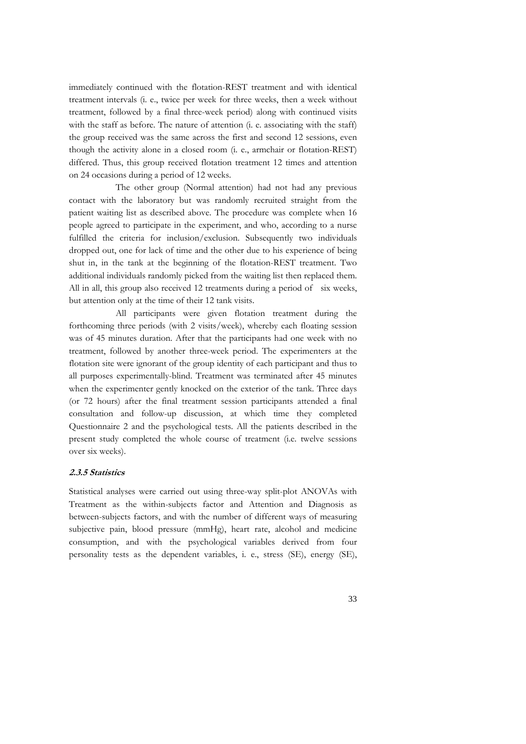immediately continued with the flotation-REST treatment and with identical treatment intervals (i. e., twice per week for three weeks, then a week without treatment, followed by a final three-week period) along with continued visits with the staff as before. The nature of attention (i. e. associating with the staff) the group received was the same across the first and second 12 sessions, even though the activity alone in a closed room (i. e., armchair or flotation-REST) differed. Thus, this group received flotation treatment 12 times and attention on 24 occasions during a period of 12 weeks.

The other group (Normal attention) had not had any previous contact with the laboratory but was randomly recruited straight from the patient waiting list as described above. The procedure was complete when 16 people agreed to participate in the experiment, and who, according to a nurse fulfilled the criteria for inclusion/exclusion. Subsequently two individuals dropped out, one for lack of time and the other due to his experience of being shut in, in the tank at the beginning of the flotation-REST treatment. Two additional individuals randomly picked from the waiting list then replaced them. All in all, this group also received 12 treatments during a period of six weeks, but attention only at the time of their 12 tank visits.

All participants were given flotation treatment during the forthcoming three periods (with 2 visits/week), whereby each floating session was of 45 minutes duration. After that the participants had one week with no treatment, followed by another three-week period. The experimenters at the flotation site were ignorant of the group identity of each participant and thus to all purposes experimentally-blind. Treatment was terminated after 45 minutes when the experimenter gently knocked on the exterior of the tank. Three days (or 72 hours) after the final treatment session participants attended a final consultation and follow-up discussion, at which time they completed Questionnaire 2 and the psychological tests. All the patients described in the present study completed the whole course of treatment (i.e. twelve sessions over six weeks).

#### *2.3.5 Statistics*

Statistical analyses were carried out using three-way split-plot ANOVAs with Treatment as the within-subjects factor and Attention and Diagnosis as between-subjects factors, and with the number of different ways of measuring subjective pain, blood pressure (mmHg), heart rate, alcohol and medicine consumption, and with the psychological variables derived from four personality tests as the dependent variables, i. e., stress (SE), energy (SE),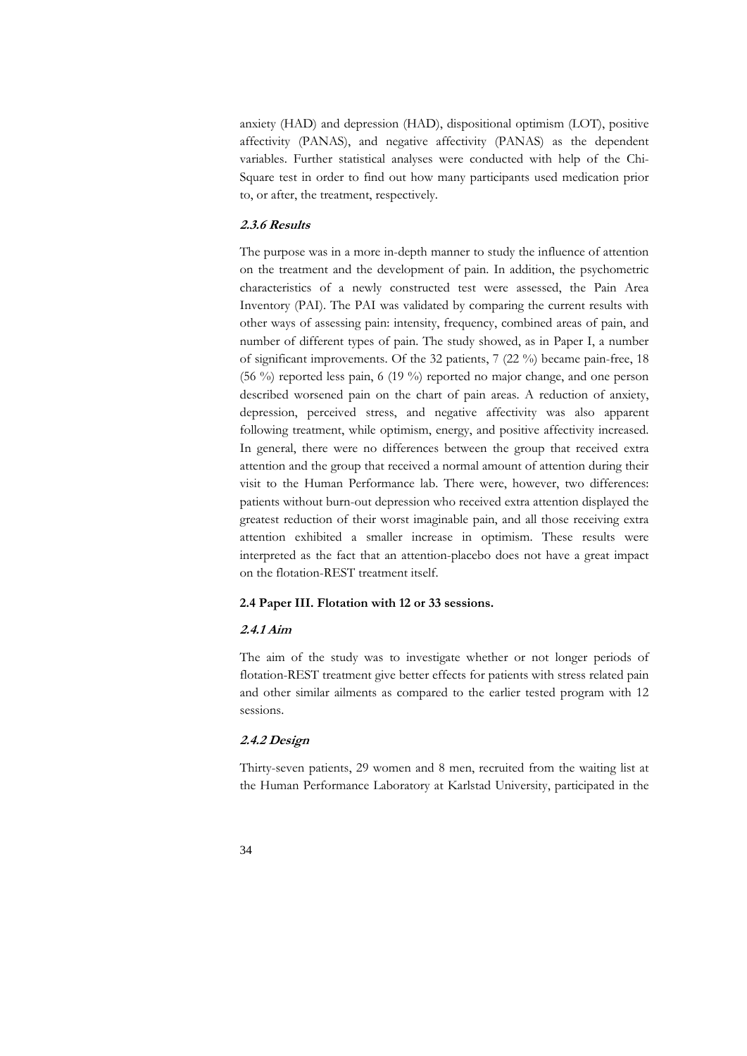anxiety (HAD) and depression (HAD), dispositional optimism (LOT), positive affectivity (PANAS), and negative affectivity (PANAS) as the dependent variables. Further statistical analyses were conducted with help of the Chi-Square test in order to find out how many participants used medication prior to, or after, the treatment, respectively.

#### *2.3.6 Results*

The purpose was in a more in-depth manner to study the influence of attention on the treatment and the development of pain. In addition, the psychometric characteristics of a newly constructed test were assessed, the Pain Area Inventory (PAI). The PAI was validated by comparing the current results with other ways of assessing pain: intensity, frequency, combined areas of pain, and number of different types of pain. The study showed, as in Paper I, a number of significant improvements. Of the 32 patients, 7 (22 %) became pain-free, 18 (56 %) reported less pain, 6 (19 %) reported no major change, and one person described worsened pain on the chart of pain areas. A reduction of anxiety, depression, perceived stress, and negative affectivity was also apparent following treatment, while optimism, energy, and positive affectivity increased. In general, there were no differences between the group that received extra attention and the group that received a normal amount of attention during their visit to the Human Performance lab. There were, however, two differences: patients without burn-out depression who received extra attention displayed the greatest reduction of their worst imaginable pain, and all those receiving extra attention exhibited a smaller increase in optimism. These results were interpreted as the fact that an attention-placebo does not have a great impact on the flotation-REST treatment itself.

### 2.4 Paper III. Flotation with 12 or 33 sessions.

#### *2.4.1 Aim*

The aim of the study was to investigate whether or not longer periods of flotation-REST treatment give better effects for patients with stress related pain and other similar ailments as compared to the earlier tested program with 12 sessions.

#### *2.4.2 Design*

Thirty-seven patients, 29 women and 8 men, recruited from the waiting list at the Human Performance Laboratory at Karlstad University, participated in the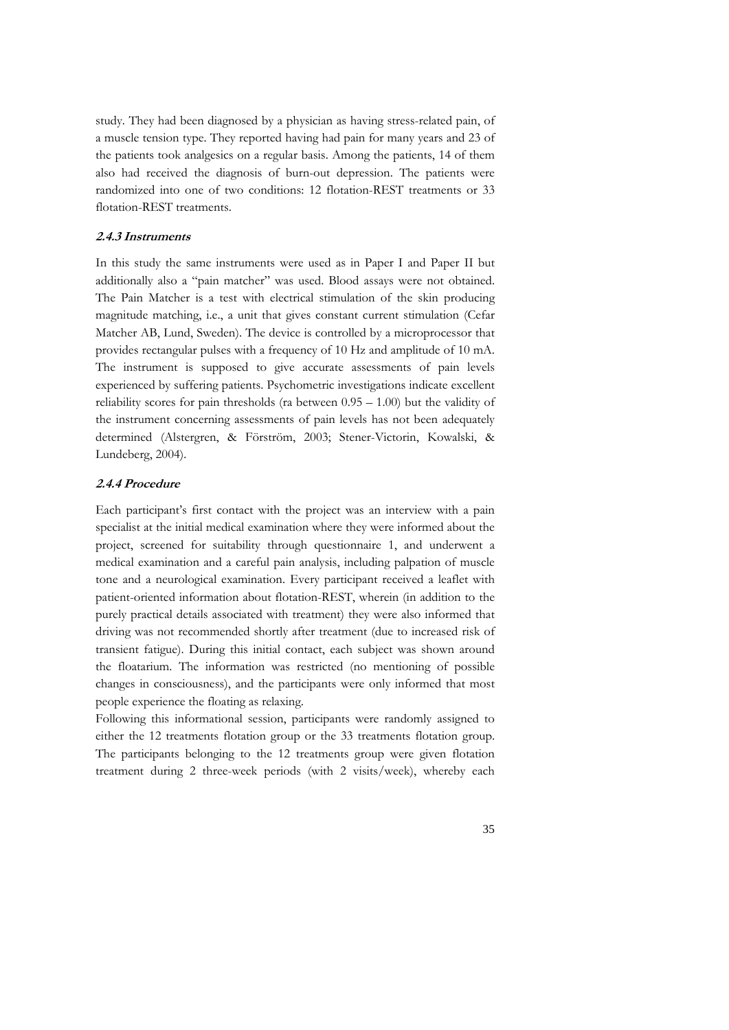study. They had been diagnosed by a physician as having stress-related pain, of a muscle tension type. They reported having had pain for many years and 23 of the patients took analgesics on a regular basis. Among the patients, 14 of them also had received the diagnosis of burn-out depression. The patients were randomized into one of two conditions: 12 flotation-REST treatments or 33 flotation-REST treatments.

#### *2.4.3 Instruments*

In this study the same instruments were used as in Paper I and Paper II but additionally also a "pain matcher" was used. Blood assays were not obtained. The Pain Matcher is a test with electrical stimulation of the skin producing magnitude matching, i.e., a unit that gives constant current stimulation (Cefar Matcher AB, Lund, Sweden). The device is controlled by a microprocessor that provides rectangular pulses with a frequency of 10 Hz and amplitude of 10 mA. The instrument is supposed to give accurate assessments of pain levels experienced by suffering patients. Psychometric investigations indicate excellent reliability scores for pain thresholds (ra between 0.95 – 1.00) but the validity of the instrument concerning assessments of pain levels has not been adequately determined (Alstergren, & Förström, 2003; Stener-Victorin, Kowalski, & Lundeberg, 2004).

#### *2.4.4 Procedure*

Each participant's first contact with the project was an interview with a pain specialist at the initial medical examination where they were informed about the project, screened for suitability through questionnaire 1, and underwent a medical examination and a careful pain analysis, including palpation of muscle tone and a neurological examination. Every participant received a leaflet with patient-oriented information about flotation-REST, wherein (in addition to the purely practical details associated with treatment) they were also informed that driving was not recommended shortly after treatment (due to increased risk of transient fatigue). During this initial contact, each subject was shown around the floatarium. The information was restricted (no mentioning of possible changes in consciousness), and the participants were only informed that most people experience the floating as relaxing.

Following this informational session, participants were randomly assigned to either the 12 treatments flotation group or the 33 treatments flotation group. The participants belonging to the 12 treatments group were given flotation treatment during 2 three-week periods (with 2 visits/week), whereby each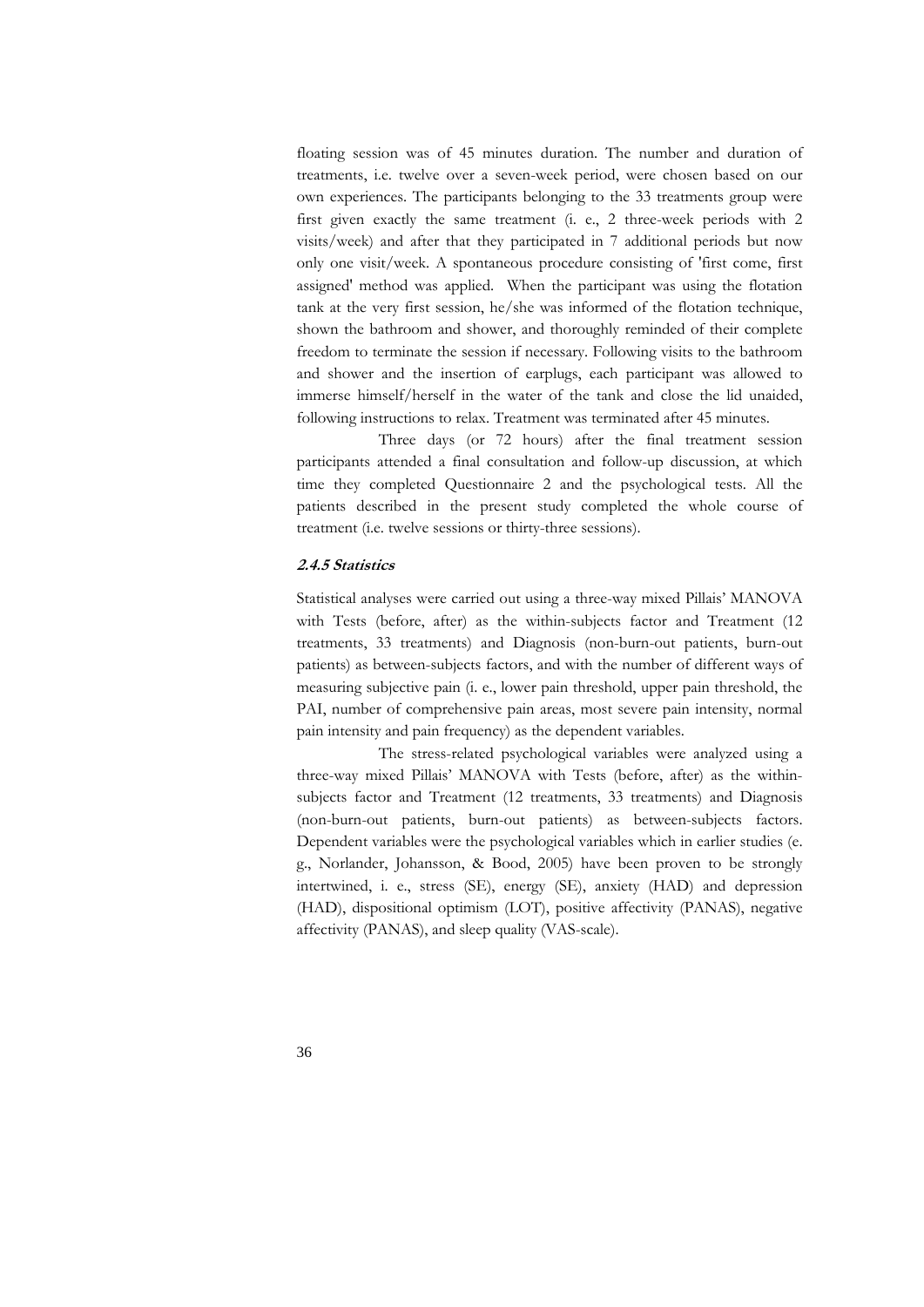floating session was of 45 minutes duration. The number and duration of treatments, i.e. twelve over a seven-week period, were chosen based on our own experiences. The participants belonging to the 33 treatments group were first given exactly the same treatment (i. e., 2 three-week periods with 2 visits/week) and after that they participated in 7 additional periods but now only one visit/week. A spontaneous procedure consisting of 'first come, first assigned' method was applied. When the participant was using the flotation tank at the very first session, he/she was informed of the flotation technique, shown the bathroom and shower, and thoroughly reminded of their complete freedom to terminate the session if necessary. Following visits to the bathroom and shower and the insertion of earplugs, each participant was allowed to immerse himself/herself in the water of the tank and close the lid unaided, following instructions to relax. Treatment was terminated after 45 minutes.

Three days (or 72 hours) after the final treatment session participants attended a final consultation and follow-up discussion, at which time they completed Questionnaire 2 and the psychological tests. All the patients described in the present study completed the whole course of treatment (i.e. twelve sessions or thirty-three sessions).

#### *2.4.5 Statistics*

Statistical analyses were carried out using a three-way mixed Pillais' MANOVA with Tests (before, after) as the within-subjects factor and Treatment (12 treatments, 33 treatments) and Diagnosis (non-burn-out patients, burn-out patients) as between-subjects factors, and with the number of different ways of measuring subjective pain (i. e., lower pain threshold, upper pain threshold, the PAI, number of comprehensive pain areas, most severe pain intensity, normal pain intensity and pain frequency) as the dependent variables.

The stress-related psychological variables were analyzed using a three-way mixed Pillais' MANOVA with Tests (before, after) as the within-subjects factor and Treatment (12 treatments, 33 treatments) and Diagnosis (non-burn-out patients, burn-out patients) as between-subjects factors. Dependent variables were the psychological variables which in earlier studies (e. g., Norlander, Johansson, & Bood, 2005) have been proven to be strongly intertwined, i. e., stress (SE), energy (SE), anxiety (HAD) and depression (HAD), dispositional optimism (LOT), positive affectivity (PANAS), negative affectivity (PANAS), and sleep quality (VAS-scale).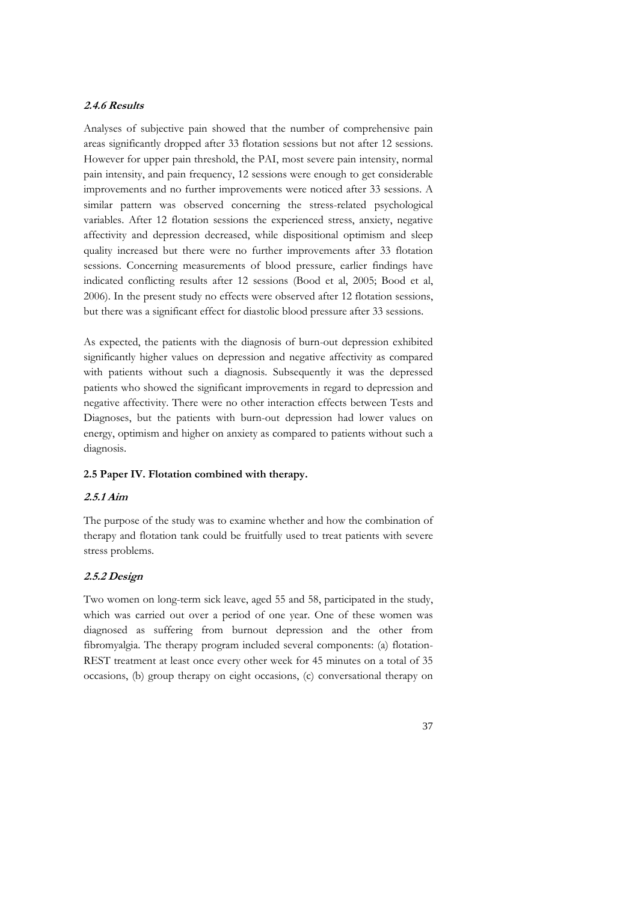#### *2.4.6 Results*

Analyses of subjective pain showed that the number of comprehensive pain areas significantly dropped after 33 flotation sessions but not after 12 sessions. However for upper pain threshold, the PAI, most severe pain intensity, normal pain intensity, and pain frequency, 12 sessions were enough to get considerable improvements and no further improvements were noticed after 33 sessions. A similar pattern was observed concerning the stress-related psychological variables. After 12 flotation sessions the experienced stress, anxiety, negative affectivity and depression decreased, while dispositional optimism and sleep quality increased but there were no further improvements after 33 flotation sessions. Concerning measurements of blood pressure, earlier findings have indicated conflicting results after 12 sessions (Bood et al, 2005; Bood et al, 2006). In the present study no effects were observed after 12 flotation sessions, but there was a significant effect for diastolic blood pressure after 33 sessions.

As expected, the patients with the diagnosis of burn-out depression exhibited significantly higher values on depression and negative affectivity as compared with patients without such a diagnosis. Subsequently it was the depressed patients who showed the significant improvements in regard to depression and negative affectivity. There were no other interaction effects between Tests and Diagnoses, but the patients with burn-out depression had lower values on energy, optimism and higher on anxiety as compared to patients without such a diagnosis.

### 2.5 Paper IV. Flotation combined with therapy.

#### *2.5.1 Aim*

The purpose of the study was to examine whether and how the combination of therapy and flotation tank could be fruitfully used to treat patients with severe stress problems.

#### *2.5.2 Design*

Two women on long-term sick leave, aged 55 and 58, participated in the study, which was carried out over a period of one year. One of these women was diagnosed as suffering from burnout depression and the other from fibromyalgia. The therapy program included several components: (a) flotation-REST treatment at least once every other week for 45 minutes on a total of 35 occasions, (b) group therapy on eight occasions, (c) conversational therapy on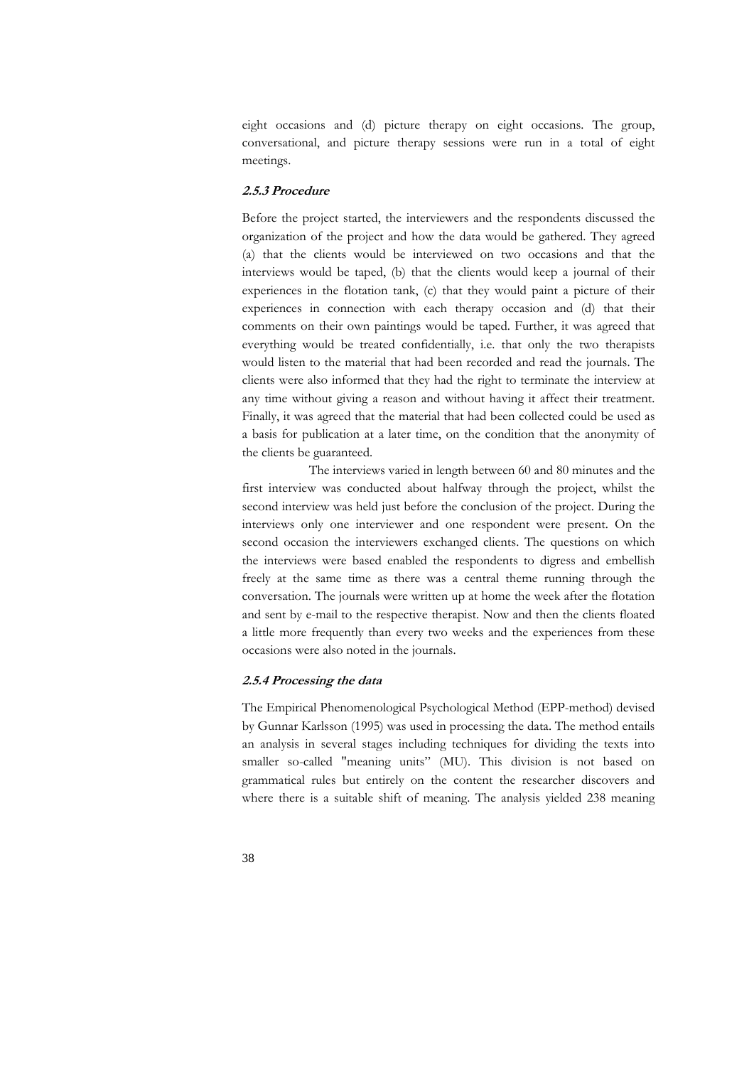eight occasions and (d) picture therapy on eight occasions. The group, conversational, and picture therapy sessions were run in a total of eight meetings.

#### *2.5.3 Procedure*

Before the project started, the interviewers and the respondents discussed the organization of the project and how the data would be gathered. They agreed (a) that the clients would be interviewed on two occasions and that the interviews would be taped, (b) that the clients would keep a journal of their experiences in the flotation tank, (c) that they would paint a picture of their experiences in connection with each therapy occasion and (d) that their comments on their own paintings would be taped. Further, it was agreed that everything would be treated confidentially, i.e. that only the two therapists would listen to the material that had been recorded and read the journals. The clients were also informed that they had the right to terminate the interview at any time without giving a reason and without having it affect their treatment. Finally, it was agreed that the material that had been collected could be used as a basis for publication at a later time, on the condition that the anonymity of the clients be guaranteed.

The interviews varied in length between 60 and 80 minutes and the first interview was conducted about halfway through the project, whilst the second interview was held just before the conclusion of the project. During the interviews only one interviewer and one respondent were present. On the second occasion the interviewers exchanged clients. The questions on which the interviews were based enabled the respondents to digress and embellish freely at the same time as there was a central theme running through the conversation. The journals were written up at home the week after the flotation and sent by e-mail to the respective therapist. Now and then the clients floated a little more frequently than every two weeks and the experiences from these occasions were also noted in the journals.

#### *2.5.4 Processing the data*

The Empirical Phenomenological Psychological Method (EPP-method) devised by Gunnar Karlsson (1995) was used in processing the data. The method entails an analysis in several stages including techniques for dividing the texts into smaller so-called "meaning units" (MU). This division is not based on grammatical rules but entirely on the content the researcher discovers and where there is a suitable shift of meaning. The analysis yielded 238 meaning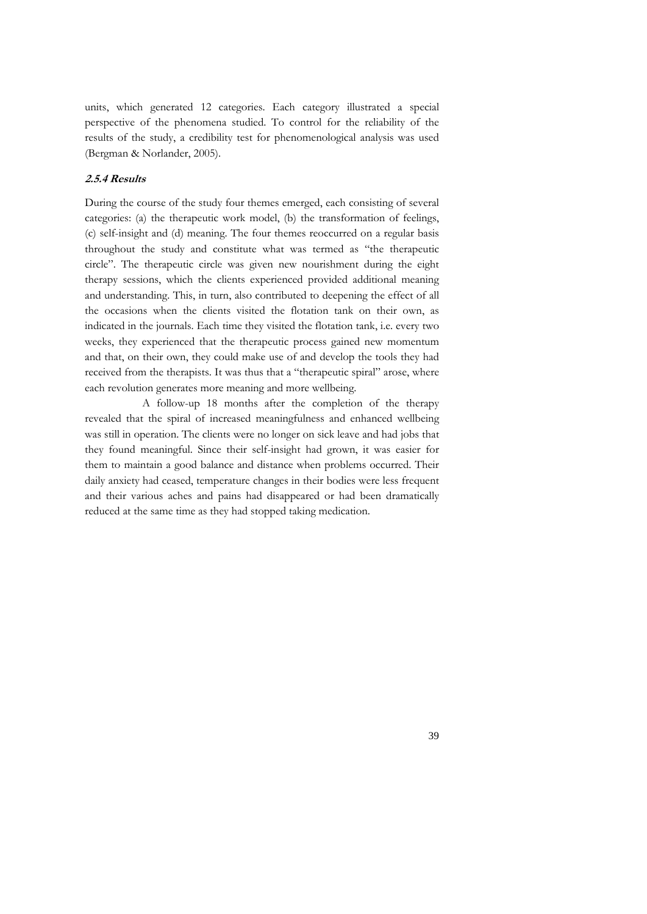units, which generated 12 categories. Each category illustrated a special perspective of the phenomena studied. To control for the reliability of the results of the study, a credibility test for phenomenological analysis was used (Bergman & Norlander, 2005).

#### *2.5.4 Results*

During the course of the study four themes emerged, each consisting of several categories: (a) the therapeutic work model, (b) the transformation of feelings, (c) self-insight and (d) meaning. The four themes reoccurred on a regular basis throughout the study and constitute what was termed as "the therapeutic circle". The therapeutic circle was given new nourishment during the eight therapy sessions, which the clients experienced provided additional meaning and understanding. This, in turn, also contributed to deepening the effect of all the occasions when the clients visited the flotation tank on their own, as indicated in the journals. Each time they visited the flotation tank, i.e. every two weeks, they experienced that the therapeutic process gained new momentum and that, on their own, they could make use of and develop the tools they had received from the therapists. It was thus that a "therapeutic spiral" arose, where each revolution generates more meaning and more wellbeing.

A follow-up 18 months after the completion of the therapy revealed that the spiral of increased meaningfulness and enhanced wellbeing was still in operation. The clients were no longer on sick leave and had jobs that they found meaningful. Since their self-insight had grown, it was easier for them to maintain a good balance and distance when problems occurred. Their daily anxiety had ceased, temperature changes in their bodies were less frequent and their various aches and pains had disappeared or had been dramatically reduced at the same time as they had stopped taking medication.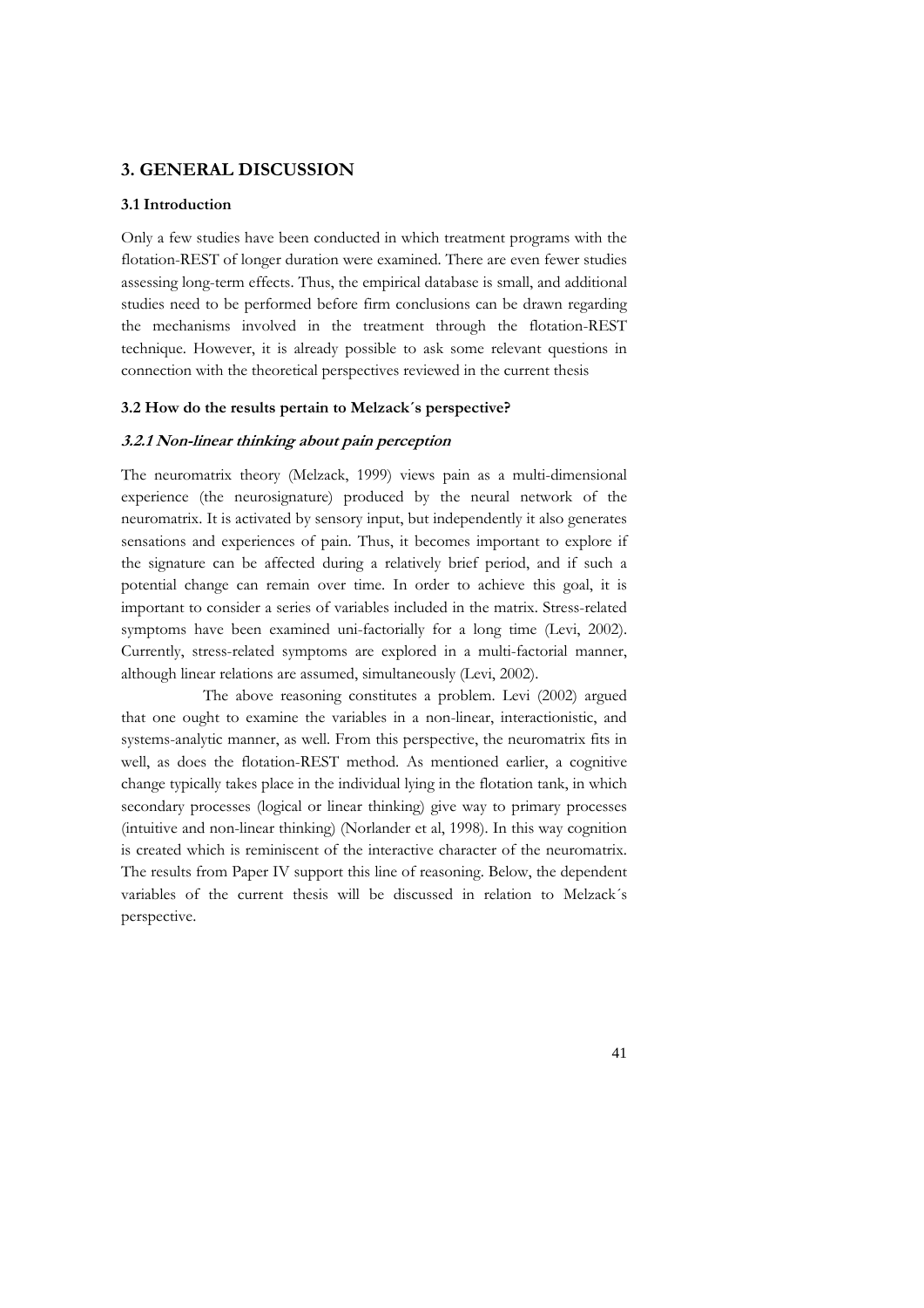# 3. GENERAL DISCUSSION

### 3.1 Introduction

Only a few studies have been conducted in which treatment programs with the flotation-REST of longer duration were examined. There are even fewer studies assessing long-term effects. Thus, the empirical database is small, and additional studies need to be performed before firm conclusions can be drawn regarding the mechanisms involved in the treatment through the flotation-REST technique. However, it is already possible to ask some relevant questions in connection with the theoretical perspectives reviewed in the current thesis

### 3.2 How do the results pertain to Melzack´s perspective?

#### *3.2.1 Non-linear thinking about pain perception*

The neuromatrix theory (Melzack, 1999) views pain as a multi-dimensional experience (the neurosignature) produced by the neural network of the neuromatrix. It is activated by sensory input, but independently it also generates sensations and experiences of pain. Thus, it becomes important to explore if the signature can be affected during a relatively brief period, and if such a potential change can remain over time. In order to achieve this goal, it is important to consider a series of variables included in the matrix. Stress-related symptoms have been examined uni-factorially for a long time (Levi, 2002). Currently, stress-related symptoms are explored in a multi-factorial manner, although linear relations are assumed, simultaneously (Levi, 2002).

The above reasoning constitutes a problem. Levi (2002) argued that one ought to examine the variables in a non-linear, interactionistic, and systems-analytic manner, as well. From this perspective, the neuromatrix fits in well, as does the flotation-REST method. As mentioned earlier, a cognitive change typically takes place in the individual lying in the flotation tank, in which secondary processes (logical or linear thinking) give way to primary processes (intuitive and non-linear thinking) (Norlander et al, 1998). In this way cognition is created which is reminiscent of the interactive character of the neuromatrix. The results from Paper IV support this line of reasoning. Below, the dependent variables of the current thesis will be discussed in relation to Melzack´s perspective.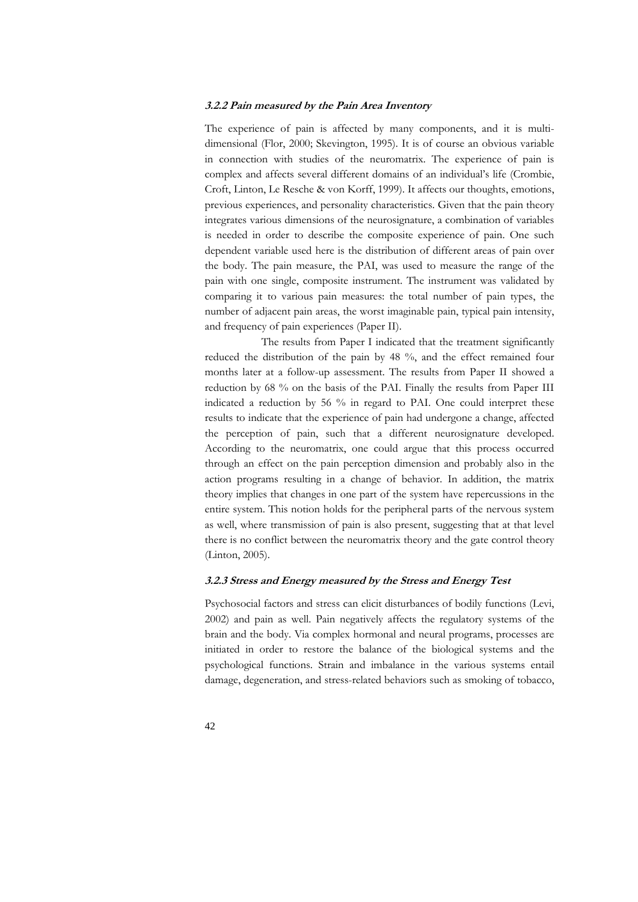#### *3.2.2 Pain measured by the Pain Area Inventory*

The experience of pain is affected by many components, and it is multi-dimensional (Flor, 2000; Skevington, 1995). It is of course an obvious variable in connection with studies of the neuromatrix. The experience of pain is complex and affects several different domains of an individual's life (Crombie, Croft, Linton, Le Resche & von Korff, 1999). It affects our thoughts, emotions, previous experiences, and personality characteristics. Given that the pain theory integrates various dimensions of the neurosignature, a combination of variables is needed in order to describe the composite experience of pain. One such dependent variable used here is the distribution of different areas of pain over the body. The pain measure, the PAI, was used to measure the range of the pain with one single, composite instrument. The instrument was validated by comparing it to various pain measures: the total number of pain types, the number of adjacent pain areas, the worst imaginable pain, typical pain intensity, and frequency of pain experiences (Paper II).

The results from Paper I indicated that the treatment significantly reduced the distribution of the pain by 48 %, and the effect remained four months later at a follow-up assessment. The results from Paper II showed a reduction by 68 % on the basis of the PAI. Finally the results from Paper III indicated a reduction by 56 % in regard to PAI. One could interpret these results to indicate that the experience of pain had undergone a change, affected the perception of pain, such that a different neurosignature developed. According to the neuromatrix, one could argue that this process occurred through an effect on the pain perception dimension and probably also in the action programs resulting in a change of behavior. In addition, the matrix theory implies that changes in one part of the system have repercussions in the entire system. This notion holds for the peripheral parts of the nervous system as well, where transmission of pain is also present, suggesting that at that level there is no conflict between the neuromatrix theory and the gate control theory (Linton, 2005).

#### *3.2.3 Stress and Energy measured by the Stress and Energy Test*

Psychosocial factors and stress can elicit disturbances of bodily functions (Levi, 2002) and pain as well. Pain negatively affects the regulatory systems of the brain and the body. Via complex hormonal and neural programs, processes are initiated in order to restore the balance of the biological systems and the psychological functions. Strain and imbalance in the various systems entail damage, degeneration, and stress-related behaviors such as smoking of tobacco,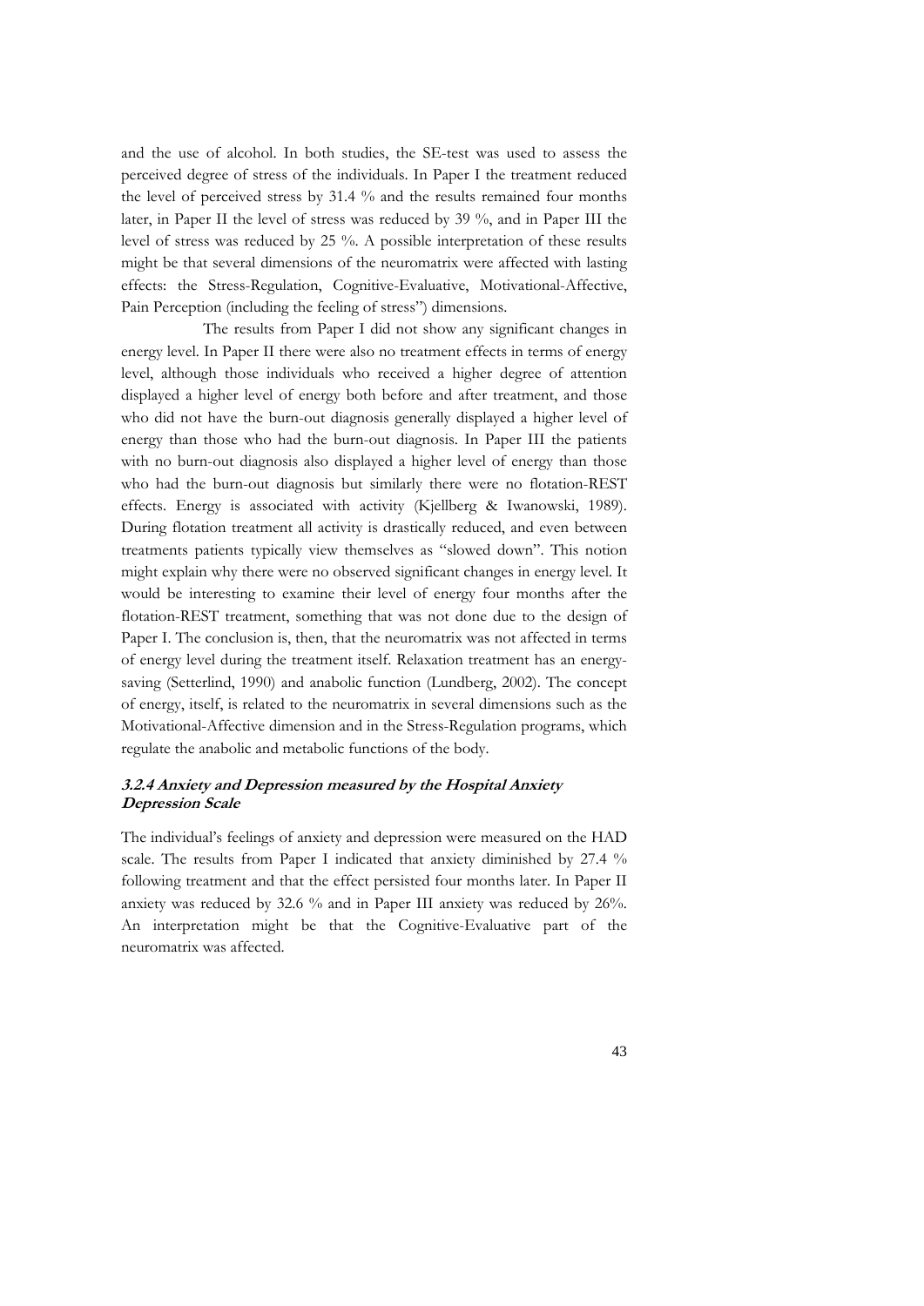and the use of alcohol. In both studies, the SE-test was used to assess the perceived degree of stress of the individuals. In Paper I the treatment reduced the level of perceived stress by 31.4 % and the results remained four months later, in Paper II the level of stress was reduced by 39 %, and in Paper III the level of stress was reduced by 25 %. A possible interpretation of these results might be that several dimensions of the neuromatrix were affected with lasting effects: the Stress-Regulation, Cognitive-Evaluative, Motivational-Affective, Pain Perception (including the feeling of stress") dimensions.

The results from Paper I did not show any significant changes in energy level. In Paper II there were also no treatment effects in terms of energy level, although those individuals who received a higher degree of attention displayed a higher level of energy both before and after treatment, and those who did not have the burn-out diagnosis generally displayed a higher level of energy than those who had the burn-out diagnosis. In Paper III the patients with no burn-out diagnosis also displayed a higher level of energy than those who had the burn-out diagnosis but similarly there were no flotation-REST effects. Energy is associated with activity (Kjellberg & Iwanowski, 1989). During flotation treatment all activity is drastically reduced, and even between treatments patients typically view themselves as "slowed down". This notion might explain why there were no observed significant changes in energy level. It would be interesting to examine their level of energy four months after the flotation-REST treatment, something that was not done due to the design of Paper I. The conclusion is, then, that the neuromatrix was not affected in terms of energy level during the treatment itself. Relaxation treatment has an energy-saving (Setterlind, 1990) and anabolic function (Lundberg, 2002). The concept of energy, itself, is related to the neuromatrix in several dimensions such as the Motivational-Affective dimension and in the Stress-Regulation programs, which regulate the anabolic and metabolic functions of the body.

#### *3.2.4 Anxiety and Depression measured by the Hospital Anxiety Depression Scale*

The individual's feelings of anxiety and depression were measured on the HAD scale. The results from Paper I indicated that anxiety diminished by 27.4 % following treatment and that the effect persisted four months later. In Paper II anxiety was reduced by 32.6 % and in Paper III anxiety was reduced by 26%. An interpretation might be that the Cognitive-Evaluative part of the neuromatrix was affected.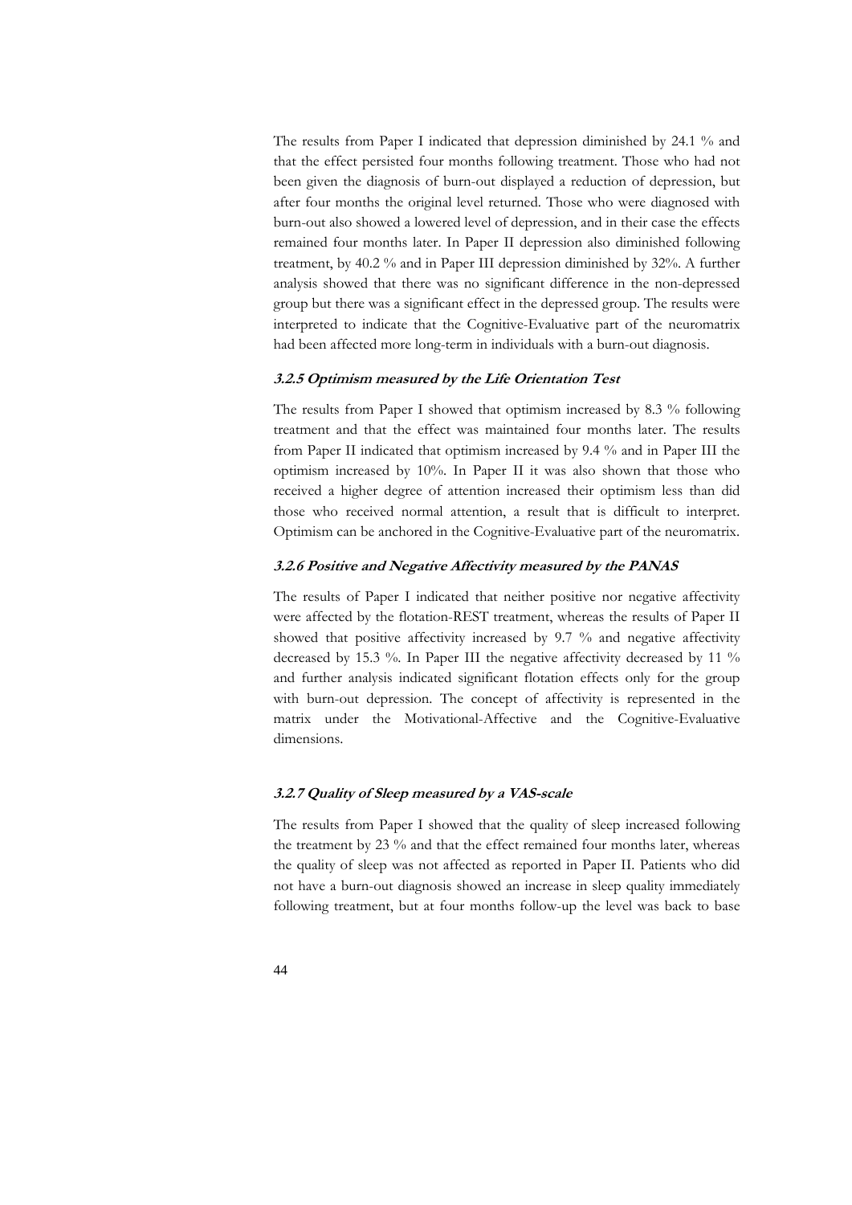The results from Paper I indicated that depression diminished by 24.1 % and that the effect persisted four months following treatment. Those who had not been given the diagnosis of burn-out displayed a reduction of depression, but after four months the original level returned. Those who were diagnosed with burn-out also showed a lowered level of depression, and in their case the effects remained four months later. In Paper II depression also diminished following treatment, by 40.2 % and in Paper III depression diminished by 32%. A further analysis showed that there was no significant difference in the non-depressed group but there was a significant effect in the depressed group. The results were interpreted to indicate that the Cognitive-Evaluative part of the neuromatrix had been affected more long-term in individuals with a burn-out diagnosis.

### *3.2.5 Optimism measured by the Life Orientation Test*

The results from Paper I showed that optimism increased by 8.3 % following treatment and that the effect was maintained four months later. The results from Paper II indicated that optimism increased by 9.4 % and in Paper III the optimism increased by 10%. In Paper II it was also shown that those who received a higher degree of attention increased their optimism less than did those who received normal attention, a result that is difficult to interpret. Optimism can be anchored in the Cognitive-Evaluative part of the neuromatrix.

### *3.2.6 Positive and Negative Affectivity measured by the PANAS*

The results of Paper I indicated that neither positive nor negative affectivity were affected by the flotation-REST treatment, whereas the results of Paper II showed that positive affectivity increased by 9.7 % and negative affectivity decreased by 15.3 %. In Paper III the negative affectivity decreased by 11 % and further analysis indicated significant flotation effects only for the group with burn-out depression. The concept of affectivity is represented in the matrix under the Motivational-Affective and the Cognitive-Evaluative dimensions.

### *3.2.7 Quality of Sleep measured by a VAS-scale*

The results from Paper I showed that the quality of sleep increased following the treatment by 23 % and that the effect remained four months later, whereas the quality of sleep was not affected as reported in Paper II. Patients who did not have a burn-out diagnosis showed an increase in sleep quality immediately following treatment, but at four months follow-up the level was back to base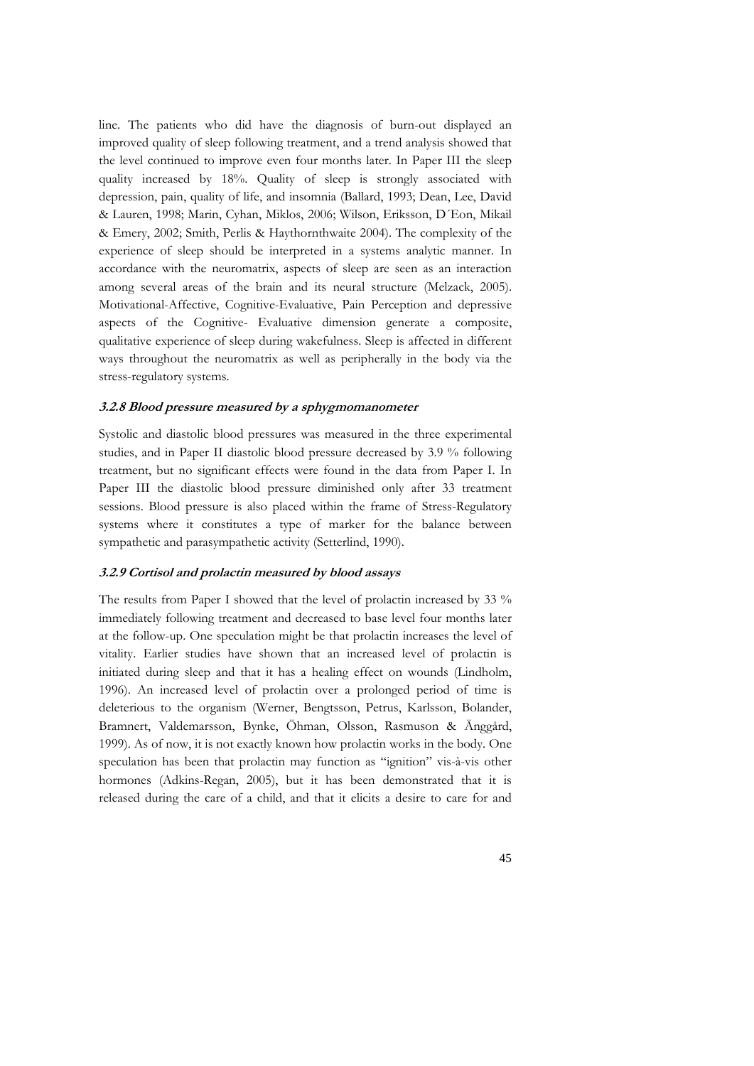line. The patients who did have the diagnosis of burn-out displayed an improved quality of sleep following treatment, and a trend analysis showed that the level continued to improve even four months later. In Paper III the sleep quality increased by 18%. Quality of sleep is strongly associated with depression, pain, quality of life, and insomnia (Ballard, 1993; Dean, Lee, David & Lauren, 1998; Marin, Cyhan, Miklos, 2006; Wilson, Eriksson, D´Eon, Mikail & Emery, 2002; Smith, Perlis & Haythornthwaite 2004). The complexity of the experience of sleep should be interpreted in a systems analytic manner. In accordance with the neuromatrix, aspects of sleep are seen as an interaction among several areas of the brain and its neural structure (Melzack, 2005). Motivational-Affective, Cognitive-Evaluative, Pain Perception and depressive aspects of the Cognitive- Evaluative dimension generate a composite, qualitative experience of sleep during wakefulness. Sleep is affected in different ways throughout the neuromatrix as well as peripherally in the body via the stress-regulatory systems.

### 3.2.8 Blood pressure measured by a sphygmomanometer

Systolic and diastolic blood pressures was measured in the three experimental studies, and in Paper II diastolic blood pressure decreased by 3.9 % following treatment, but no significant effects were found in the data from Paper I. In Paper III the diastolic blood pressure diminished only after 33 treatment sessions. Blood pressure is also placed within the frame of Stress-Regulatory systems where it constitutes a type of marker for the balance between sympathetic and parasympathetic activity (Setterlind, 1990).

### 3.2.9 Cortisol and prolactin measured by blood assays

The results from Paper I showed that the level of prolactin increased by 33 % immediately following treatment and decreased to base level four months later at the follow-up. One speculation might be that prolactin increases the level of vitality. Earlier studies have shown that an increased level of prolactin is initiated during sleep and that it has a healing effect on wounds (Lindholm, 1996). An increased level of prolactin over a prolonged period of time is deleterious to the organism (Werner, Bengtsson, Petrus, Karlsson, Bolander, Bramnert, Valdemarsson, Bynke, Öhman, Olsson, Rasmuson & Änggård, 1999). As of now, it is not exactly known how prolactin works in the body. One speculation has been that prolactin may function as "ignition" vis-à-vis other hormones (Adkins-Regan, 2005), but it has been demonstrated that it is released during the care of a child, and that it elicits a desire to care for and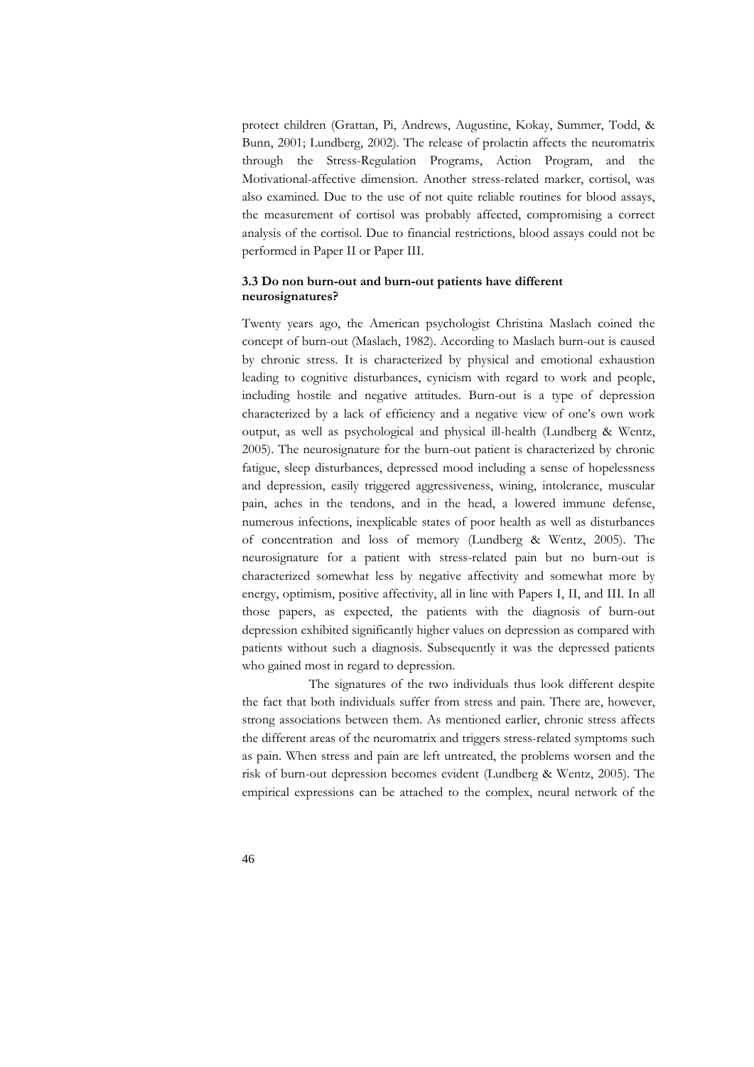protect children (Grattan, Pi, Andrews, Augustine, Kokay, Summer, Todd, & Bunn, 2001; Lundberg, 2002). The release of prolactin affects the neuromatrix through the Stress-Regulation Programs, Action Program, and the Motivational-affective dimension. Another stress-related marker, cortisol, was also examined. Due to the use of not quite reliable routines for blood assays, the measurement of cortisol was probably affected, compromising a correct analysis of the cortisol. Due to financial restrictions, blood assays could not be performed in Paper II or Paper III.

### 3.3 Do non burn-out and burn-out patients have different neurosignatures?

Twenty years ago, the American psychologist Christina Maslach coined the concept of burn-out (Maslach, 1982). According to Maslach burn-out is caused by chronic stress. It is characterized by physical and emotional exhaustion leading to cognitive disturbances, cynicism with regard to work and people, including hostile and negative attitudes. Burn-out is a type of depression characterized by a lack of efficiency and a negative view of one's own work output, as well as psychological and physical ill-health (Lundberg & Wentz, 2005). The neurosignature for the burn-out patient is characterized by chronic fatigue, sleep disturbances, depressed mood including a sense of hopelessness and depression, easily triggered aggressiveness, wining, intolerance, muscular pain, aches in the tendons, and in the head, a lowered immune defense, numerous infections, inexplicable states of poor health as well as disturbances of concentration and loss of memory (Lundberg & Wentz, 2005). The neurosignature for a patient with stress-related pain but no burn-out is characterized somewhat less by negative affectivity and somewhat more by energy, optimism, positive affectivity, all in line with Papers I, II, and III. In all those papers, as expected, the patients with the diagnosis of burn-out depression exhibited significantly higher values on depression as compared with patients without such a diagnosis. Subsequently it was the depressed patients who gained most in regard to depression.

The signatures of the two individuals thus look different despite the fact that both individuals suffer from stress and pain. There are, however, strong associations between them. As mentioned earlier, chronic stress affects the different areas of the neuromatrix and triggers stress-related symptoms such as pain. When stress and pain are left untreated, the problems worsen and the risk of burn-out depression becomes evident (Lundberg & Wentz, 2005). The empirical expressions can be attached to the complex, neural network of the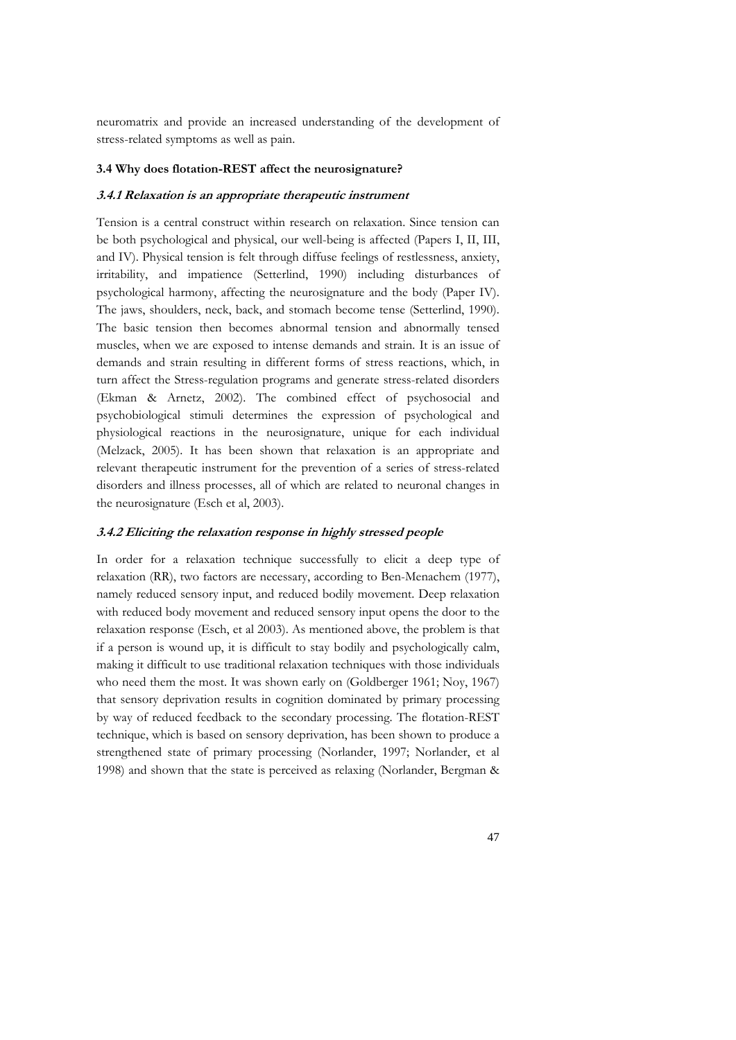neuromatrix and provide an increased understanding of the development of stress-related symptoms as well as pain.

### 3.4 Why does flotation-REST affect the neurosignature?

#### *3.4.1 Relaxation is an appropriate therapeutic instrument*

Tension is a central construct within research on relaxation. Since tension can be both psychological and physical, our well-being is affected (Papers I, II, III, and IV). Physical tension is felt through diffuse feelings of restlessness, anxiety, irritability, and impatience (Setterlind, 1990) including disturbances of psychological harmony, affecting the neurosignature and the body (Paper IV). The jaws, shoulders, neck, back, and stomach become tense (Setterlind, 1990). The basic tension then becomes abnormal tension and abnormally tensed muscles, when we are exposed to intense demands and strain. It is an issue of demands and strain resulting in different forms of stress reactions, which, in turn affect the Stress-regulation programs and generate stress-related disorders (Ekman & Arnetz, 2002). The combined effect of psychosocial and psychobiological stimuli determines the expression of psychological and physiological reactions in the neurosignature, unique for each individual (Melzack, 2005). It has been shown that relaxation is an appropriate and relevant therapeutic instrument for the prevention of a series of stress-related disorders and illness processes, all of which are related to neuronal changes in the neurosignature (Esch et al, 2003).

#### *3.4.2 Eliciting the relaxation response in highly stressed people*

In order for a relaxation technique successfully to elicit a deep type of relaxation (RR), two factors are necessary, according to Ben-Menachem (1977), namely reduced sensory input, and reduced bodily movement. Deep relaxation with reduced body movement and reduced sensory input opens the door to the relaxation response (Esch, et al 2003). As mentioned above, the problem is that if a person is wound up, it is difficult to stay bodily and psychologically calm, making it difficult to use traditional relaxation techniques with those individuals who need them the most. It was shown early on (Goldberger 1961; Noy, 1967) that sensory deprivation results in cognition dominated by primary processing by way of reduced feedback to the secondary processing. The flotation-REST technique, which is based on sensory deprivation, has been shown to produce a strengthened state of primary processing (Norlander, 1997; Norlander, et al 1998) and shown that the state is perceived as relaxing (Norlander, Bergman &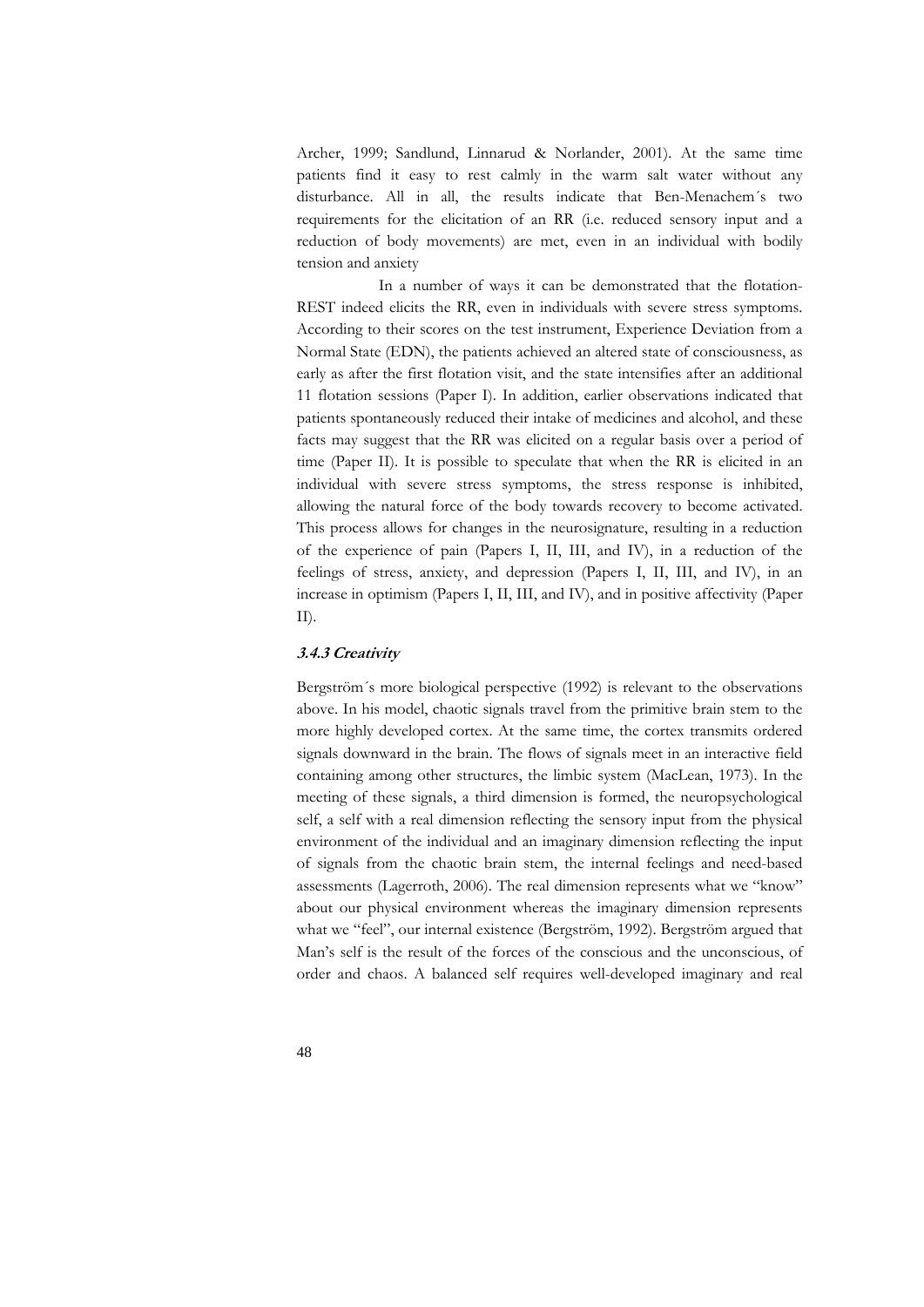Archer, 1999; Sandlund, Linnarud & Norlander, 2001). At the same time patients find it easy to rest calmly in the warm salt water without any disturbance. All in all, the results indicate that Ben-Menachem´s two requirements for the elicitation of an RR (i.e. reduced sensory input and a reduction of body movements) are met, even in an individual with bodily tension and anxiety

In a number of ways it can be demonstrated that the flotation-REST indeed elicits the RR, even in individuals with severe stress symptoms. According to their scores on the test instrument, Experience Deviation from a Normal State (EDN), the patients achieved an altered state of consciousness, as early as after the first flotation visit, and the state intensifies after an additional 11 flotation sessions (Paper I). In addition, earlier observations indicated that patients spontaneously reduced their intake of medicines and alcohol, and these facts may suggest that the RR was elicited on a regular basis over a period of time (Paper II). It is possible to speculate that when the RR is elicited in an individual with severe stress symptoms, the stress response is inhibited, allowing the natural force of the body towards recovery to become activated. This process allows for changes in the neurosignature, resulting in a reduction of the experience of pain (Papers I, II, III, and IV), in a reduction of the feelings of stress, anxiety, and depression (Papers I, II, III, and IV), in an increase in optimism (Papers I, II, III, and IV), and in positive affectivity (Paper II).

#### ***3.4.3 Creativity***

Bergström´s more biological perspective (1992) is relevant to the observations above. In his model, chaotic signals travel from the primitive brain stem to the more highly developed cortex. At the same time, the cortex transmits ordered signals downward in the brain. The flows of signals meet in an interactive field containing among other structures, the limbic system (MacLean, 1973). In the meeting of these signals, a third dimension is formed, the neuropsychological self, a self with a real dimension reflecting the sensory input from the physical environment of the individual and an imaginary dimension reflecting the input of signals from the chaotic brain stem, the internal feelings and need-based assessments (Lagerroth, 2006). The real dimension represents what we "know" about our physical environment whereas the imaginary dimension represents what we "feel", our internal existence (Bergström, 1992). Bergström argued that Man's self is the result of the forces of the conscious and the unconscious, of order and chaos. A balanced self requires well-developed imaginary and real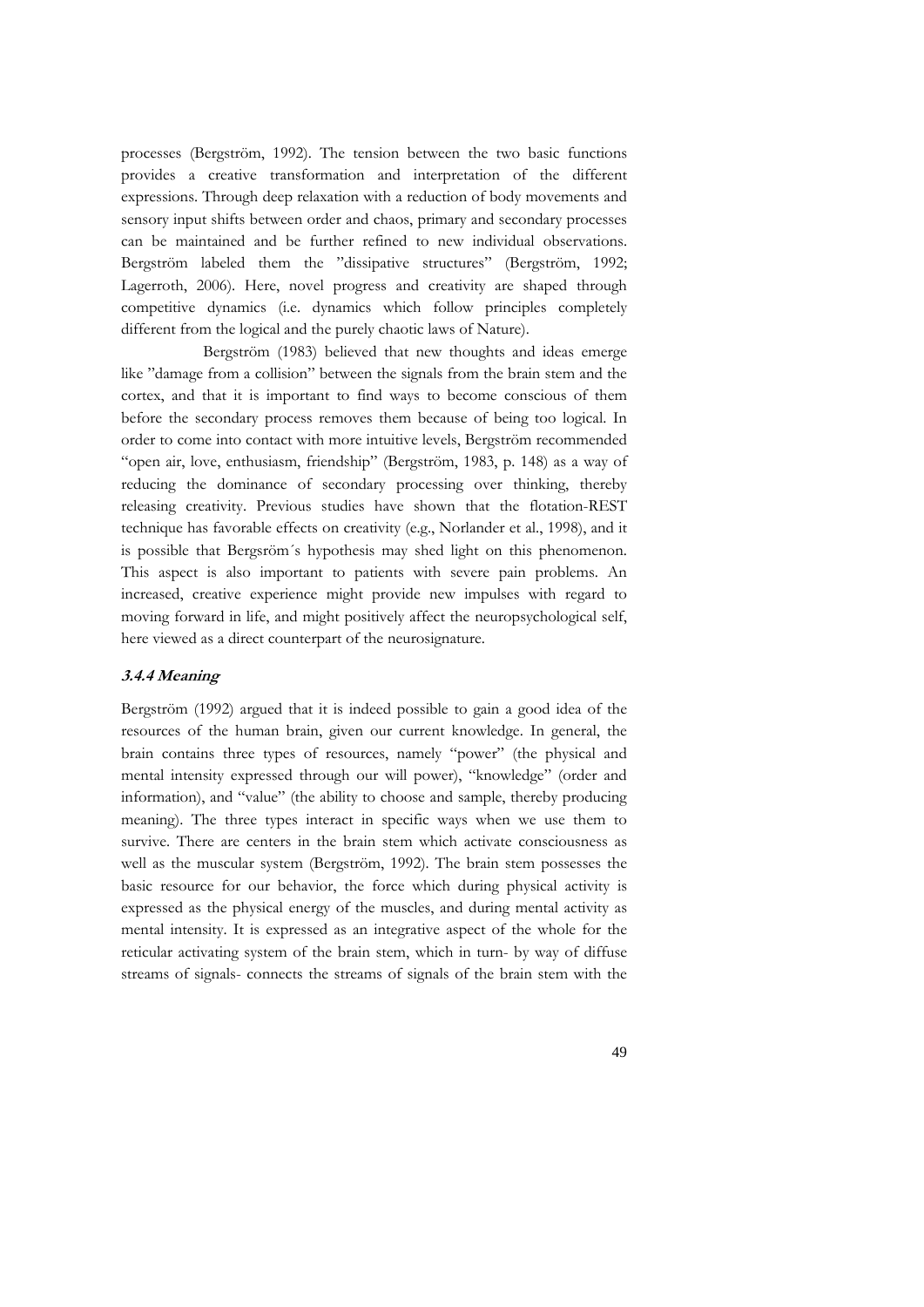processes (Bergström, 1992). The tension between the two basic functions provides a creative transformation and interpretation of the different expressions. Through deep relaxation with a reduction of body movements and sensory input shifts between order and chaos, primary and secondary processes can be maintained and be further refined to new individual observations. Bergström labeled them the ”dissipative structures” (Bergström, 1992; Lagerroth, 2006). Here, novel progress and creativity are shaped through competitive dynamics (i.e. dynamics which follow principles completely different from the logical and the purely chaotic laws of Nature).

Bergström (1983) believed that new thoughts and ideas emerge like ”damage from a collision” between the signals from the brain stem and the cortex, and that it is important to find ways to become conscious of them before the secondary process removes them because of being too logical. In order to come into contact with more intuitive levels, Bergström recommended “open air, love, enthusiasm, friendship” (Bergström, 1983, p. 148) as a way of reducing the dominance of secondary processing over thinking, thereby releasing creativity. Previous studies have shown that the flotation-REST technique has favorable effects on creativity (e.g., Norlander et al., 1998), and it is possible that Bergsröm´s hypothesis may shed light on this phenomenon. This aspect is also important to patients with severe pain problems. An increased, creative experience might provide new impulses with regard to moving forward in life, and might positively affect the neuropsychological self, here viewed as a direct counterpart of the neurosignature.

### *3.4.4 Meaning*

Bergström (1992) argued that it is indeed possible to gain a good idea of the resources of the human brain, given our current knowledge. In general, the brain contains three types of resources, namely “power” (the physical and mental intensity expressed through our will power), “knowledge” (order and information), and “value” (the ability to choose and sample, thereby producing meaning). The three types interact in specific ways when we use them to survive. There are centers in the brain stem which activate consciousness as well as the muscular system (Bergström, 1992). The brain stem possesses the basic resource for our behavior, the force which during physical activity is expressed as the physical energy of the muscles, and during mental activity as mental intensity. It is expressed as an integrative aspect of the whole for the reticular activating system of the brain stem, which in turn- by way of diffuse streams of signals- connects the streams of signals of the brain stem with the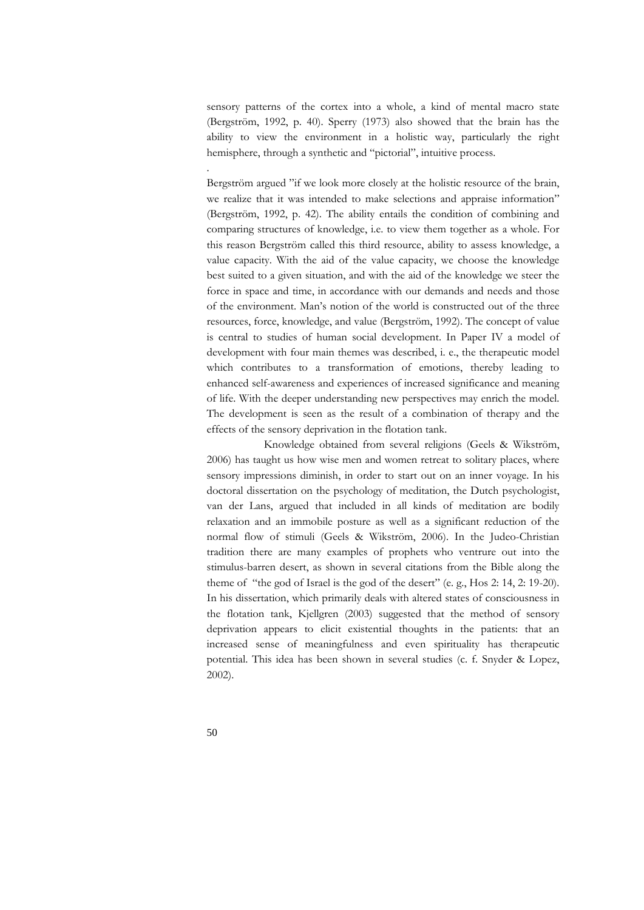sensory patterns of the cortex into a whole, a kind of mental macro state (Bergström, 1992, p. 40). Sperry (1973) also showed that the brain has the ability to view the environment in a holistic way, particularly the right hemisphere, through a synthetic and "pictorial", intuitive process.

.

Bergström argued "if we look more closely at the holistic resource of the brain, we realize that it was intended to make selections and appraise information" (Bergström, 1992, p. 42). The ability entails the condition of combining and comparing structures of knowledge, i.e. to view them together as a whole. For this reason Bergström called this third resource, ability to assess knowledge, a value capacity. With the aid of the value capacity, we choose the knowledge best suited to a given situation, and with the aid of the knowledge we steer the force in space and time, in accordance with our demands and needs and those of the environment. Man's notion of the world is constructed out of the three resources, force, knowledge, and value (Bergström, 1992). The concept of value is central to studies of human social development. In Paper IV a model of development with four main themes was described, i. e., the therapeutic model which contributes to a transformation of emotions, thereby leading to enhanced self-awareness and experiences of increased significance and meaning of life. With the deeper understanding new perspectives may enrich the model. The development is seen as the result of a combination of therapy and the effects of the sensory deprivation in the flotation tank.

Knowledge obtained from several religions (Geels & Wikström, 2006) has taught us how wise men and women retreat to solitary places, where sensory impressions diminish, in order to start out on an inner voyage. In his doctoral dissertation on the psychology of meditation, the Dutch psychologist, van der Lans, argued that included in all kinds of meditation are bodily relaxation and an immobile posture as well as a significant reduction of the normal flow of stimuli (Geels & Wikström, 2006). In the Judeo-Christian tradition there are many examples of prophets who ventrure out into the stimulus-barren desert, as shown in several citations from the Bible along the theme of "the god of Israel is the god of the desert" (e. g., Hos 2: 14, 2: 19-20). In his dissertation, which primarily deals with altered states of consciousness in the flotation tank, Kjellgren (2003) suggested that the method of sensory deprivation appears to elicit existential thoughts in the patients: that an increased sense of meaningfulness and even spirituality has therapeutic potential. This idea has been shown in several studies (c. f. Snyder & Lopez, 2002).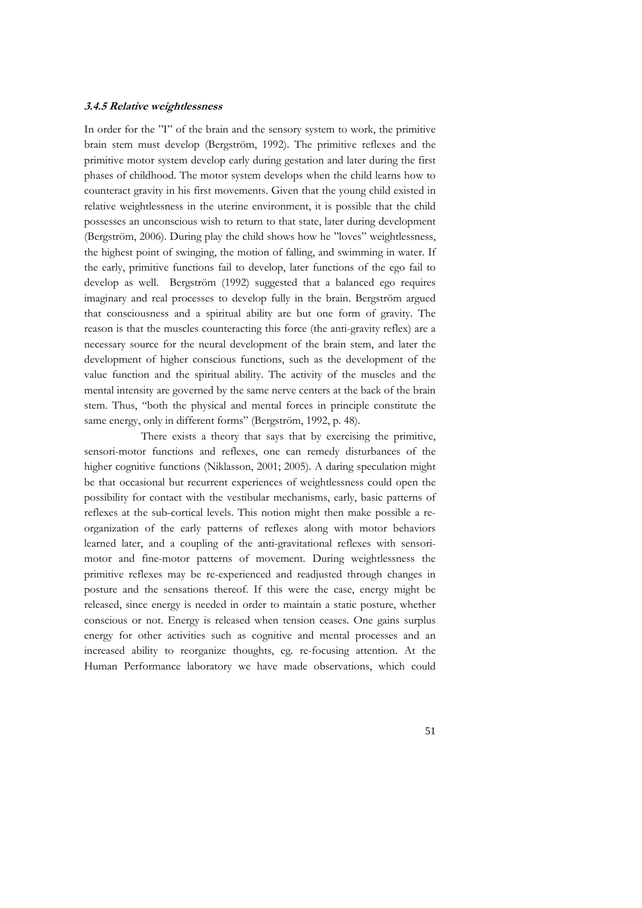### *3.4.5 Relative weightlessness*

In order for the "I" of the brain and the sensory system to work, the primitive brain stem must develop (Bergström, 1992). The primitive reflexes and the primitive motor system develop early during gestation and later during the first phases of childhood. The motor system develops when the child learns how to counteract gravity in his first movements. Given that the young child existed in relative weightlessness in the uterine environment, it is possible that the child possesses an unconscious wish to return to that state, later during development (Bergström, 2006). During play the child shows how he "loves" weightlessness, the highest point of swinging, the motion of falling, and swimming in water. If the early, primitive functions fail to develop, later functions of the ego fail to develop as well. Bergström (1992) suggested that a balanced ego requires imaginary and real processes to develop fully in the brain. Bergström argued that consciousness and a spiritual ability are but one form of gravity. The reason is that the muscles counteracting this force (the anti-gravity reflex) are a necessary source for the neural development of the brain stem, and later the development of higher conscious functions, such as the development of the value function and the spiritual ability. The activity of the muscles and the mental intensity are governed by the same nerve centers at the back of the brain stem. Thus, "both the physical and mental forces in principle constitute the same energy, only in different forms" (Bergström, 1992, p. 48).

There exists a theory that says that by exercising the primitive, sensori-motor functions and reflexes, one can remedy disturbances of the higher cognitive functions (Niklasson, 2001; 2005). A daring speculation might be that occasional but recurrent experiences of weightlessness could open the possibility for contact with the vestibular mechanisms, early, basic patterns of reflexes at the sub-cortical levels. This notion might then make possible a re-organization of the early patterns of reflexes along with motor behaviors learned later, and a coupling of the anti-gravitational reflexes with sensori-motor and fine-motor patterns of movement. During weightlessness the primitive reflexes may be re-experienced and readjusted through changes in posture and the sensations thereof. If this were the case, energy might be released, since energy is needed in order to maintain a static posture, whether conscious or not. Energy is released when tension ceases. One gains surplus energy for other activities such as cognitive and mental processes and an increased ability to reorganize thoughts, eg. re-focusing attention. At the Human Performance laboratory we have made observations, which could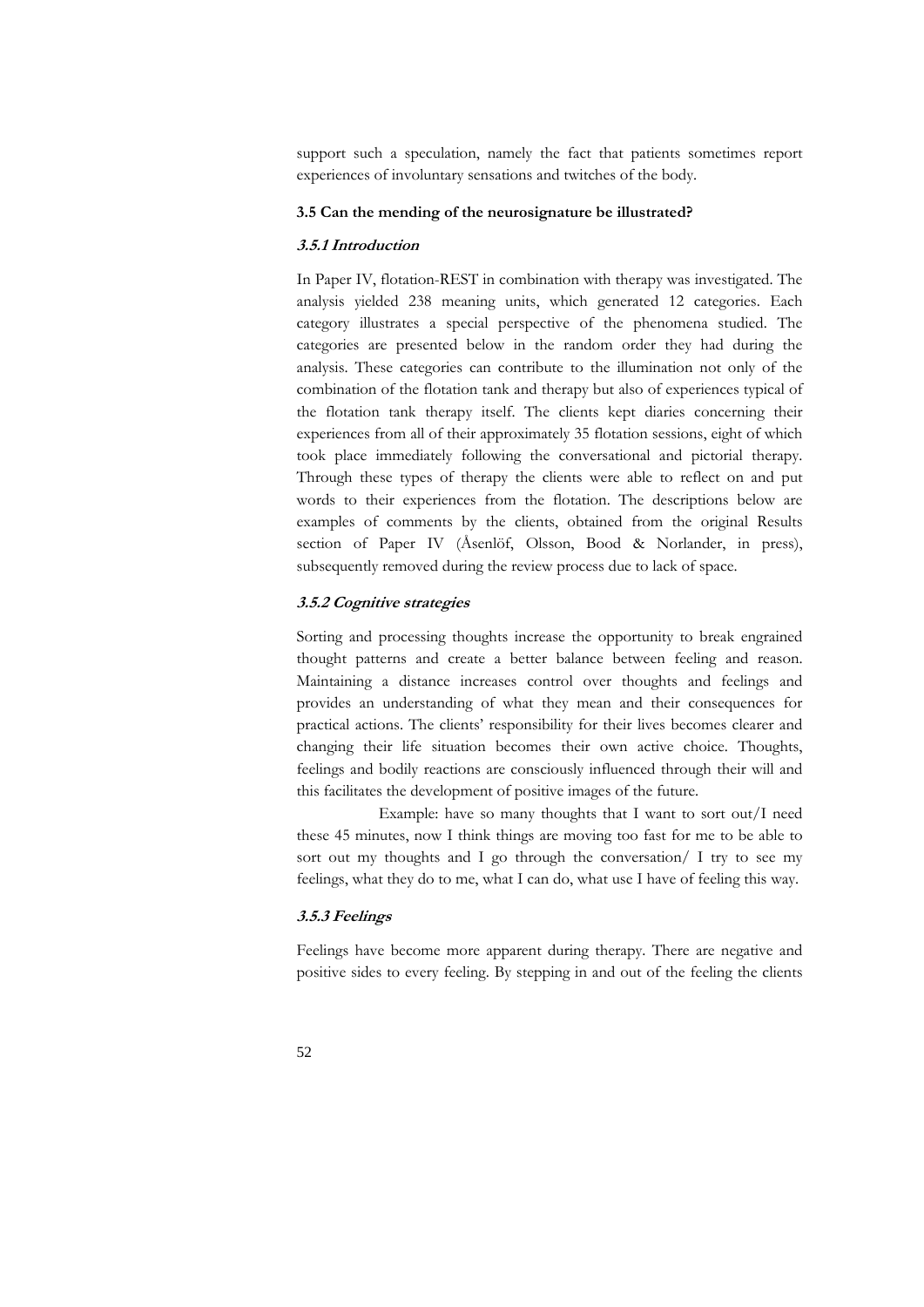support such a speculation, namely the fact that patients sometimes report experiences of involuntary sensations and twitches of the body.

### 3.5 Can the mending of the neurosignature be illustrated?

#### *3.5.1 Introduction*

In Paper IV, flotation-REST in combination with therapy was investigated. The analysis yielded 238 meaning units, which generated 12 categories. Each category illustrates a special perspective of the phenomena studied. The categories are presented below in the random order they had during the analysis. These categories can contribute to the illumination not only of the combination of the flotation tank and therapy but also of experiences typical of the flotation tank therapy itself. The clients kept diaries concerning their experiences from all of their approximately 35 flotation sessions, eight of which took place immediately following the conversational and pictorial therapy. Through these types of therapy the clients were able to reflect on and put words to their experiences from the flotation. The descriptions below are examples of comments by the clients, obtained from the original Results section of Paper IV (Åsenlöf, Olsson, Bood & Norlander, in press), subsequently removed during the review process due to lack of space.

#### *3.5.2 Cognitive strategies*

Sorting and processing thoughts increase the opportunity to break engrained thought patterns and create a better balance between feeling and reason. Maintaining a distance increases control over thoughts and feelings and provides an understanding of what they mean and their consequences for practical actions. The clients' responsibility for their lives becomes clearer and changing their life situation becomes their own active choice. Thoughts, feelings and bodily reactions are consciously influenced through their will and this facilitates the development of positive images of the future.

Example: have so many thoughts that I want to sort out/I need these 45 minutes, now I think things are moving too fast for me to be able to sort out my thoughts and I go through the conversation/ I try to see my feelings, what they do to me, what I can do, what use I have of feeling this way.

#### *3.5.3 Feelings*

Feelings have become more apparent during therapy. There are negative and positive sides to every feeling. By stepping in and out of the feeling the clients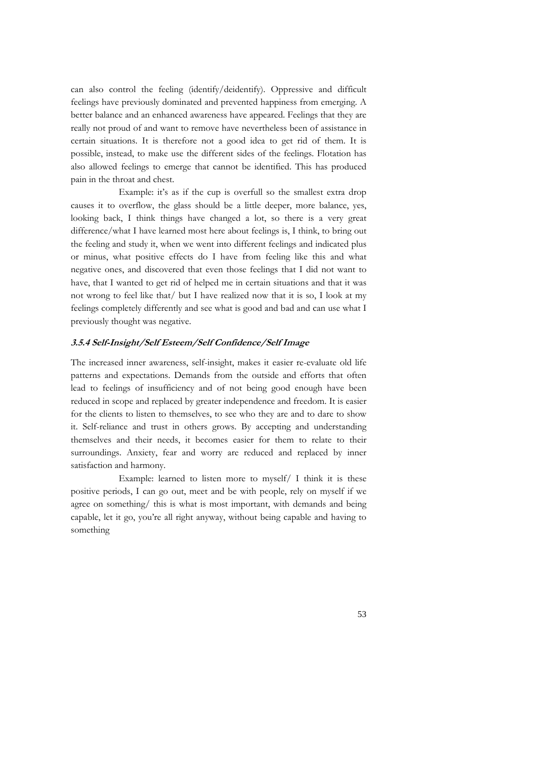can also control the feeling (identify/deidentify). Oppressive and difficult feelings have previously dominated and prevented happiness from emerging. A better balance and an enhanced awareness have appeared. Feelings that they are really not proud of and want to remove have nevertheless been of assistance in certain situations. It is therefore not a good idea to get rid of them. It is possible, instead, to make use the different sides of the feelings. Flotation has also allowed feelings to emerge that cannot be identified. This has produced pain in the throat and chest.

Example: it's as if the cup is overfull so the smallest extra drop causes it to overflow, the glass should be a little deeper, more balance, yes, looking back, I think things have changed a lot, so there is a very great difference/what I have learned most here about feelings is, I think, to bring out the feeling and study it, when we went into different feelings and indicated plus or minus, what positive effects do I have from feeling like this and what negative ones, and discovered that even those feelings that I did not want to have, that I wanted to get rid of helped me in certain situations and that it was not wrong to feel like that/ but I have realized now that it is so, I look at my feelings completely differently and see what is good and bad and can use what I previously thought was negative.

#### *3.5.4 Self-Insight/Self Esteem/Self Confidence/Self Image*

The increased inner awareness, self-insight, makes it easier re-evaluate old life patterns and expectations. Demands from the outside and efforts that often lead to feelings of insufficiency and of not being good enough have been reduced in scope and replaced by greater independence and freedom. It is easier for the clients to listen to themselves, to see who they are and to dare to show it. Self-reliance and trust in others grows. By accepting and understanding themselves and their needs, it becomes easier for them to relate to their surroundings. Anxiety, fear and worry are reduced and replaced by inner satisfaction and harmony.

Example: learned to listen more to myself/ I think it is these positive periods, I can go out, meet and be with people, rely on myself if we agree on something/ this is what is most important, with demands and being capable, let it go, you're all right anyway, without being capable and having to something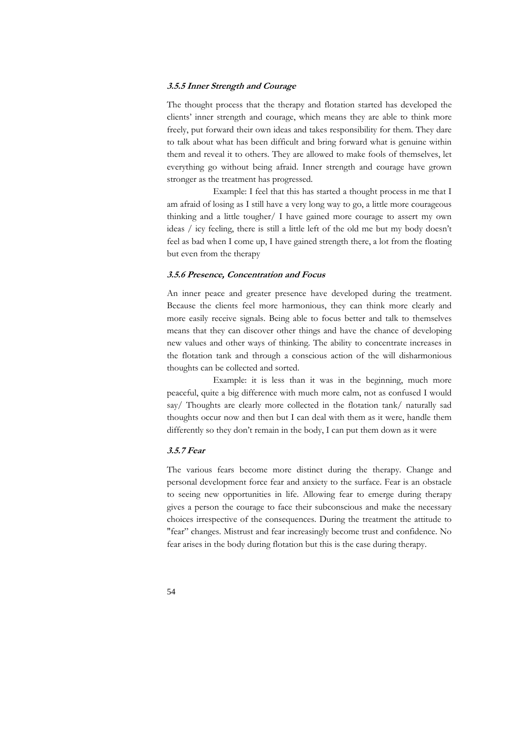### *3.5.5 Inner Strength and Courage*

The thought process that the therapy and flotation started has developed the clients' inner strength and courage, which means they are able to think more freely, put forward their own ideas and takes responsibility for them. They dare to talk about what has been difficult and bring forward what is genuine within them and reveal it to others. They are allowed to make fools of themselves, let everything go without being afraid. Inner strength and courage have grown stronger as the treatment has progressed.

Example: I feel that this has started a thought process in me that I am afraid of losing as I still have a very long way to go, a little more courageous thinking and a little tougher/ I have gained more courage to assert my own ideas / icy feeling, there is still a little left of the old me but my body doesn't feel as bad when I come up, I have gained strength there, a lot from the floating but even from the therapy

### *3.5.6 Presence, Concentration and Focus*

An inner peace and greater presence have developed during the treatment. Because the clients feel more harmonious, they can think more clearly and more easily receive signals. Being able to focus better and talk to themselves means that they can discover other things and have the chance of developing new values and other ways of thinking. The ability to concentrate increases in the flotation tank and through a conscious action of the will disharmonious thoughts can be collected and sorted.

Example: it is less than it was in the beginning, much more peaceful, quite a big difference with much more calm, not as confused I would say/ Thoughts are clearly more collected in the flotation tank/ naturally sad thoughts occur now and then but I can deal with them as it were, handle them differently so they don't remain in the body, I can put them down as it were

### *3.5.7 Fear*

The various fears become more distinct during the therapy. Change and personal development force fear and anxiety to the surface. Fear is an obstacle to seeing new opportunities in life. Allowing fear to emerge during therapy gives a person the courage to face their subconscious and make the necessary choices irrespective of the consequences. During the treatment the attitude to "fear" changes. Mistrust and fear increasingly become trust and confidence. No fear arises in the body during flotation but this is the case during therapy.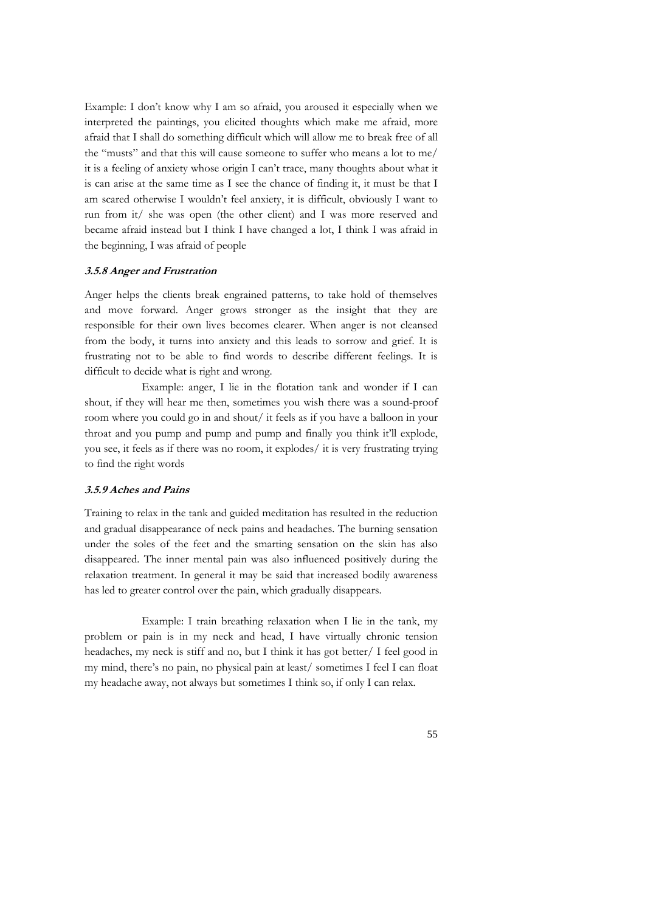Example: I don't know why I am so afraid, you aroused it especially when we interpreted the paintings, you elicited thoughts which make me afraid, more afraid that I shall do something difficult which will allow me to break free of all the "musts" and that this will cause someone to suffer who means a lot to me/ it is a feeling of anxiety whose origin I can't trace, many thoughts about what it is can arise at the same time as I see the chance of finding it, it must be that I am scared otherwise I wouldn't feel anxiety, it is difficult, obviously I want to run from it/ she was open (the other client) and I was more reserved and became afraid instead but I think I have changed a lot, I think I was afraid in the beginning, I was afraid of people

#### *3.5.8 Anger and Frustration*

Anger helps the clients break engrained patterns, to take hold of themselves and move forward. Anger grows stronger as the insight that they are responsible for their own lives becomes clearer. When anger is not cleansed from the body, it turns into anxiety and this leads to sorrow and grief. It is frustrating not to be able to find words to describe different feelings. It is difficult to decide what is right and wrong.

Example: anger, I lie in the flotation tank and wonder if I can shout, if they will hear me then, sometimes you wish there was a sound-proof room where you could go in and shout/ it feels as if you have a balloon in your throat and you pump and pump and pump and finally you think it'll explode, you see, it feels as if there was no room, it explodes/ it is very frustrating trying to find the right words

#### *3.5.9 Aches and Pains*

Training to relax in the tank and guided meditation has resulted in the reduction and gradual disappearance of neck pains and headaches. The burning sensation under the soles of the feet and the smarting sensation on the skin has also disappeared. The inner mental pain was also influenced positively during the relaxation treatment. In general it may be said that increased bodily awareness has led to greater control over the pain, which gradually disappears.

Example: I train breathing relaxation when I lie in the tank, my problem or pain is in my neck and head, I have virtually chronic tension headaches, my neck is stiff and no, but I think it has got better/ I feel good in my mind, there's no pain, no physical pain at least/ sometimes I feel I can float my headache away, not always but sometimes I think so, if only I can relax.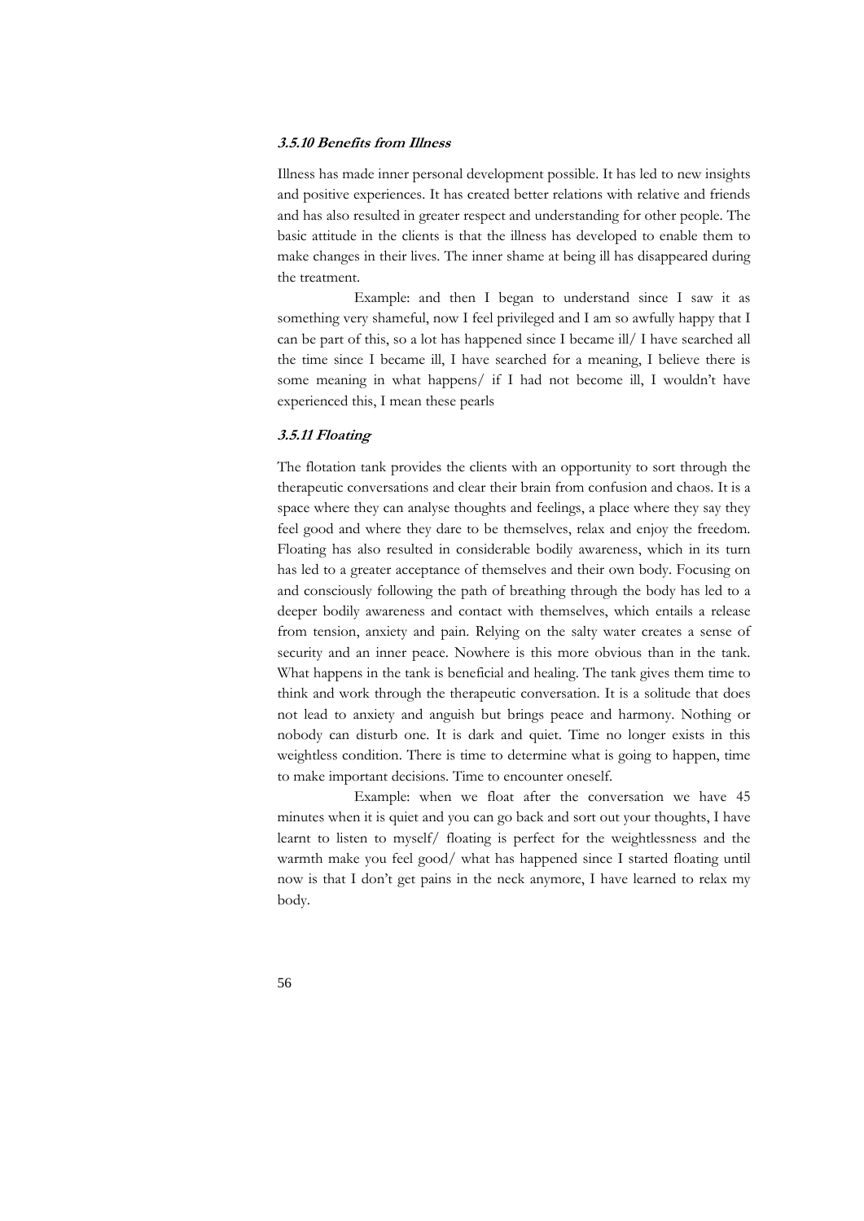### *3.5.10 Benefits from Illness*

Illness has made inner personal development possible. It has led to new insights and positive experiences. It has created better relations with relative and friends and has also resulted in greater respect and understanding for other people. The basic attitude in the clients is that the illness has developed to enable them to make changes in their lives. The inner shame at being ill has disappeared during the treatment.

Example: and then I began to understand since I saw it as something very shameful, now I feel privileged and I am so awfully happy that I can be part of this, so a lot has happened since I became ill/ I have searched all the time since I became ill, I have searched for a meaning, I believe there is some meaning in what happens/ if I had not become ill, I wouldn't have experienced this, I mean these pearls

### *3.5.11 Floating*

The flotation tank provides the clients with an opportunity to sort through the therapeutic conversations and clear their brain from confusion and chaos. It is a space where they can analyse thoughts and feelings, a place where they say they feel good and where they dare to be themselves, relax and enjoy the freedom. Floating has also resulted in considerable bodily awareness, which in its turn has led to a greater acceptance of themselves and their own body. Focusing on and consciously following the path of breathing through the body has led to a deeper bodily awareness and contact with themselves, which entails a release from tension, anxiety and pain. Relying on the salty water creates a sense of security and an inner peace. Nowhere is this more obvious than in the tank. What happens in the tank is beneficial and healing. The tank gives them time to think and work through the therapeutic conversation. It is a solitude that does not lead to anxiety and anguish but brings peace and harmony. Nothing or nobody can disturb one. It is dark and quiet. Time no longer exists in this weightless condition. There is time to determine what is going to happen, time to make important decisions. Time to encounter oneself.

Example: when we float after the conversation we have 45 minutes when it is quiet and you can go back and sort out your thoughts, I have learnt to listen to myself/ floating is perfect for the weightlessness and the warmth make you feel good/ what has happened since I started floating until now is that I don't get pains in the neck anymore, I have learned to relax my body.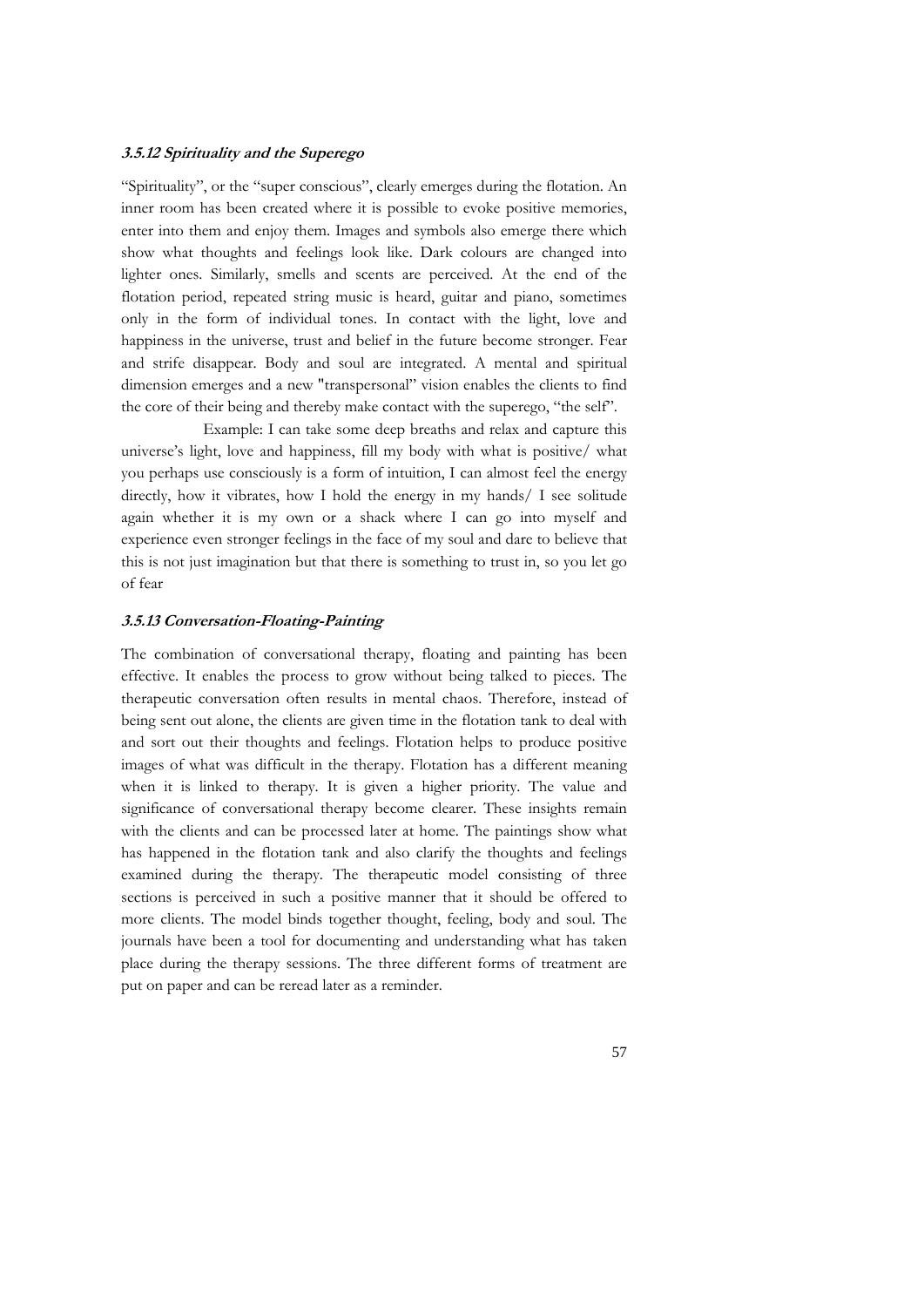### *3.5.12 Spirituality and the Superego*

"Spirituality", or the "super conscious", clearly emerges during the flotation. An inner room has been created where it is possible to evoke positive memories, enter into them and enjoy them. Images and symbols also emerge there which show what thoughts and feelings look like. Dark colours are changed into lighter ones. Similarly, smells and scents are perceived. At the end of the flotation period, repeated string music is heard, guitar and piano, sometimes only in the form of individual tones. In contact with the light, love and happiness in the universe, trust and belief in the future become stronger. Fear and strife disappear. Body and soul are integrated. A mental and spiritual dimension emerges and a new "transpersonal" vision enables the clients to find the core of their being and thereby make contact with the superego, "the self".

Example: I can take some deep breaths and relax and capture this universe's light, love and happiness, fill my body with what is positive/ what you perhaps use consciously is a form of intuition, I can almost feel the energy directly, how it vibrates, how I hold the energy in my hands/ I see solitude again whether it is my own or a shack where I can go into myself and experience even stronger feelings in the face of my soul and dare to believe that this is not just imagination but that there is something to trust in, so you let go of fear

### *3.5.13 Conversation-Floating-Painting*

The combination of conversational therapy, floating and painting has been effective. It enables the process to grow without being talked to pieces. The therapeutic conversation often results in mental chaos. Therefore, instead of being sent out alone, the clients are given time in the flotation tank to deal with and sort out their thoughts and feelings. Flotation helps to produce positive images of what was difficult in the therapy. Flotation has a different meaning when it is linked to therapy. It is given a higher priority. The value and significance of conversational therapy become clearer. These insights remain with the clients and can be processed later at home. The paintings show what has happened in the flotation tank and also clarify the thoughts and feelings examined during the therapy. The therapeutic model consisting of three sections is perceived in such a positive manner that it should be offered to more clients. The model binds together thought, feeling, body and soul. The journals have been a tool for documenting and understanding what has taken place during the therapy sessions. The three different forms of treatment are put on paper and can be reread later as a reminder.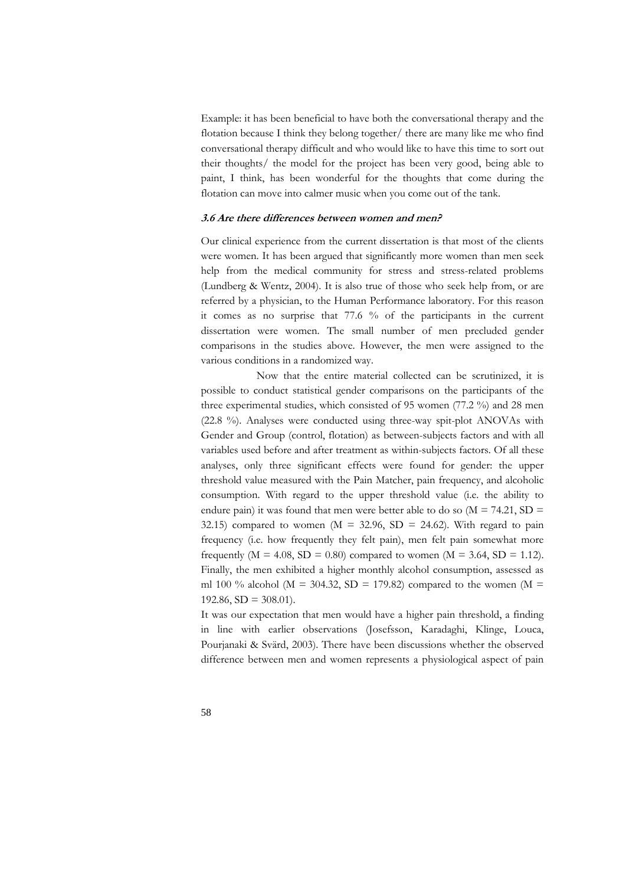Example: it has been beneficial to have both the conversational therapy and the flotation because I think they belong together/ there are many like me who find conversational therapy difficult and who would like to have this time to sort out their thoughts/ the model for the project has been very good, being able to paint, I think, has been wonderful for the thoughts that come during the flotation can move into calmer music when you come out of the tank.

### *3.6 Are there differences between women and men?*

Our clinical experience from the current dissertation is that most of the clients were women. It has been argued that significantly more women than men seek help from the medical community for stress and stress-related problems (Lundberg & Wentz, 2004). It is also true of those who seek help from, or are referred by a physician, to the Human Performance laboratory. For this reason it comes as no surprise that 77.6 % of the participants in the current dissertation were women. The small number of men precluded gender comparisons in the studies above. However, the men were assigned to the various conditions in a randomized way.

Now that the entire material collected can be scrutinized, it is possible to conduct statistical gender comparisons on the participants of the three experimental studies, which consisted of 95 women (77.2 %) and 28 men (22.8 %). Analyses were conducted using three-way spit-plot ANOVAs with Gender and Group (control, flotation) as between-subjects factors and with all variables used before and after treatment as within-subjects factors. Of all these analyses, only three significant effects were found for gender: the upper threshold value measured with the Pain Matcher, pain frequency, and alcoholic consumption. With regard to the upper threshold value (i.e. the ability to endure pain) it was found that men were better able to do so ($M = 74.21$, $SD = 32.15$) compared to women ($M = 32.96$, $SD = 24.62$). With regard to pain frequency (i.e. how frequently they felt pain), men felt pain somewhat more frequently ($M = 4.08$, $SD = 0.80$) compared to women ($M = 3.64$, $SD = 1.12$). Finally, the men exhibited a higher monthly alcohol consumption, assessed as ml 100 % alcohol ($M = 304.32$, $SD = 179.82$) compared to the women ($M = 192.86$, $SD = 308.01$).

It was our expectation that men would have a higher pain threshold, a finding in line with earlier observations (Josefsson, Karadaghi, Klinge, Louca, Pourjanaki & Svärd, 2003). There have been discussions whether the observed difference between men and women represents a physiological aspect of pain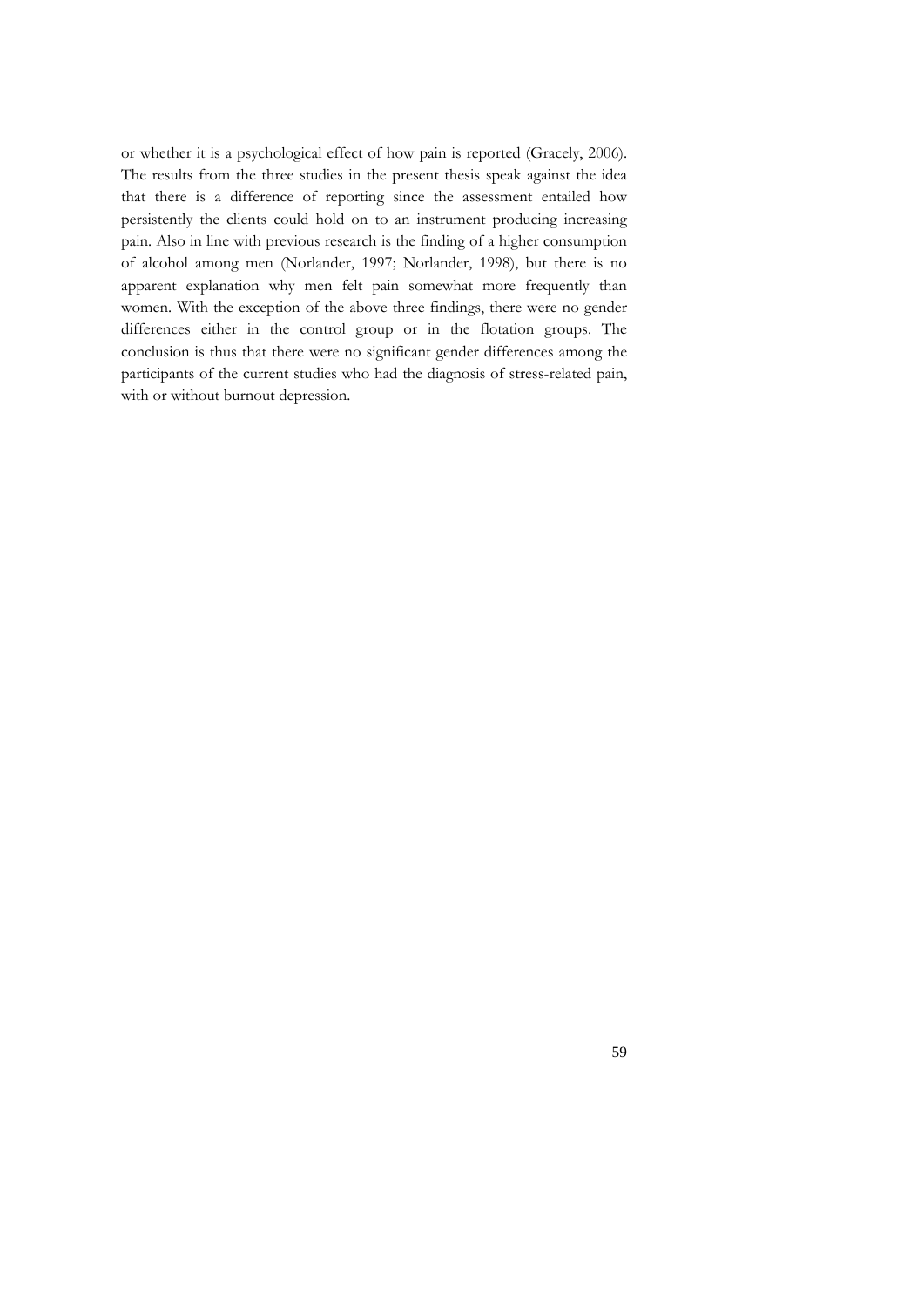or whether it is a psychological effect of how pain is reported (Gracely, 2006). The results from the three studies in the present thesis speak against the idea that there is a difference of reporting since the assessment entailed how persistently the clients could hold on to an instrument producing increasing pain. Also in line with previous research is the finding of a higher consumption of alcohol among men (Norlander, 1997; Norlander, 1998), but there is no apparent explanation why men felt pain somewhat more frequently than women. With the exception of the above three findings, there were no gender differences either in the control group or in the flotation groups. The conclusion is thus that there were no significant gender differences among the participants of the current studies who had the diagnosis of stress-related pain, with or without burnout depression.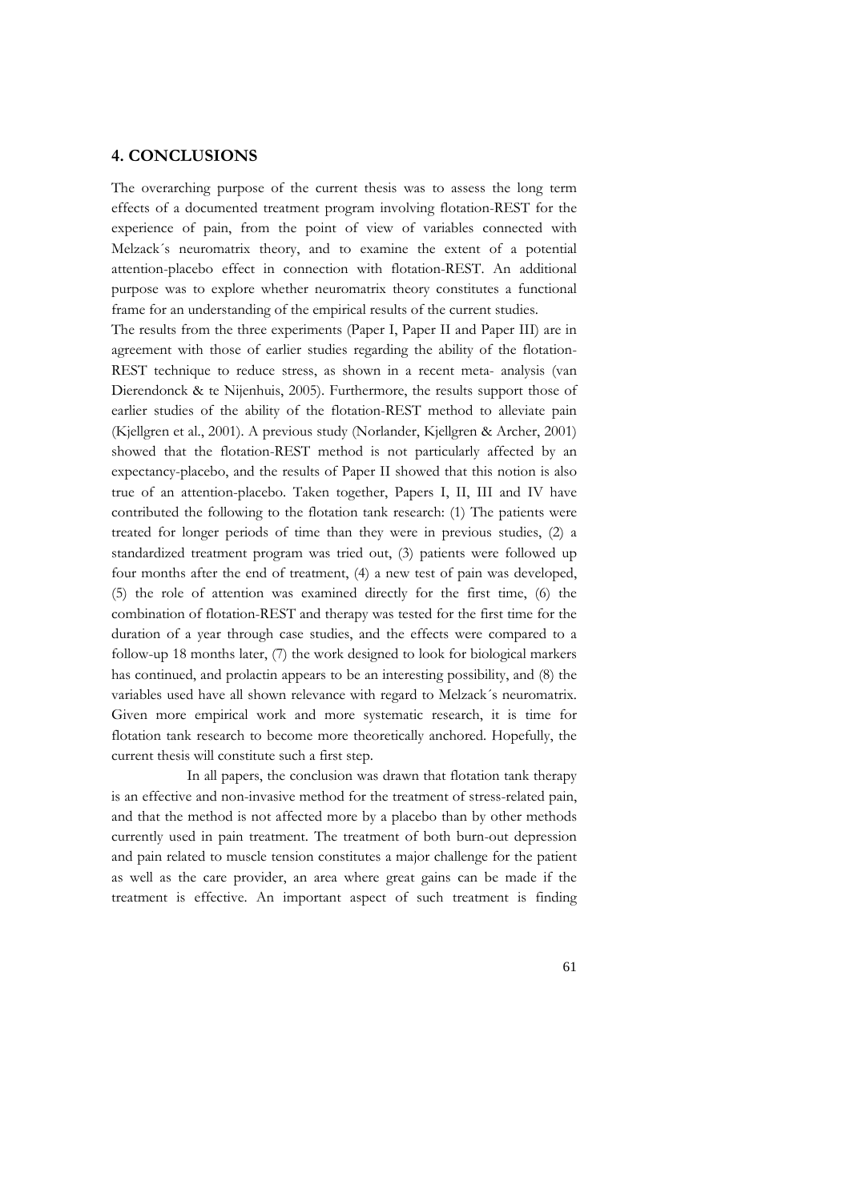## 4. CONCLUSIONS

The overarching purpose of the current thesis was to assess the long term effects of a documented treatment program involving flotation-REST for the experience of pain, from the point of view of variables connected with Melzack´s neuromatrix theory, and to examine the extent of a potential attention-placebo effect in connection with flotation-REST. An additional purpose was to explore whether neuromatrix theory constitutes a functional frame for an understanding of the empirical results of the current studies.

The results from the three experiments (Paper I, Paper II and Paper III) are in agreement with those of earlier studies regarding the ability of the flotation-REST technique to reduce stress, as shown in a recent meta- analysis (van Dierendonck & te Nijenhuis, 2005). Furthermore, the results support those of earlier studies of the ability of the flotation-REST method to alleviate pain (Kjellgren et al., 2001). A previous study (Norlander, Kjellgren & Archer, 2001) showed that the flotation-REST method is not particularly affected by an expectancy-placebo, and the results of Paper II showed that this notion is also true of an attention-placebo. Taken together, Papers I, II, III and IV have contributed the following to the flotation tank research: (1) The patients were treated for longer periods of time than they were in previous studies, (2) a standardized treatment program was tried out, (3) patients were followed up four months after the end of treatment, (4) a new test of pain was developed, (5) the role of attention was examined directly for the first time, (6) the combination of flotation-REST and therapy was tested for the first time for the duration of a year through case studies, and the effects were compared to a follow-up 18 months later, (7) the work designed to look for biological markers has continued, and prolactin appears to be an interesting possibility, and (8) the variables used have all shown relevance with regard to Melzack´s neuromatrix. Given more empirical work and more systematic research, it is time for flotation tank research to become more theoretically anchored. Hopefully, the current thesis will constitute such a first step.

In all papers, the conclusion was drawn that flotation tank therapy is an effective and non-invasive method for the treatment of stress-related pain, and that the method is not affected more by a placebo than by other methods currently used in pain treatment. The treatment of both burn-out depression and pain related to muscle tension constitutes a major challenge for the patient as well as the care provider, an area where great gains can be made if the treatment is effective. An important aspect of such treatment is finding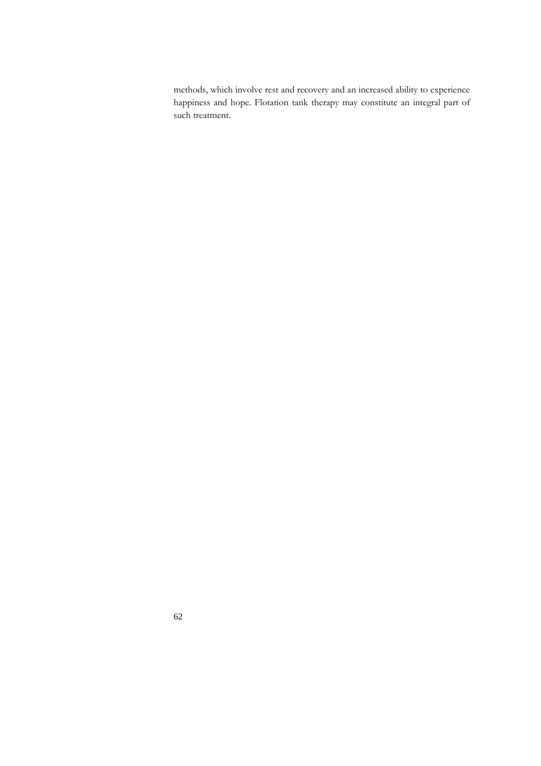methods, which involve rest and recovery and an increased ability to experience happiness and hope. Flotation tank therapy may constitute an integral part of such treatment.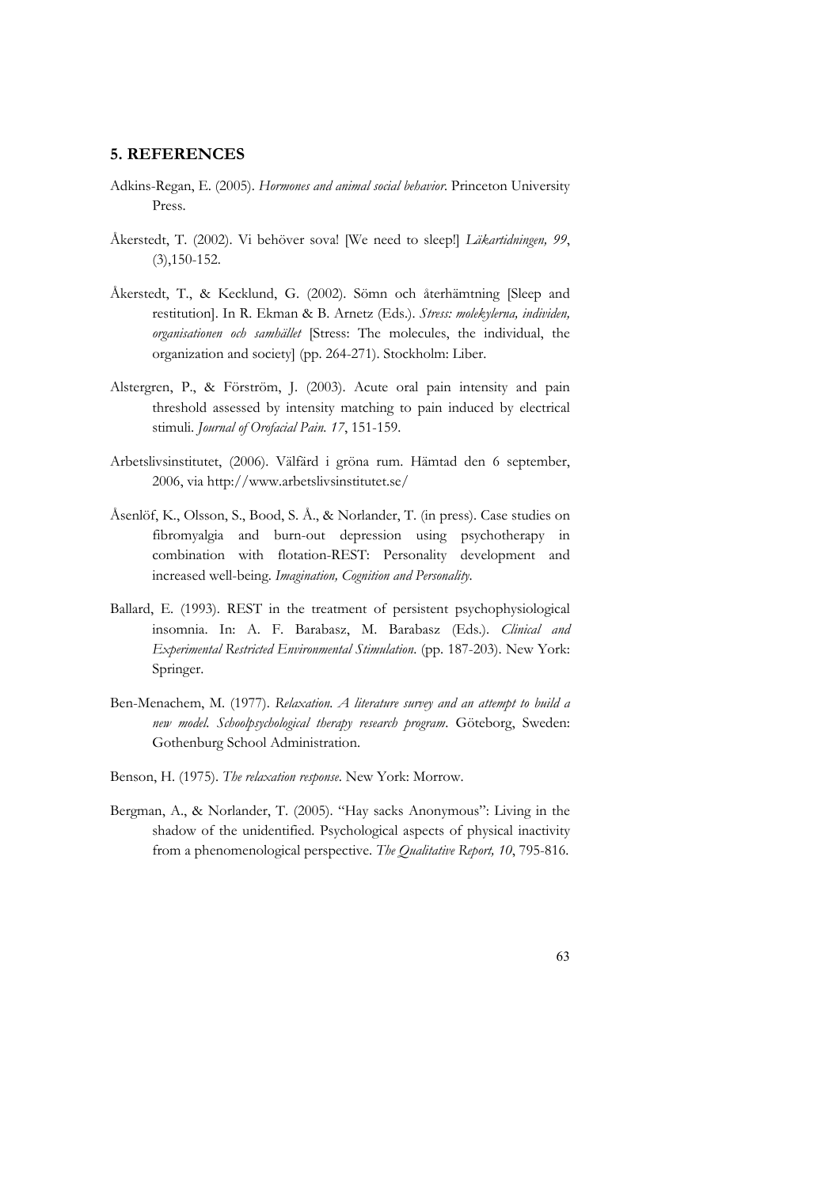## 5. REFERENCES

Adkins-Regan, E. (2005). *Hormones and animal social behavior*. Princeton University Press.

Åkerstedt, T. (2002). Vi behöver sova! [We need to sleep!] *Läkartidningen, 99*, (3),150-152.

Åkerstedt, T., & Kecklund, G. (2002). Sömn och återhämtning [Sleep and restitution]. In R. Ekman & B. Arnetz (Eds.). *Stress: molekylerna, individen, organisationen och samhället* [Stress: The molecules, the individual, the organization and society] (pp. 264-271). Stockholm: Liber.

Alstergren, P., & Förström, J. (2003). Acute oral pain intensity and pain threshold assessed by intensity matching to pain induced by electrical stimuli. *Journal of Orofacial Pain. 17*, 151-159.

Arbetslivsinstitutet, (2006). Välfärd i gröna rum. Hämtad den 6 september, 2006, via http://www.arbetslivsinstitutet.se/

Åsenlöf, K., Olsson, S., Bood, S. Å., & Norlander, T. (in press). Case studies on fibromyalgia and burn-out depression using psychotherapy in combination with flotation-REST: Personality development and increased well-being. *Imagination, Cognition and Personality*.

Ballard, E. (1993). REST in the treatment of persistent psychophysiological insomnia. In: A. F. Barabasz, M. Barabasz (Eds.). *Clinical and Experimental Restricted Environmental Stimulation*. (pp. 187-203). New York: Springer.

Ben-Menachem, M. (1977). *Relaxation. A literature survey and an attempt to build a new model. Schoolpsychological therapy research program*. Göteborg, Sweden: Gothenburg School Administration.

Benson, H. (1975). *The relaxation response*. New York: Morrow.

Bergman, A., & Norlander, T. (2005). "Hay sacks Anonymous": Living in the shadow of the unidentified. Psychological aspects of physical inactivity from a phenomenological perspective. *The Qualitative Report, 10*, 795-816.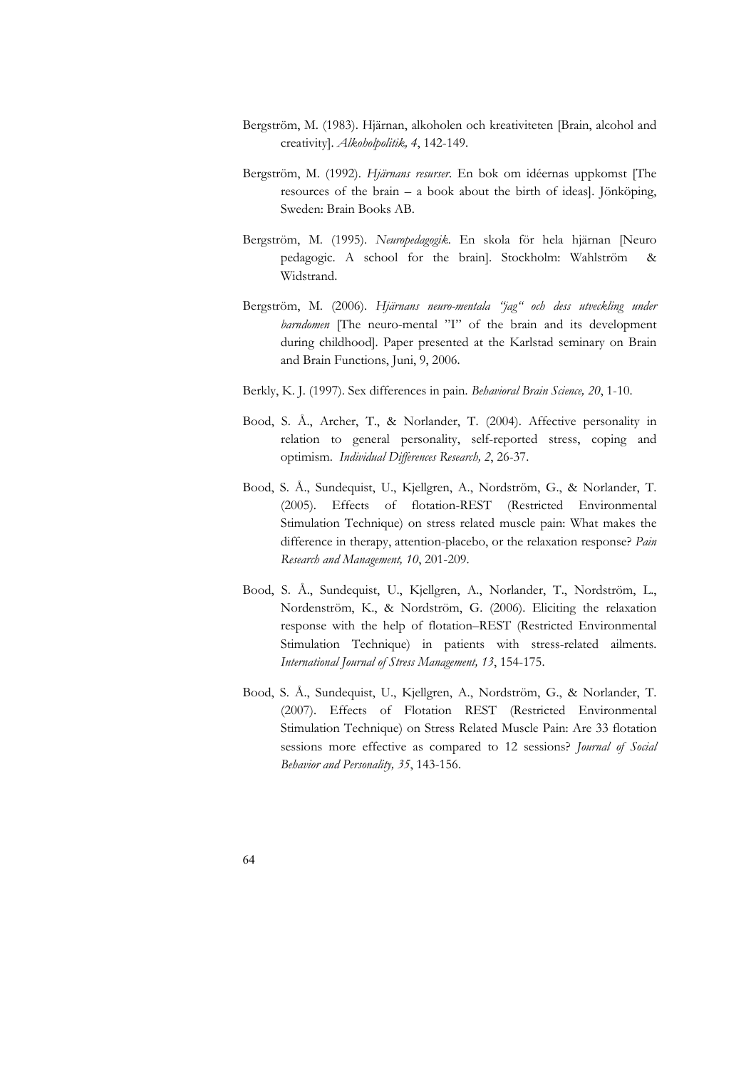Bergström, M. (1983). Hjärnan, alkoholen och kreativiteten [Brain, alcohol and creativity]. *Alkoholpolitik, 4*, 142-149.

Bergström, M. (1992). *Hjärnans resurser*. En bok om idéernas uppkomst [The resources of the brain – a book about the birth of ideas]. Jönköping, Sweden: Brain Books AB.

Bergström, M. (1995). *Neuropedagogik*. En skola för hela hjärnan [Neuro pedagogic. A school for the brain]. Stockholm: Wahlström & Widstrand.

Bergström, M. (2006). *Hjärnans neuro-mentala "jag" och dess utveckling under barndomen* [The neuro-mental "I" of the brain and its development during childhood]. Paper presented at the Karlstad seminary on Brain and Brain Functions, Juni, 9, 2006.

Berkly, K. J. (1997). Sex differences in pain. *Behavioral Brain Science, 20*, 1-10.

Bood, S. Å., Archer, T., & Norlander, T. (2004). Affective personality in relation to general personality, self-reported stress, coping and optimism. *Individual Differences Research, 2*, 26-37.

Bood, S. Å., Sundequist, U., Kjellgren, A., Nordström, G., & Norlander, T. (2005). Effects of flotation-REST (Restricted Environmental Stimulation Technique) on stress related muscle pain: What makes the difference in therapy, attention-placebo, or the relaxation response? *Pain Research and Management, 10*, 201-209.

Bood, S. Å., Sundequist, U., Kjellgren, A., Norlander, T., Nordström, L., Nordenström, K., & Nordström, G. (2006). Eliciting the relaxation response with the help of flotation–REST (Restricted Environmental Stimulation Technique) in patients with stress-related ailments. *International Journal of Stress Management, 13*, 154-175.

Bood, S. Å., Sundequist, U., Kjellgren, A., Nordström, G., & Norlander, T. (2007). Effects of Flotation REST (Restricted Environmental Stimulation Technique) on Stress Related Muscle Pain: Are 33 flotation sessions more effective as compared to 12 sessions? *Journal of Social Behavior and Personality, 35*, 143-156.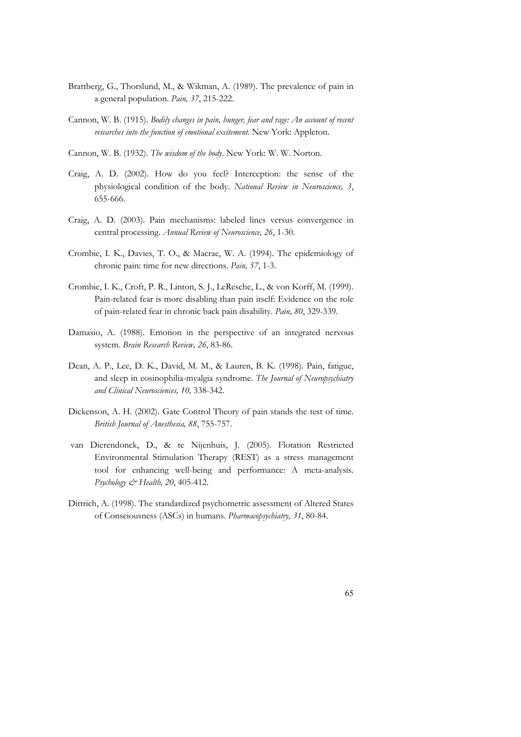Brattberg, G., Thorslund, M., & Wikman, A. (1989). The prevalence of pain in a general population. *Pain, 37*, 215-222.

Cannon, W. B. (1915). *Bodily changes in pain, hunger, fear and rage: An account of recent researches into the function of emotional excitement.* New York: Appleton.

Cannon, W. B. (1932). *The wisdom of the body*. New York: W. W. Norton.

Craig, A. D. (2002). How do you feel? Interception: the sense of the physiological condition of the body. *National Review in Neuroscience, 3*, 655-666.

Craig, A. D. (2003). Pain mechanisms: labeled lines versus convergence in central processing. *Annual Review of Neuroscience, 26*, 1-30.

Crombie, I. K., Davies, T. O., & Macrae, W. A. (1994). The epidemiology of chronic pain: time for new directions. *Pain, 57*, 1-3.

Crombie, I. K., Croft, P. R., Linton, S. J., LeResche, L., & von Korff, M. (1999). Pain-related fear is more disabling than pain itself: Evidence on the role of pain-related fear in chronic back pain disability. *Pain, 80*, 329-339.

Damasio, A. (1988). Emotion in the perspective of an integrated nervous system. *Brain Research Review, 26*, 83-86.

Dean, A. P., Lee, D. K., David, M. M., & Lauren, B. K. (1998). Pain, fatigue, and sleep in eosinophilia-myalgia syndrome. *The Journal of Neuropsychiatry and Clinical Neurosciences, 10,* 338-342.

Dickenson, A. H. (2002). Gate Control Theory of pain stands the test of time. *British Journal of Anesthesia, 88*, 755-757.

van Dierendonck, D., & te Nijenhuis, J. (2005). Flotation Restricted Environmental Stimulation Therapy (REST) as a stress management tool for enhancing well-being and performance: A meta-analysis. *Psychology & Health, 20*, 405-412.

Dittrich, A. (1998). The standardized psychometric assessment of Altered States of Consciousness (ASCs) in humans. *Pharmacopsychiatry, 31*, 80-84.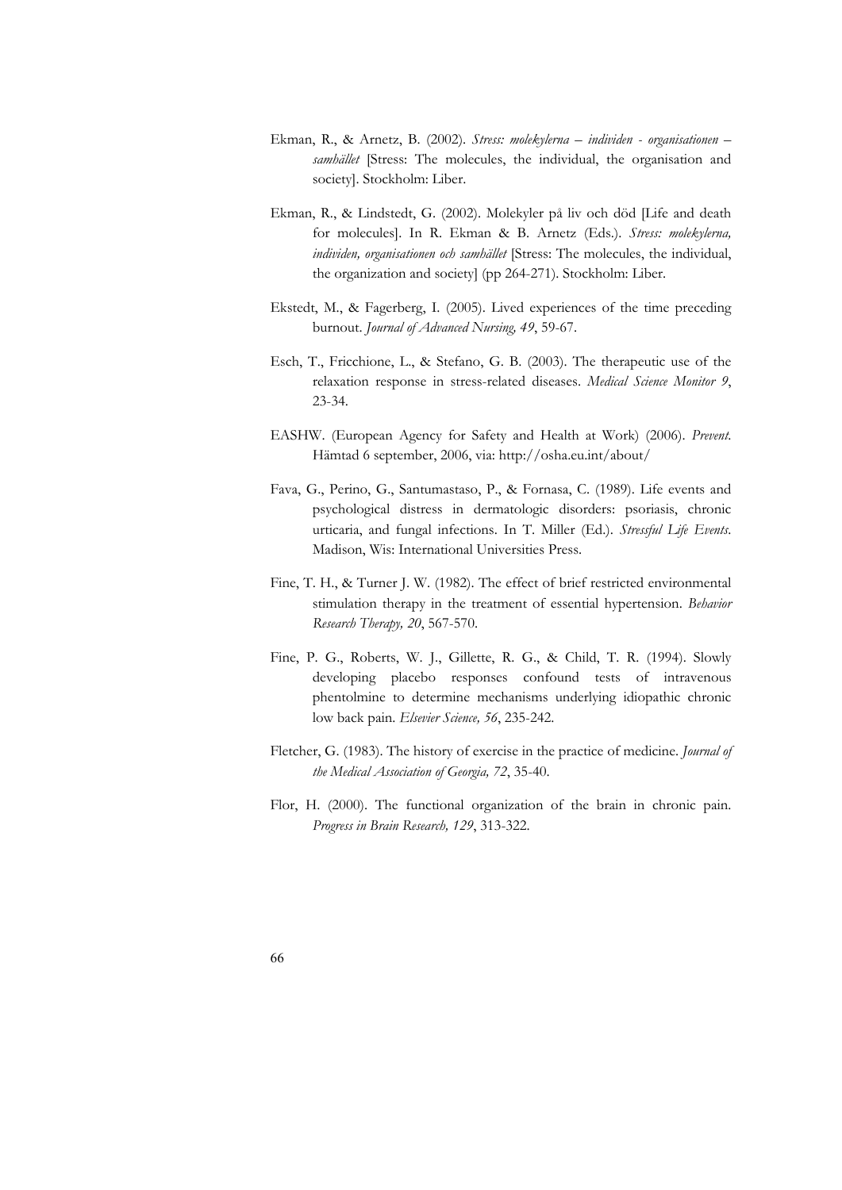Ekman, R., & Arnetz, B. (2002). *Stress: molekylerna – individen - organisationen – samhället* [Stress: The molecules, the individual, the organisation and society]. Stockholm: Liber.

Ekman, R., & Lindstedt, G. (2002). Molekyler på liv och död [Life and death for molecules]. In R. Ekman & B. Arnetz (Eds.). *Stress: molekylerna, individen, organisationen och samhället* [Stress: The molecules, the individual, the organization and society] (pp 264-271). Stockholm: Liber.

Ekstedt, M., & Fagerberg, I. (2005). Lived experiences of the time preceding burnout. *Journal of Advanced Nursing, 49*, 59-67.

Esch, T., Fricchione, L., & Stefano, G. B. (2003). The therapeutic use of the relaxation response in stress-related diseases. *Medical Science Monitor 9*, 23-34.

EASHW. (European Agency for Safety and Health at Work) (2006). *Prevent.* Hämtad 6 september, 2006, via: http://osha.eu.int/about/

Fava, G., Perino, G., Santumastaso, P., & Fornasa, C. (1989). Life events and psychological distress in dermatologic disorders: psoriasis, chronic urticaria, and fungal infections. In T. Miller (Ed.). *Stressful Life Events*. Madison, Wis: International Universities Press.

Fine, T. H., & Turner J. W. (1982). The effect of brief restricted environmental stimulation therapy in the treatment of essential hypertension. *Behavior Research Therapy, 20*, 567-570.

Fine, P. G., Roberts, W. J., Gillette, R. G., & Child, T. R. (1994). Slowly developing placebo responses confound tests of intravenous phentolmine to determine mechanisms underlying idiopathic chronic low back pain. *Elsevier Science, 56*, 235-242.

Fletcher, G. (1983). The history of exercise in the practice of medicine. *Journal of the Medical Association of Georgia, 72*, 35-40.

Flor, H. (2000). The functional organization of the brain in chronic pain. *Progress in Brain Research, 129*, 313-322.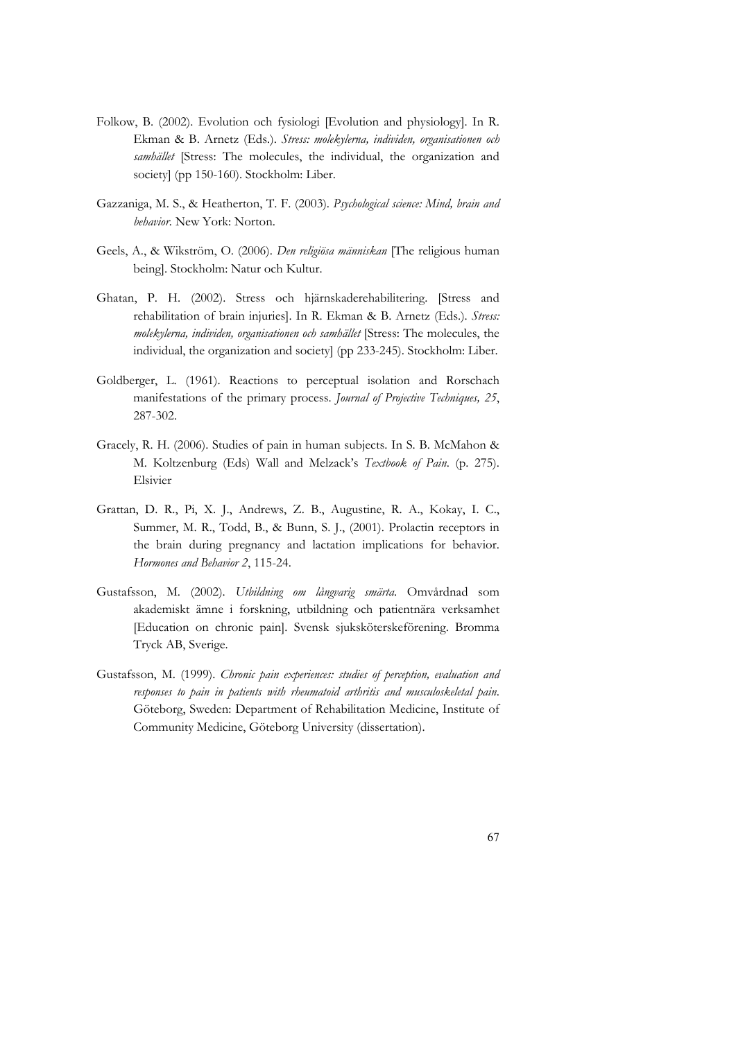Folkow, B. (2002). Evolution och fysiologi [Evolution and physiology]. In R. Ekman & B. Arnetz (Eds.). *Stress: molekylerna, individen, organisationen och samhället* [Stress: The molecules, the individual, the organization and society] (pp 150-160). Stockholm: Liber.

Gazzaniga, M. S., & Heatherton, T. F. (2003). *Psychological science: Mind, brain and behavior*. New York: Norton.

Geels, A., & Wikström, O. (2006). *Den religiösa människan* [The religious human being]. Stockholm: Natur och Kultur.

Ghatan, P. H. (2002). Stress och hjärnskaderehabilitering. [Stress and rehabilitation of brain injuries]. In R. Ekman & B. Arnetz (Eds.). *Stress: molekylerna, individen, organisationen och samhället* [Stress: The molecules, the individual, the organization and society] (pp 233-245). Stockholm: Liber.

Goldberger, L. (1961). Reactions to perceptual isolation and Rorschach manifestations of the primary process. *Journal of Projective Techniques, 25*, 287-302.

Gracely, R. H. (2006). Studies of pain in human subjects. In S. B. McMahon & M. Koltzenburg (Eds) Wall and Melzack's *Textbook of Pain*. (p. 275). Elsivier

Grattan, D. R., Pi, X. J., Andrews, Z. B., Augustine, R. A., Kokay, I. C., Summer, M. R., Todd, B., & Bunn, S. J., (2001). Prolactin receptors in the brain during pregnancy and lactation implications for behavior. *Hormones and Behavior 2*, 115-24.

Gustafsson, M. (2002). *Utbildning om långvarig smärta*. Omvårdnad som akademiskt ämne i forskning, utbildning och patientnära verksamhet [Education on chronic pain]. Svensk sjuksköterskeförening. Bromma Tryck AB, Sverige.

Gustafsson, M. (1999). *Chronic pain experiences: studies of perception, evaluation and responses to pain in patients with rheumatoid arthritis and musculoskeletal pain*. Göteborg, Sweden: Department of Rehabilitation Medicine, Institute of Community Medicine, Göteborg University (dissertation).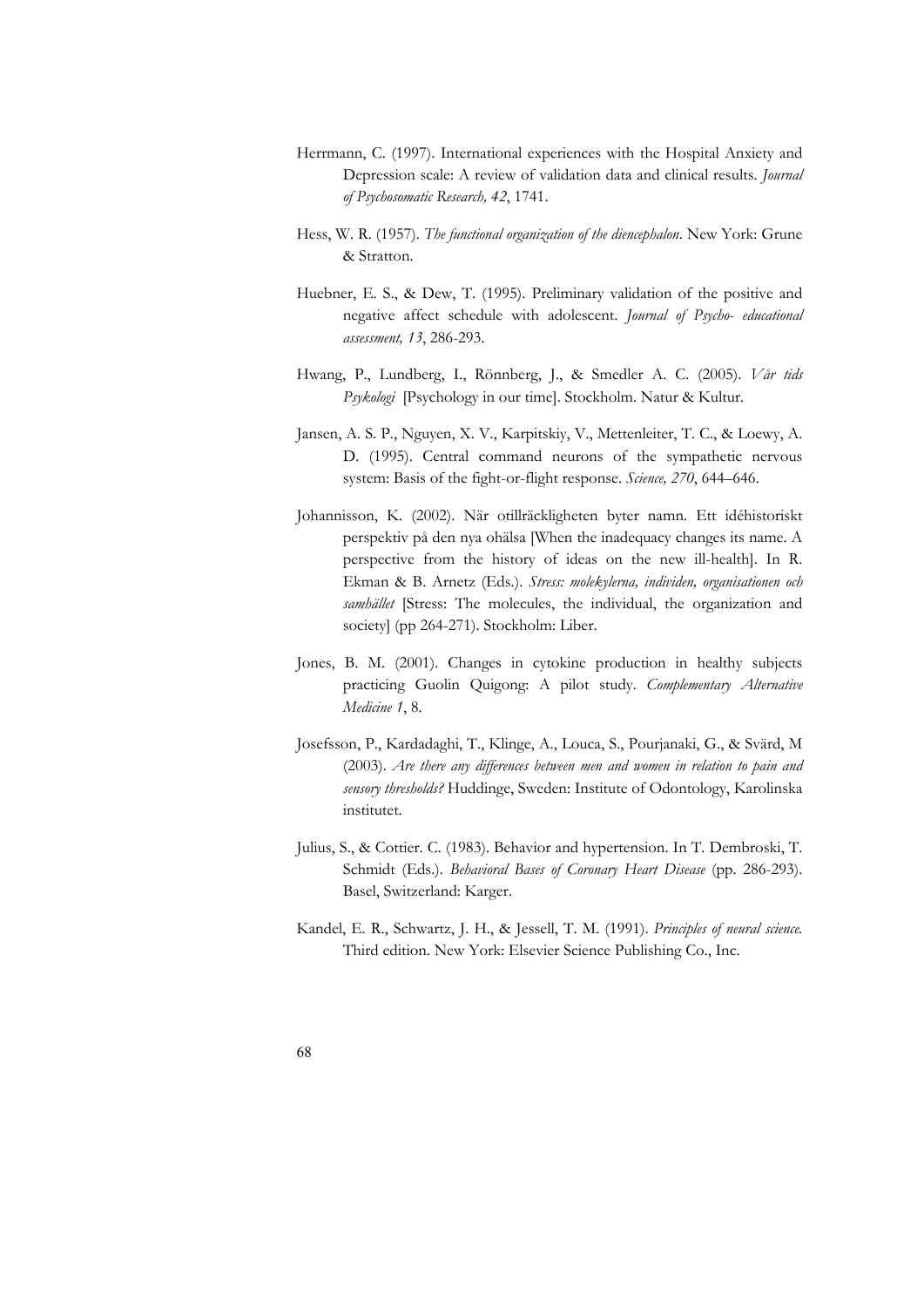Herrmann, C. (1997). International experiences with the Hospital Anxiety and Depression scale: A review of validation data and clinical results. *Journal of Psychosomatic Research, 42*, 1741.

Hess, W. R. (1957). *The functional organization of the diencephalon*. New York: Grune & Stratton.

Huebner, E. S., & Dew, T. (1995). Preliminary validation of the positive and negative affect schedule with adolescent. *Journal of Psycho- educational assessment, 13*, 286-293.

Hwang, P., Lundberg, I., Rönnberg, J., & Smedler A. C. (2005). *Vår tids Psykologi* [Psychology in our time]. Stockholm. Natur & Kultur.

Jansen, A. S. P., Nguyen, X. V., Karpitskiy, V., Mettenleiter, T. C., & Loewy, A. D. (1995). Central command neurons of the sympathetic nervous system: Basis of the fight-or-flight response. *Science, 270*, 644–646.

Johannisson, K. (2002). När otillräckligheten byter namn. Ett idéhistoriskt perspektiv på den nya ohälsa [When the inadequacy changes its name. A perspective from the history of ideas on the new ill-health]. In R. Ekman & B. Arnetz (Eds.). *Stress: molekylerna, individen, organisationen och samhället* [Stress: The molecules, the individual, the organization and society] (pp 264-271). Stockholm: Liber.

Jones, B. M. (2001). Changes in cytokine production in healthy subjects practicing Guolin Quigong: A pilot study. *Complementary Alternative Medicine 1*, 8.

Josefsson, P., Kardadaghi, T., Klinge, A., Louca, S., Pourjanaki, G., & Svärd, M (2003). *Are there any differences between men and women in relation to pain and sensory thresholds?* Huddinge, Sweden: Institute of Odontology, Karolinska institutet.

Julius, S., & Cottier. C. (1983). Behavior and hypertension. In T. Dembroski, T. Schmidt (Eds.). *Behavioral Bases of Coronary Heart Disease* (pp. 286-293). Basel, Switzerland: Karger.

Kandel, E. R., Schwartz, J. H., & Jessell, T. M. (1991). *Principles of neural science.* Third edition. New York: Elsevier Science Publishing Co., Inc.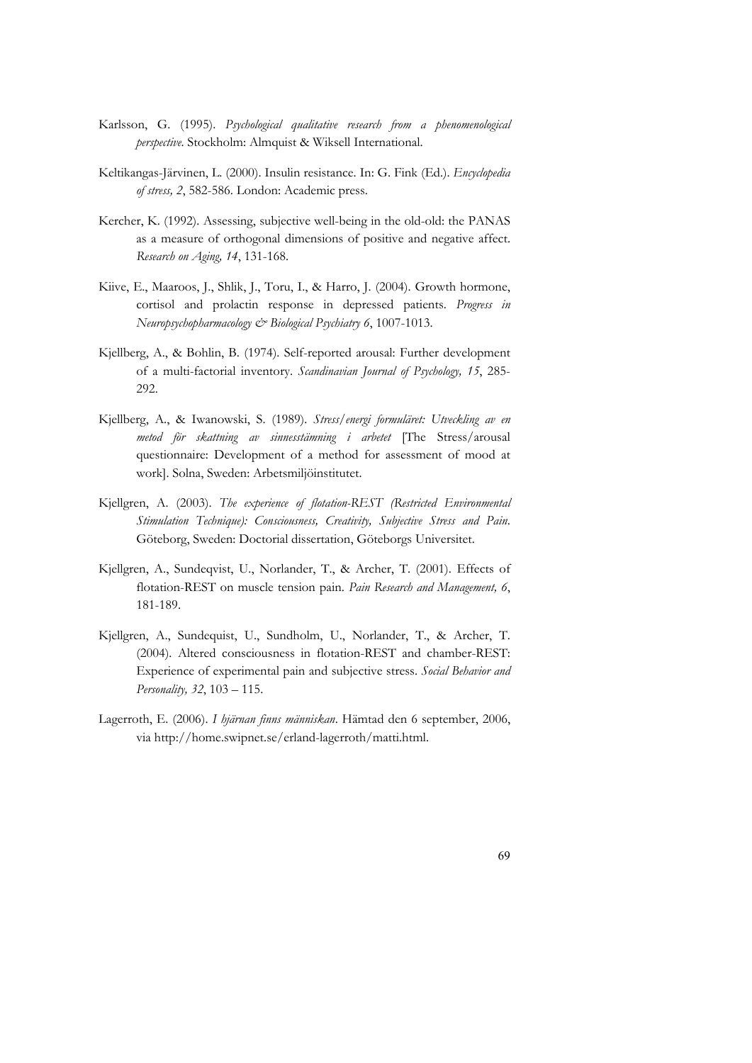Karlsson, G. (1995). *Psychological qualitative research from a phenomenological perspective*. Stockholm: Almquist & Wiksell International.

Keltikangas-Järvinen, L. (2000). Insulin resistance. In: G. Fink (Ed.). *Encyclopedia of stress, 2*, 582-586. London: Academic press.

Kercher, K. (1992). Assessing, subjective well-being in the old-old: the PANAS as a measure of orthogonal dimensions of positive and negative affect. *Research on Aging, 14*, 131-168.

Kiive, E., Maaroos, J., Shlik, J., Toru, I., & Harro, J. (2004). Growth hormone, cortisol and prolactin response in depressed patients. *Progress in Neuropsychopharmacology & Biological Psychiatry 6*, 1007-1013.

Kjellberg, A., & Bohlin, B. (1974). Self-reported arousal: Further development of a multi-factorial inventory. *Scandinavian Journal of Psychology, 15*, 285-292.

Kjellberg, A., & Iwanowski, S. (1989). *Stress/energi formuläret: Utveckling av en metod för skattning av sinnesstämning i arbetet* [The Stress/arousal questionnaire: Development of a method for assessment of mood at work]. Solna, Sweden: Arbetsmiljöinstitutet.

Kjellgren, A. (2003). *The experience of flotation-REST (Restricted Environmental Stimulation Technique): Consciousness, Creativity, Subjective Stress and Pain*. Göteborg, Sweden: Doctorial dissertation, Göteborgs Universitet.

Kjellgren, A., Sundeqvist, U., Norlander, T., & Archer, T. (2001). Effects of flotation-REST on muscle tension pain. *Pain Research and Management, 6*, 181-189.

Kjellgren, A., Sundequist, U., Sundholm, U., Norlander, T., & Archer, T. (2004). Altered consciousness in flotation-REST and chamber-REST: Experience of experimental pain and subjective stress. *Social Behavior and Personality, 32*, 103 – 115.

Lagerroth, E. (2006). *I hjärnan finns människan*. Hämtad den 6 september, 2006, via http://home.swipnet.se/erland-lagerroth/matti.html.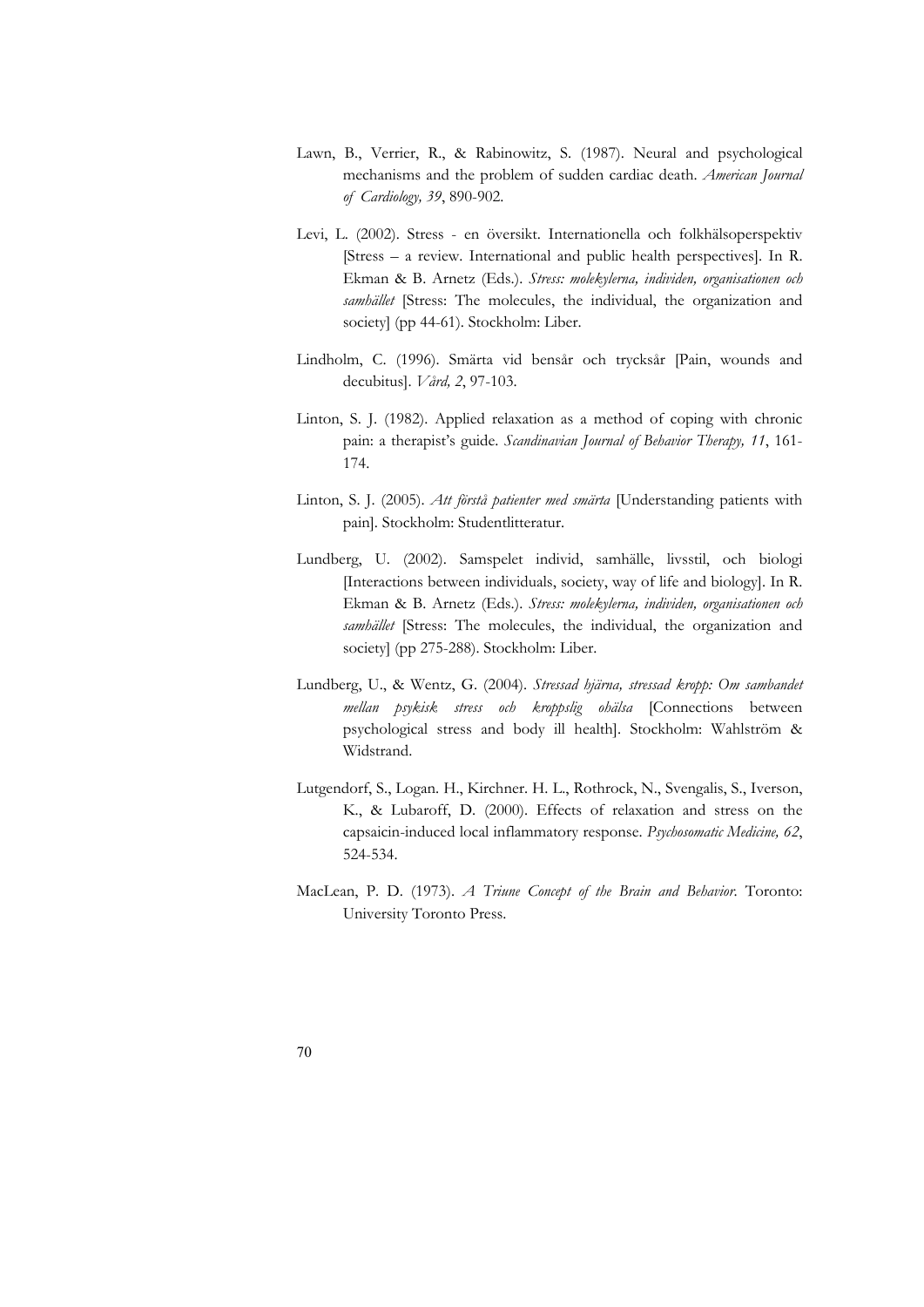Lawn, B., Verrier, R., & Rabinowitz, S. (1987). Neural and psychological mechanisms and the problem of sudden cardiac death. *American Journal of Cardiology, 39*, 890-902.

Levi, L. (2002). Stress - en översikt. Internationella och folkhälsoperspektiv [Stress – a review. International and public health perspectives]. In R. Ekman & B. Arnetz (Eds.). *Stress: molekylerna, individen, organisationen och samhället* [Stress: The molecules, the individual, the organization and society] (pp 44-61). Stockholm: Liber.

Lindholm, C. (1996). Smärta vid bensår och trycksår [Pain, wounds and decubitus]. *Vård, 2*, 97-103.

Linton, S. J. (1982). Applied relaxation as a method of coping with chronic pain: a therapist's guide. *Scandinavian Journal of Behavior Therapy, 11*, 161-174.

Linton, S. J. (2005). *Att förstå patienter med smärta* [Understanding patients with pain]. Stockholm: Studentlitteratur.

Lundberg, U. (2002). Samspelet individ, samhälle, livsstil, och biologi [Interactions between individuals, society, way of life and biology]. In R. Ekman & B. Arnetz (Eds.). *Stress: molekylerna, individen, organisationen och samhället* [Stress: The molecules, the individual, the organization and society] (pp 275-288). Stockholm: Liber.

Lundberg, U., & Wentz, G. (2004). *Stressad hjärna, stressad kropp: Om sambandet mellan psykisk stress och kroppslig ohälsa* [Connections between psychological stress and body ill health]. Stockholm: Wahlström & Widstrand.

Lutgendorf, S., Logan. H., Kirchner. H. L., Rothrock, N., Svengalis, S., Iverson, K., & Lubaroff, D. (2000). Effects of relaxation and stress on the capsaicin-induced local inflammatory response. *Psychosomatic Medicine, 62*, 524-534.

MacLean, P. D. (1973). *A Triune Concept of the Brain and Behavior*. Toronto: University Toronto Press.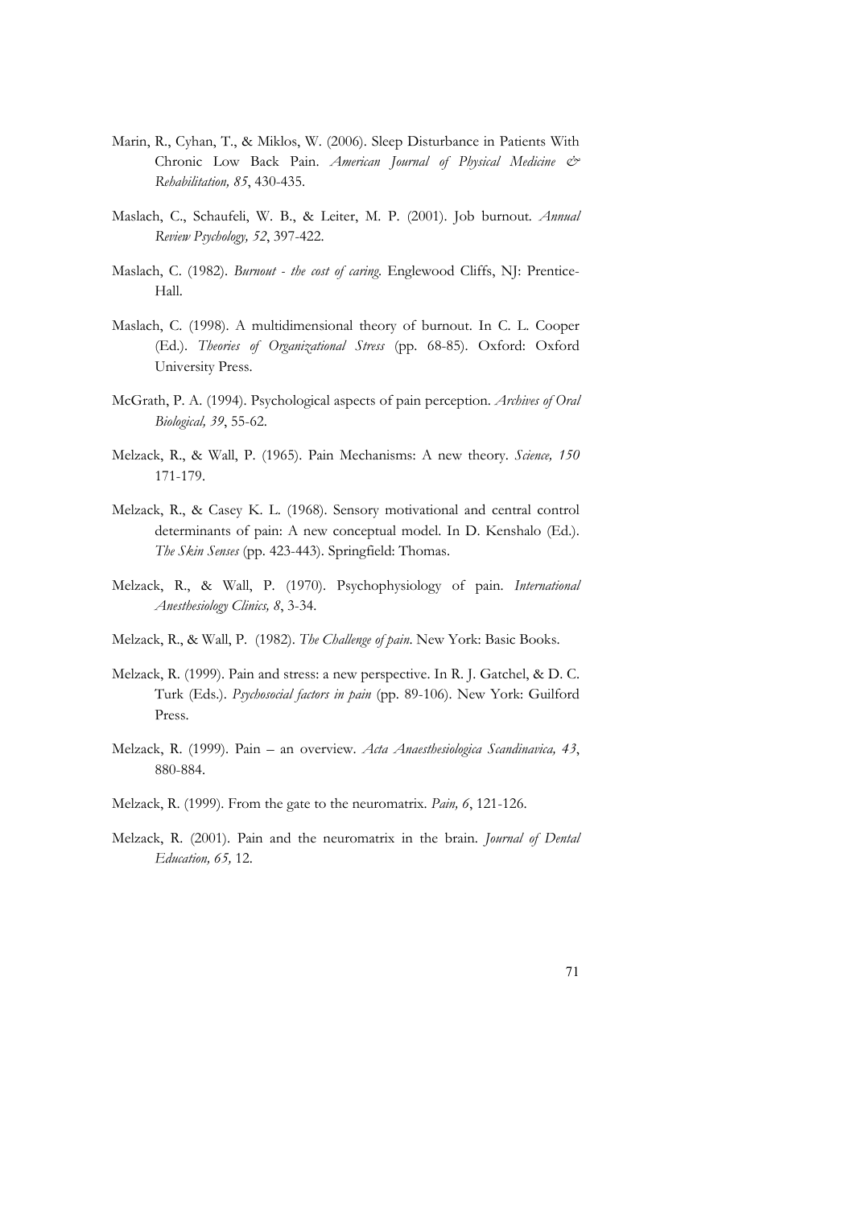Marin, R., Cyhan, T., & Miklos, W. (2006). Sleep Disturbance in Patients With Chronic Low Back Pain. *American Journal of Physical Medicine & Rehabilitation, 85*, 430-435.

Maslach, C., Schaufeli, W. B., & Leiter, M. P. (2001). Job burnout. *Annual Review Psychology, 52*, 397-422.

Maslach, C. (1982). *Burnout - the cost of caring*. Englewood Cliffs, NJ: Prentice-Hall.

Maslach, C. (1998). A multidimensional theory of burnout. In C. L. Cooper (Ed.). *Theories of Organizational Stress* (pp. 68-85). Oxford: Oxford University Press.

McGrath, P. A. (1994). Psychological aspects of pain perception. *Archives of Oral Biological, 39*, 55-62.

Melzack, R., & Wall, P. (1965). Pain Mechanisms: A new theory. *Science, 150* 171-179.

Melzack, R., & Casey K. L. (1968). Sensory motivational and central control determinants of pain: A new conceptual model. In D. Kenshalo (Ed.). *The Skin Senses* (pp. 423-443). Springfield: Thomas.

Melzack, R., & Wall, P. (1970). Psychophysiology of pain. *International Anesthesiology Clinics, 8*, 3-34.

Melzack, R., & Wall, P. (1982). *The Challenge of pain*. New York: Basic Books.

Melzack, R. (1999). Pain and stress: a new perspective. In R. J. Gatchel, & D. C. Turk (Eds.). *Psychosocial factors in pain* (pp. 89-106). New York: Guilford Press.

Melzack, R. (1999). Pain – an overview. *Acta Anaesthesiologica Scandinavica, 43*, 880-884.

Melzack, R. (1999). From the gate to the neuromatrix. *Pain, 6*, 121-126.

Melzack, R. (2001). Pain and the neuromatrix in the brain. *Journal of Dental Education, 65,* 12.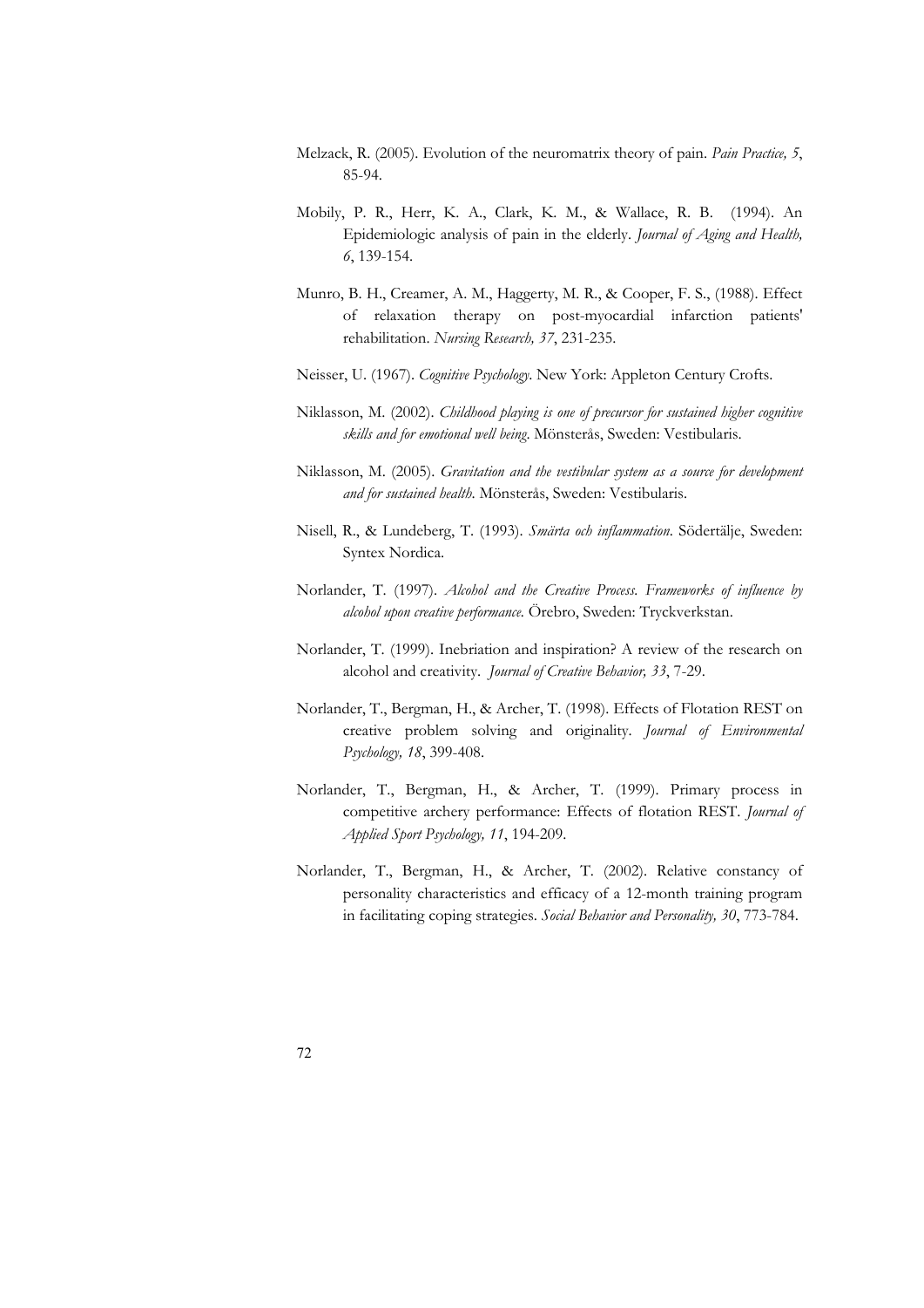Melzack, R. (2005). Evolution of the neuromatrix theory of pain. *Pain Practice, 5*, 85-94.

Mobily, P. R., Herr, K. A., Clark, K. M., & Wallace, R. B. (1994). An Epidemiologic analysis of pain in the elderly. *Journal of Aging and Health, 6*, 139-154.

Munro, B. H., Creamer, A. M., Haggerty, M. R., & Cooper, F. S., (1988). Effect of relaxation therapy on post-myocardial infarction patients' rehabilitation. *Nursing Research, 37*, 231-235.

Neisser, U. (1967). *Cognitive Psychology*. New York: Appleton Century Crofts.

Niklasson, M. (2002). *Childhood playing is one of precursor for sustained higher cognitive skills and for emotional well being*. Mönsterås, Sweden: Vestibularis.

Niklasson, M. (2005). *Gravitation and the vestibular system as a source for development and for sustained health*. Mönsterås, Sweden: Vestibularis.

Nisell, R., & Lundeberg, T. (1993). *Smärta och inflammation*. Södertälje, Sweden: Syntex Nordica.

Norlander, T. (1997). *Alcohol and the Creative Process. Frameworks of influence by alcohol upon creative performance*. Örebro, Sweden: Tryckverkstan.

Norlander, T. (1999). Inebriation and inspiration? A review of the research on alcohol and creativity. *Journal of Creative Behavior, 33*, 7-29.

Norlander, T., Bergman, H., & Archer, T. (1998). Effects of Flotation REST on creative problem solving and originality. *Journal of Environmental Psychology, 18*, 399-408.

Norlander, T., Bergman, H., & Archer, T. (1999). Primary process in competitive archery performance: Effects of flotation REST. *Journal of Applied Sport Psychology, 11*, 194-209.

Norlander, T., Bergman, H., & Archer, T. (2002). Relative constancy of personality characteristics and efficacy of a 12-month training program in facilitating coping strategies. *Social Behavior and Personality, 30*, 773-784.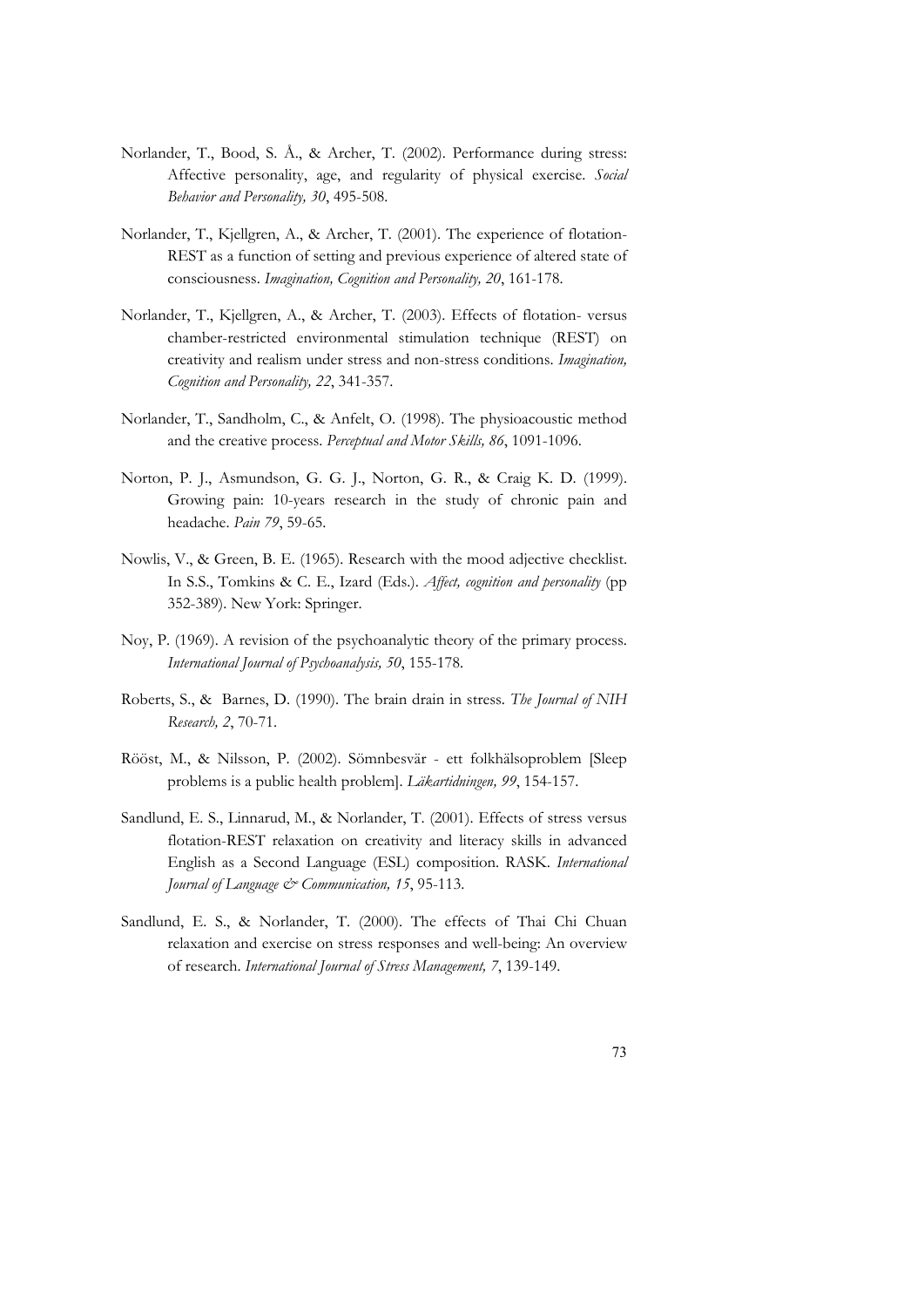Norlander, T., Bood, S. Å., & Archer, T. (2002). Performance during stress: Affective personality, age, and regularity of physical exercise. *Social Behavior and Personality, 30*, 495-508.

Norlander, T., Kjellgren, A., & Archer, T. (2001). The experience of flotation-REST as a function of setting and previous experience of altered state of consciousness. *Imagination, Cognition and Personality, 20*, 161-178.

Norlander, T., Kjellgren, A., & Archer, T. (2003). Effects of flotation- versus chamber-restricted environmental stimulation technique (REST) on creativity and realism under stress and non-stress conditions. *Imagination, Cognition and Personality, 22*, 341-357.

Norlander, T., Sandholm, C., & Anfelt, O. (1998). The physioacoustic method and the creative process. *Perceptual and Motor Skills, 86*, 1091-1096.

Norton, P. J., Asmundson, G. G. J., Norton, G. R., & Craig K. D. (1999). Growing pain: 10-years research in the study of chronic pain and headache. *Pain 79*, 59-65.

Nowlis, V., & Green, B. E. (1965). Research with the mood adjective checklist. In S.S., Tomkins & C. E., Izard (Eds.). *Affect, cognition and personality* (pp 352-389). New York: Springer.

Noy, P. (1969). A revision of the psychoanalytic theory of the primary process. *International Journal of Psychoanalysis, 50*, 155-178.

Roberts, S., & Barnes, D. (1990). The brain drain in stress. *The Journal of NIH Research, 2*, 70-71.

Rööst, M., & Nilsson, P. (2002). Sömnbesvär - ett folkhälsoproblem [Sleep problems is a public health problem]. *Läkartidningen, 99*, 154-157.

Sandlund, E. S., Linnarud, M., & Norlander, T. (2001). Effects of stress versus flotation-REST relaxation on creativity and literacy skills in advanced English as a Second Language (ESL) composition. RASK. *International Journal of Language & Communication, 15*, 95-113.

Sandlund, E. S., & Norlander, T. (2000). The effects of Thai Chi Chuan relaxation and exercise on stress responses and well-being: An overview of research. *International Journal of Stress Management, 7*, 139-149.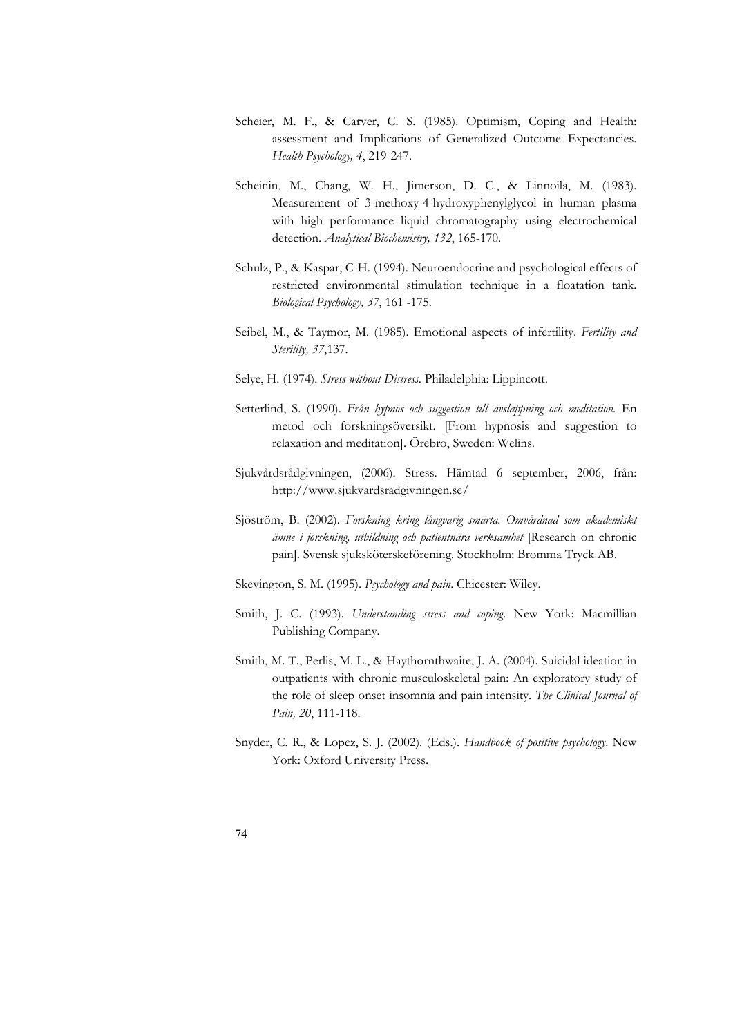Scheier, M. F., & Carver, C. S. (1985). Optimism, Coping and Health: assessment and Implications of Generalized Outcome Expectancies. *Health Psychology, 4*, 219-247.

Scheinin, M., Chang, W. H., Jimerson, D. C., & Linnoila, M. (1983). Measurement of 3-methoxy-4-hydroxyphenylglycol in human plasma with high performance liquid chromatography using electrochemical detection. *Analytical Biochemistry, 132*, 165-170.

Schulz, P., & Kaspar, C-H. (1994). Neuroendocrine and psychological effects of restricted environmental stimulation technique in a floatation tank. *Biological Psychology, 37*, 161 -175.

Seibel, M., & Taymor, M. (1985). Emotional aspects of infertility. *Fertility and Sterility, 37*,137.

Selye, H. (1974). *Stress without Distress.* Philadelphia: Lippincott.

Setterlind, S. (1990). *Från hypnos och suggestion till avslappning och meditation.* En metod och forskningsöversikt. [From hypnosis and suggestion to relaxation and meditation]. Örebro, Sweden: Welins.

Sjukvårdsrådgivningen, (2006). Stress. Hämtad 6 september, 2006, från: http://www.sjukvardsradgivningen.se/

Sjöström, B. (2002). *Forskning kring långvarig smärta. Omvårdnad som akademiskt ämne i forskning, utbildning och patientnära verksamhet* [Research on chronic pain]. Svensk sjuksköterskeförening. Stockholm: Bromma Tryck AB.

Skevington, S. M. (1995). *Psychology and pain*. Chicester: Wiley.

Smith, J. C. (1993). *Understanding stress and coping.* New York: Macmillian Publishing Company.

Smith, M. T., Perlis, M. L., & Haythornthwaite, J. A. (2004). Suicidal ideation in outpatients with chronic musculoskeletal pain: An exploratory study of the role of sleep onset insomnia and pain intensity. *The Clinical Journal of Pain, 20*, 111-118.

Snyder, C. R., & Lopez, S. J. (2002). (Eds.). *Handbook of positive psychology*. New York: Oxford University Press.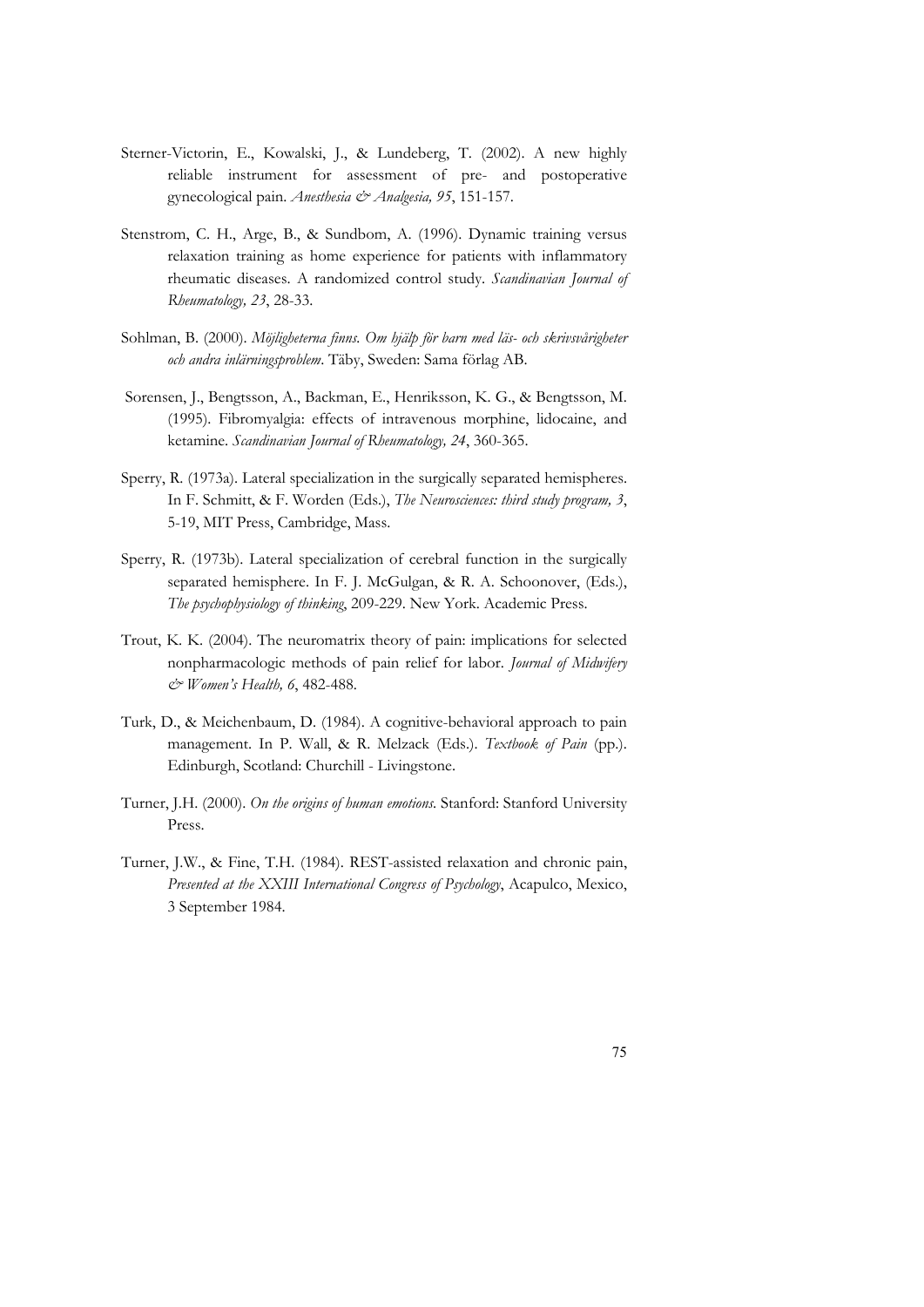Sterner-Victorin, E., Kowalski, J., & Lundeberg, T. (2002). A new highly reliable instrument for assessment of pre- and postoperative gynecological pain. *Anesthesia & Analgesia, 95*, 151-157.

Stenstrom, C. H., Arge, B., & Sundbom, A. (1996). Dynamic training versus relaxation training as home experience for patients with inflammatory rheumatic diseases. A randomized control study. *Scandinavian Journal of Rheumatology, 23*, 28-33.

Sohlman, B. (2000). *Möjligheterna finns. Om hjälp för barn med läs- och skrivsvårigheter och andra inlärningsproblem*. Täby, Sweden: Sama förlag AB.

Sorensen, J., Bengtsson, A., Backman, E., Henriksson, K. G., & Bengtsson, M. (1995). Fibromyalgia: effects of intravenous morphine, lidocaine, and ketamine. *Scandinavian Journal of Rheumatology, 24*, 360-365.

Sperry, R. (1973a). Lateral specialization in the surgically separated hemispheres. In F. Schmitt, & F. Worden (Eds.), *The Neurosciences: third study program, 3*, 5-19, MIT Press, Cambridge, Mass.

Sperry, R. (1973b). Lateral specialization of cerebral function in the surgically separated hemisphere. In F. J. McGulgan, & R. A. Schoonover, (Eds.), *The psychophysiology of thinking*, 209-229. New York. Academic Press.

Trout, K. K. (2004). The neuromatrix theory of pain: implications for selected nonpharmacologic methods of pain relief for labor. *Journal of Midwifery & Women's Health, 6*, 482-488.

Turk, D., & Meichenbaum, D. (1984). A cognitive-behavioral approach to pain management. In P. Wall, & R. Melzack (Eds.). *Textbook of Pain* (pp.). Edinburgh, Scotland: Churchill - Livingstone.

Turner, J.H. (2000). *On the origins of human emotions*. Stanford: Stanford University Press.

Turner, J.W., & Fine, T.H. (1984). REST-assisted relaxation and chronic pain, *Presented at the XXIII International Congress of Psychology*, Acapulco, Mexico, 3 September 1984.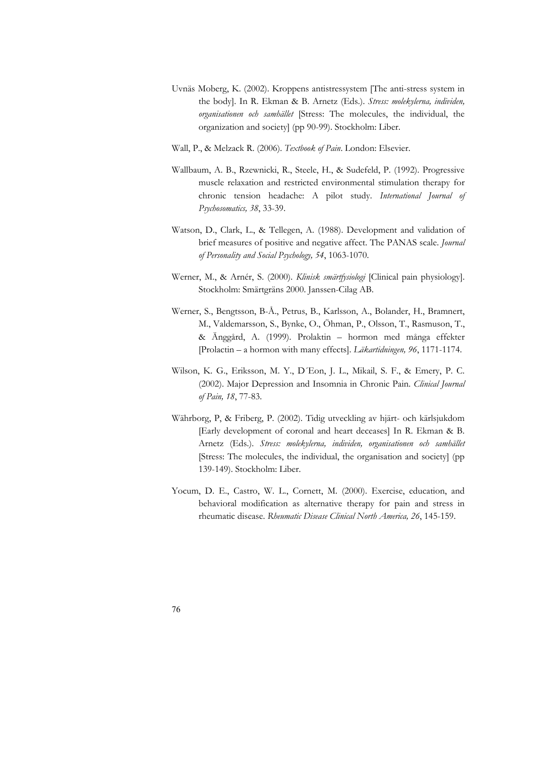Uvnäs Moberg, K. (2002). Kroppens antistressystem [The anti-stress system in the body]. In R. Ekman & B. Arnetz (Eds.). *Stress: molekylerna, individen, organisationen och samhället* [Stress: The molecules, the individual, the organization and society] (pp 90-99). Stockholm: Liber.

Wall, P., & Melzack R. (2006). *Textbook of Pain*. London: Elsevier.

Wallbaum, A. B., Rzewnicki, R., Steele, H., & Sudefeld, P. (1992). Progressive muscle relaxation and restricted environmental stimulation therapy for chronic tension headache: A pilot study. *International Journal of Psychosomatics, 38*, 33-39.

Watson, D., Clark, L., & Tellegen, A. (1988). Development and validation of brief measures of positive and negative affect. The PANAS scale. *Journal of Personality and Social Psychology, 54*, 1063-1070.

Werner, M., & Arnér, S. (2000). *Klinisk smärtfysiologi* [Clinical pain physiology]. Stockholm: Smärtgräns 2000. Janssen-Cilag AB.

Werner, S., Bengtsson, B-Å., Petrus, B., Karlsson, A., Bolander, H., Bramnert, M., Valdemarsson, S., Bynke, O., Öhman, P., Olsson, T., Rasmuson, T., & Änggård, A. (1999). Prolaktin – hormon med många effekter [Prolactin – a hormon with many effects]. *Läkartidningen, 96*, 1171-1174.

Wilson, K. G., Eriksson, M. Y., D´Eon, J. L., Mikail, S. F., & Emery, P. C. (2002). Major Depression and Insomnia in Chronic Pain. *Clinical Journal of Pain, 18*, 77-83.

Währborg, P, & Friberg, P. (2002). Tidig utveckling av hjärt- och kärlsjukdom [Early development of coronal and heart deceases] In R. Ekman & B. Arnetz (Eds.). *Stress: molekylerna, individen, organisationen och samhället* [Stress: The molecules, the individual, the organisation and society] (pp 139-149). Stockholm: Liber.

Yocum, D. E., Castro, W. L., Cornett, M. (2000). Exercise, education, and behavioral modification as alternative therapy for pain and stress in rheumatic disease. *Rheumatic Disease Clinical North America, 26*, 145-159.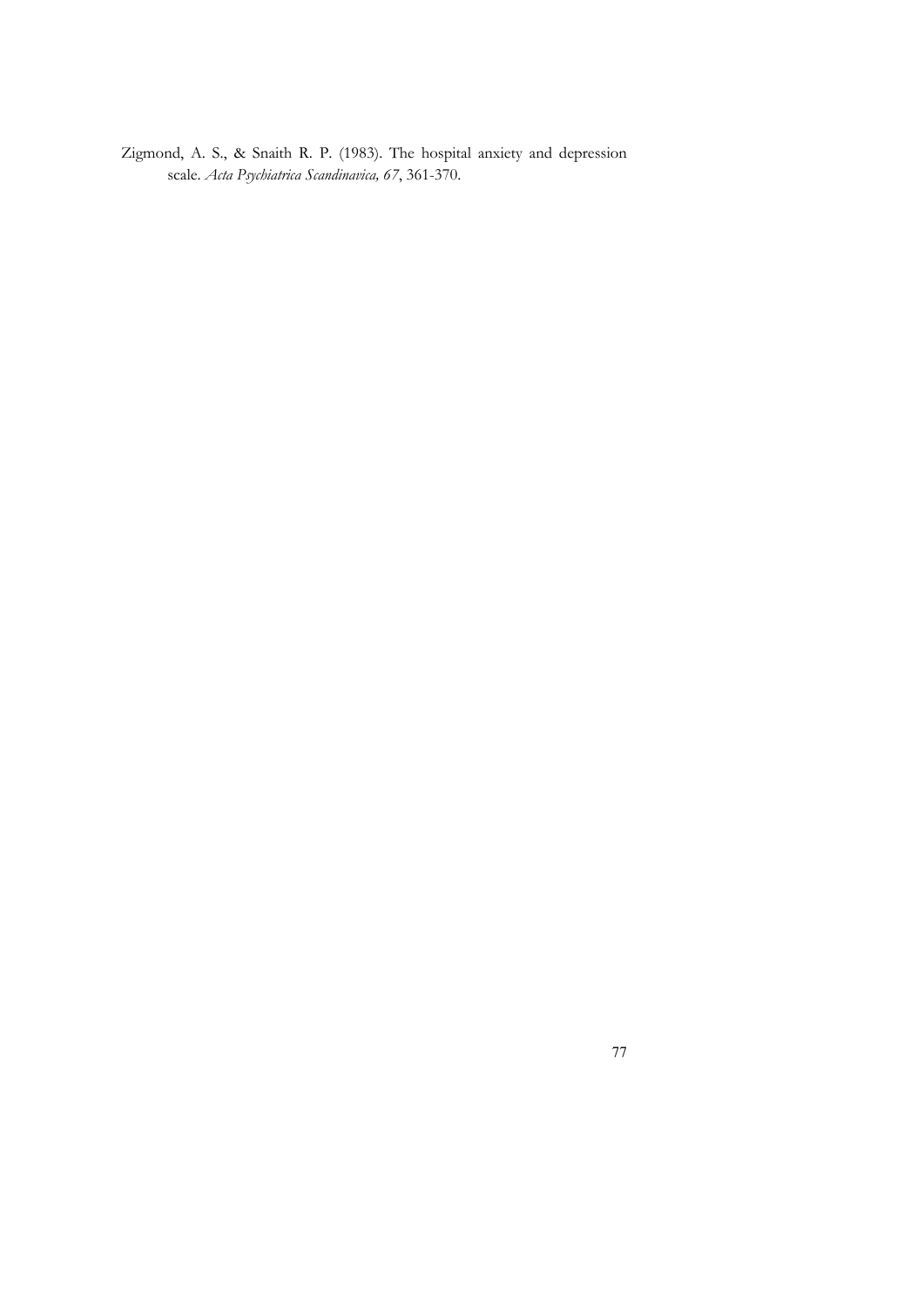Zigmond, A. S., & Snaith R. P. (1983). The hospital anxiety and depression scale. *Acta Psychiatrica Scandinavica, 67*, 361-370.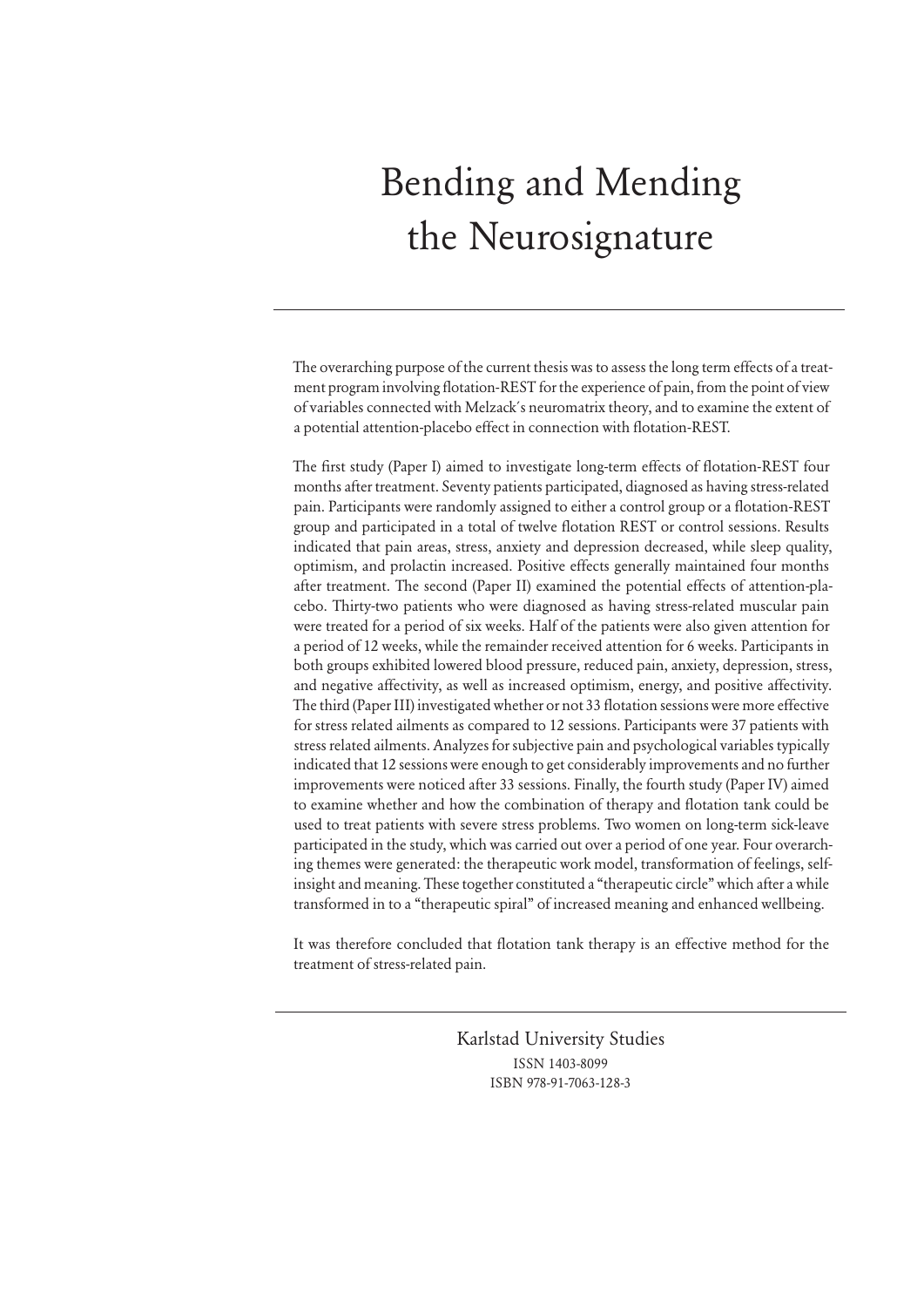# Bending and Mending the Neurosignature

The overarching purpose of the current thesis was to assess the long term effects of a treatment program involving flotation-REST for the experience of pain, from the point of view of variables connected with Melzack´s neuromatrix theory, and to examine the extent of a potential attention-placebo effect in connection with flotation-REST.

The first study (Paper I) aimed to investigate long-term effects of flotation-REST four months after treatment. Seventy patients participated, diagnosed as having stress-related pain. Participants were randomly assigned to either a control group or a flotation-REST group and participated in a total of twelve flotation REST or control sessions. Results indicated that pain areas, stress, anxiety and depression decreased, while sleep quality, optimism, and prolactin increased. Positive effects generally maintained four months after treatment. The second (Paper II) examined the potential effects of attention-placebo. Thirty-two patients who were diagnosed as having stress-related muscular pain were treated for a period of six weeks. Half of the patients were also given attention for a period of 12 weeks, while the remainder received attention for 6 weeks. Participants in both groups exhibited lowered blood pressure, reduced pain, anxiety, depression, stress, and negative affectivity, as well as increased optimism, energy, and positive affectivity. The third (Paper III) investigated whether or not 33 flotation sessions were more effective for stress related ailments as compared to 12 sessions. Participants were 37 patients with stress related ailments. Analyzes for subjective pain and psychological variables typically indicated that 12 sessions were enough to get considerably improvements and no further improvements were noticed after 33 sessions. Finally, the fourth study (Paper IV) aimed to examine whether and how the combination of therapy and flotation tank could be used to treat patients with severe stress problems. Two women on long-term sick-leave participated in the study, which was carried out over a period of one year. Four overarching themes were generated: the therapeutic work model, transformation of feelings, self-insight and meaning. These together constituted a "therapeutic circle" which after a while transformed in to a "therapeutic spiral" of increased meaning and enhanced wellbeing.

It was therefore concluded that flotation tank therapy is an effective method for the treatment of stress-related pain.

Karlstad University Studies

ISSN 1403-8099

ISBN 978-91-7063-128-3